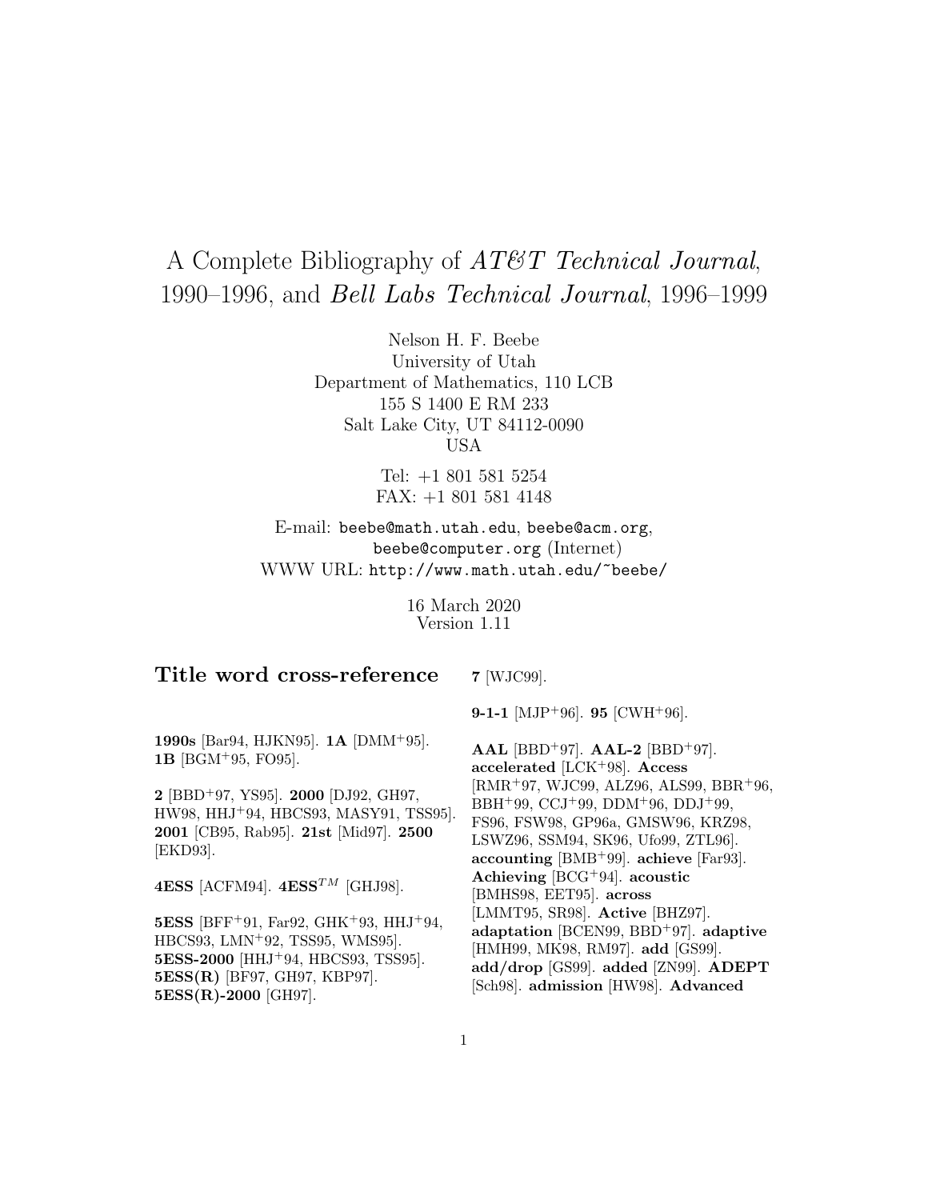# A Complete Bibliography of *AT&T Technical Journal*, 1990–1996, and *Bell Labs Technical Journal*, 1996–1999

Nelson H. F. Beebe
University of Utah
Department of Mathematics, 110 LCB
155 S 1400 E RM 233
Salt Lake City, UT 84112-0090
USA

Tel: +1 801 581 5254
FAX: +1 801 581 4148

E-mail: `beebe@math.utah.edu`, `beebe@acm.org`, `beebe@computer.org` (Internet)
WWW URL: `http://www.math.utah.edu/~beebe/`

16 March 2020
Version 1.11

## Title word cross-reference

**1990s** [Bar94, HJKN95]. **1A** [DMM+95]. **1B** [BGM+95, FO95].

**2** [BBD+97, YS95]. **2000** [DJ92, GH97, HW98, HHJ+94, HBCS93, MASY91, TSS95]. **2001** [CB95, Rab95]. **21st** [Mid97]. **2500** [EKD93].

**4ESS** [ACFM94]. **4ESS**$^{TM}$ [GHJ98].

**5ESS** [BFF+91, Far92, GHK+93, HHJ+94, HBCS93, LMN+92, TSS95, WMS95]. **5ESS-2000** [HHJ+94, HBCS93, TSS95]. **5ESS(R)** [BF97, GH97, KBP97]. **5ESS(R)-2000** [GH97].

**7** [WJC99].

**9-1-1** [MJP+96]. **95** [CWH+96].

**AAL** [BBD+97]. **AAL-2** [BBD+97]. **accelerated** [LCK+98]. **Access** [RMR+97, WJC99, ALZ96, ALS99, BBR+96, BBH+99, CCJ+99, DDM+96, DDJ+99, FS96, FSW98, GP96a, GMSW96, KRZ98, LSWZ96, SSM94, SK96, Ufo99, ZTL96]. **accounting** [BMB+99]. **achieve** [Far93]. **Achieving** [BCG+94]. **acoustic** [BMHS98, EET95]. **across** [LMMT95, SR98]. **Active** [BHZ97]. **adaptation** [BCEN99, BBD+97]. **adaptive** [HMH99, MK98, RM97]. **add** [GS99]. **add/drop** [GS99]. **added** [ZN99]. **ADEPT** [Sch98]. **admission** [HW98]. **Advanced**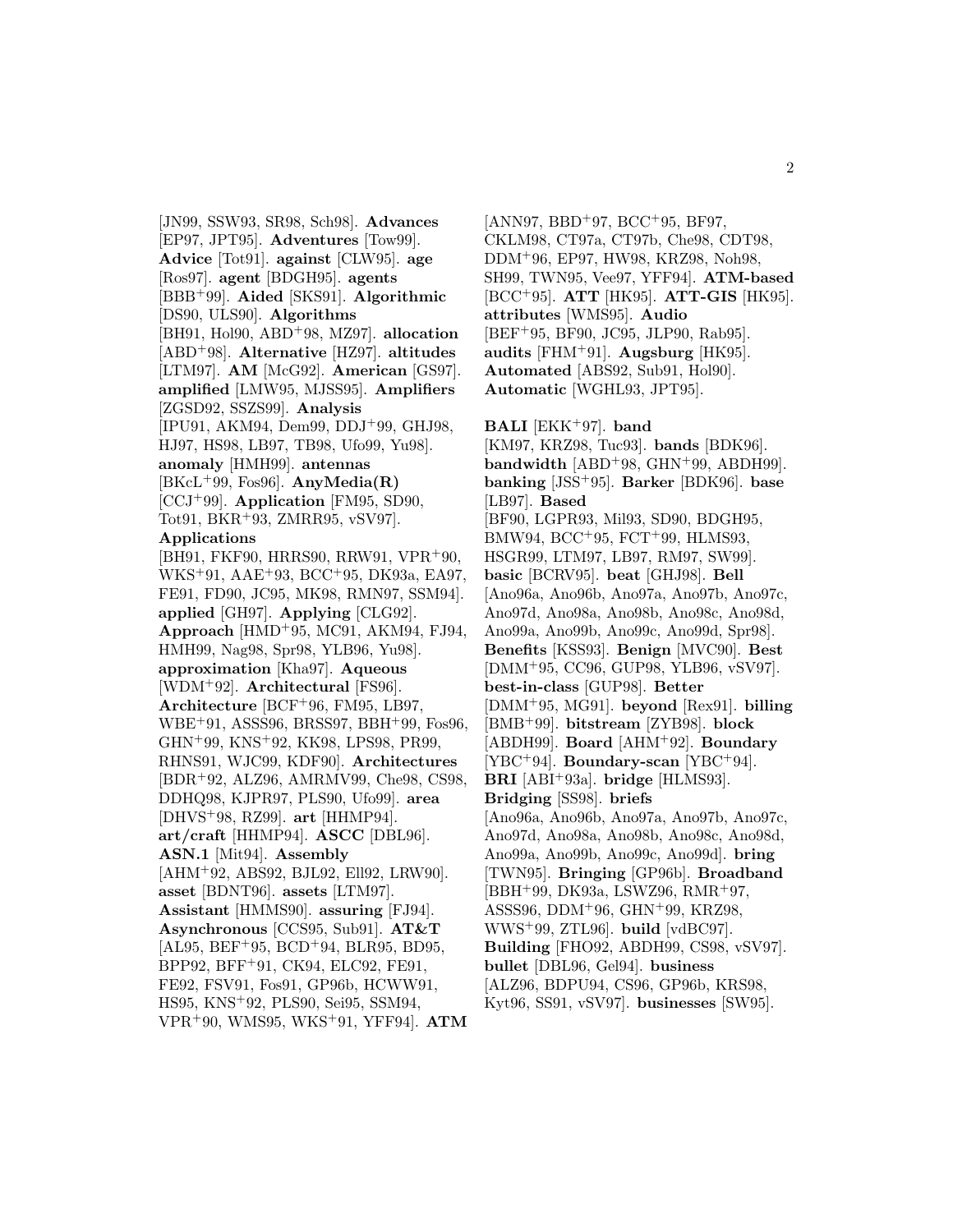[JN99, SSW93, SR98, Sch98]. **Advances** [EP97, JPT95]. **Adventures** [Tow99]. **Advice** [Tot91]. **against** [CLW95]. **age** [Ros97]. **agent** [BDGH95]. **agents** [BBB+99]. **Aided** [SKS91]. **Algorithmic** [DS90, ULS90]. **Algorithms** [BH91, Hol90, ABD+98, MZ97]. **allocation** [ABD+98]. **Alternative** [HZ97]. **altitudes** [LTM97]. **AM** [McG92]. **American** [GS97]. **amplified** [LMW95, MJSS95]. **Amplifiers** [ZGSD92, SSZS99]. **Analysis** [IPU91, AKM94, Dem99, DDJ+99, GHJ98, HJ97, HS98, LB97, TB98, Ufo99, Yu98]. **anomaly** [HMH99]. **antennas** [BKcL+99, Fos96]. **AnyMedia(R)** [CCJ+99]. **Application** [FM95, SD90, Tot91, BKR+93, ZMRR95, vSV97]. **Applications** [BH91, FKF90, HRRS90, RRW91, VPR+90, WKS+91, AAE+93, BCC+95, DK93a, EA97, FE91, FD90, JC95, MK98, RMN97, SSM94]. **applied** [GH97]. **Applying** [CLG92]. **Approach** [HMD+95, MC91, AKM94, FJ94, HMH99, Nag98, Spr98, YLB96, Yu98]. **approximation** [Kha97]. **Aqueous** [WDM+92]. **Architectural** [FS96]. **Architecture** [BCF+96, FM95, LB97, WBE+91, ASSS96, BRSS97, BBH+99, Fos96, GHN+99, KNS+92, KK98, LPS98, PR99, RHNS91, WJC99, KDF90]. **Architectures** [BDR+92, ALZ96, AMRMV99, Che98, CS98, DDHQ98, KJPR97, PLS90, Ufo99]. **area** [DHVS+98, RZ99]. **art** [HHMP94]. **art/craft** [HHMP94]. **ASCC** [DBL96]. **ASN.1** [Mit94]. **Assembly** [AHM+92, ABS92, BJL92, Ell92, LRW90]. **asset** [BDNT96]. **assets** [LTM97]. **Assistant** [HMMS90]. **assuring** [FJ94]. **Asynchronous** [CCS95, Sub91]. **AT&T** [AL95, BEF+95, BCD+94, BLR95, BD95, BPP92, BFF+91, CK94, ELC92, FE91, FE92, FSV91, Fos91, GP96b, HCWW91, HS95, KNS+92, PLS90, Sei95, SSM94, VPR+90, WMS95, WKS+91, YFF94]. **ATM** [ANN97, BBD+97, BCC+95, BF97, CKLM98, CT97a, CT97b, Che98, CDT98, DDM+96, EP97, HW98, KRZ98, Noh98, SH99, TWN95, Vee97, YFF94]. **ATM-based** [BCC+95]. **ATT** [HK95]. **ATT-GIS** [HK95]. **attributes** [WMS95]. **Audio** [BEF+95, BF90, JC95, JLP90, Rab95]. **audits** [FHM+91]. **Augsburg** [HK95]. **Automated** [ABS92, Sub91, Hol90]. **Automatic** [WGHL93, JPT95].

**BALI** [EKK+97]. **band** [KM97, KRZ98, Tuc93]. **bands** [BDK96]. **bandwidth** [ABD+98, GHN+99, ABDH99]. **banking** [JSS+95]. **Barker** [BDK96]. **base** [LB97]. **Based** [BF90, LGPR93, Mil93, SD90, BDGH95, BMW94, BCC+95, FCT+99, HLMS93, HSGR99, LTM97, LB97, RM97, SW99]. **basic** [BCRV95]. **beat** [GHJ98]. **Bell** [Ano96a, Ano96b, Ano97a, Ano97b, Ano97c, Ano97d, Ano98a, Ano98b, Ano98c, Ano98d, Ano99a, Ano99b, Ano99c, Ano99d, Spr98]. **Benefits** [KSS93]. **Benign** [MVC90]. **Best** [DMM+95, CC96, GUP98, YLB96, vSV97]. **best-in-class** [GUP98]. **Better** [DMM+95, MG91]. **beyond** [Rex91]. **billing** [BMB+99]. **bitstream** [ZYB98]. **block** [ABDH99]. **Board** [AHM+92]. **Boundary** [YBC+94]. **Boundary-scan** [YBC+94]. **BRI** [ABI+93a]. **bridge** [HLMS93]. **Bridging** [SS98]. **briefs** [Ano96a, Ano96b, Ano97a, Ano97b, Ano97c, Ano97d, Ano98a, Ano98b, Ano98c, Ano98d, Ano99a, Ano99b, Ano99c, Ano99d]. **bring** [TWN95]. **Bringing** [GP96b]. **Broadband** [BBH+99, DK93a, LSWZ96, RMR+97, ASSS96, DDM+96, GHN+99, KRZ98, WWS+99, ZTL96]. **build** [vdBC97]. **Building** [FHO92, ABDH99, CS98, vSV97]. **bullet** [DBL96, Gel94]. **business** [ALZ96, BDPU94, CS96, GP96b, KRS98, Kyt96, SS91, vSV97]. **businesses** [SW95].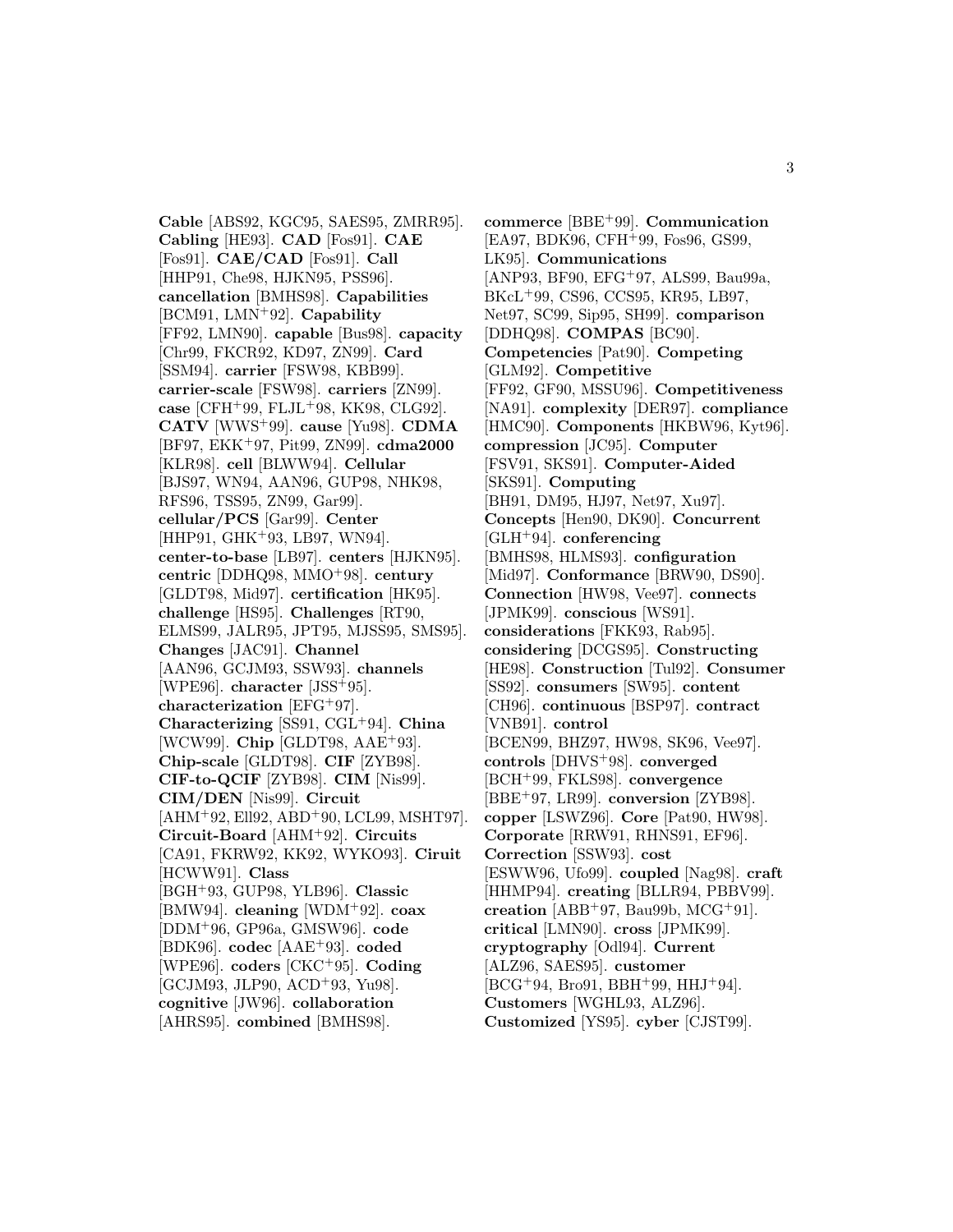**Cable** [ABS92, KGC95, SAES95, ZMRR95]. **Cabling** [HE93]. **CAD** [Fos91]. **CAE** [Fos91]. **CAE/CAD** [Fos91]. **Call** [HHP91, Che98, HJKN95, PSS96]. **cancellation** [BMHS98]. **Capabilities** [BCM91, LMN+92]. **Capability** [FF92, LMN90]. **capable** [Bus98]. **capacity** [Chr99, FKCR92, KD97, ZN99]. **Card** [SSM94]. **carrier** [FSW98, KBB99]. **carrier-scale** [FSW98]. **carriers** [ZN99]. **case** [CFH+99, FLJL+98, KK98, CLG92]. **CATV** [WWS+99]. **cause** [Yu98]. **CDMA** [BF97, EKK+97, Pit99, ZN99]. **cdma2000** [KLR98]. **cell** [BLWW94]. **Cellular** [BJS97, WN94, AAN96, GUP98, NHK98, RFS96, TSS95, ZN99, Gar99]. **cellular/PCS** [Gar99]. **Center** [HHP91, GHK+93, LB97, WN94]. **center-to-base** [LB97]. **centers** [HJKN95]. **centric** [DDHQ98, MMO+98]. **century** [GLDT98, Mid97]. **certification** [HK95]. **challenge** [HS95]. **Challenges** [RT90, ELMS99, JALR95, JPT95, MJSS95, SMS95]. **Changes** [JAC91]. **Channel** [AAN96, GCJM93, SSW93]. **channels** [WPE96]. **character** [JSS+95]. **characterization** [EFG+97]. **Characterizing** [SS91, CGL+94]. **China** [WCW99]. **Chip** [GLDT98, AAE+93]. **Chip-scale** [GLDT98]. **CIF** [ZYB98]. **CIF-to-QCIF** [ZYB98]. **CIM** [Nis99]. **CIM/DEN** [Nis99]. **Circuit** [AHM+92, Ell92, ABD+90, LCL99, MSHT97]. **Circuit-Board** [AHM+92]. **Circuits** [CA91, FKRW92, KK92, WYKO93]. **Ciruit** [HCWW91]. **Class** [BGH+93, GUP98, YLB96]. **Classic** [BMW94]. **cleaning** [WDM+92]. **coax** [DDM+96, GP96a, GMSW96]. **code** [BDK96]. **codec** [AAE+93]. **coded** [WPE96]. **coders** [CKC+95]. **Coding** [GCJM93, JLP90, ACD+93, Yu98]. **cognitive** [JW96]. **collaboration** [AHRS95]. **combined** [BMHS98].

**commerce** [BBE+99]. **Communication** [EA97, BDK96, CFH+99, Fos96, GS99, LK95]. **Communications** [ANP93, BF90, EFG+97, ALS99, Bau99a, BKcL+99, CS96, CCS95, KR95, LB97, Net97, SC99, Sip95, SH99]. **comparison** [DDHQ98]. **COMPAS** [BC90]. **Competencies** [Pat90]. **Competing** [GLM92]. **Competitive** [FF92, GF90, MSSU96]. **Competitiveness** [NA91]. **complexity** [DER97]. **compliance** [HMC90]. **Components** [HKBW96, Kyt96]. **compression** [JC95]. **Computer** [FSV91, SKS91]. **Computer-Aided** [SKS91]. **Computing** [BH91, DM95, HJ97, Net97, Xu97]. **Concepts** [Hen90, DK90]. **Concurrent** [GLH+94]. **conferencing** [BMHS98, HLMS93]. **configuration** [Mid97]. **Conformance** [BRW90, DS90]. **Connection** [HW98, Vee97]. **connects** [JPMK99]. **conscious** [WS91]. **considerations** [FKK93, Rab95]. **considering** [DCGS95]. **Constructing** [HE98]. **Construction** [Tul92]. **Consumer** [SS92]. **consumers** [SW95]. **content** [CH96]. **continuous** [BSP97]. **contract** [VNB91]. **control** [BCEN99, BHZ97, HW98, SK96, Vee97]. **controls** [DHVS+98]. **converged** [BCH+99, FKLS98]. **convergence** [BBE+97, LR99]. **conversion** [ZYB98]. **copper** [LSWZ96]. **Core** [Pat90, HW98]. **Corporate** [RRW91, RHNS91, EF96]. **Correction** [SSW93]. **cost** [ESWW96, Ufo99]. **coupled** [Nag98]. **craft** [HHMP94]. **creating** [BLLR94, PBBV99]. **creation** [ABB+97, Bau99b, MCG+91]. **critical** [LMN90]. **cross** [JPMK99]. **cryptography** [Odl94]. **Current** [ALZ96, SAES95]. **customer** [BCG+94, Bro91, BBH+99, HHJ+94]. **Customers** [WGHL93, ALZ96]. **Customized** [YS95]. **cyber** [CJST99].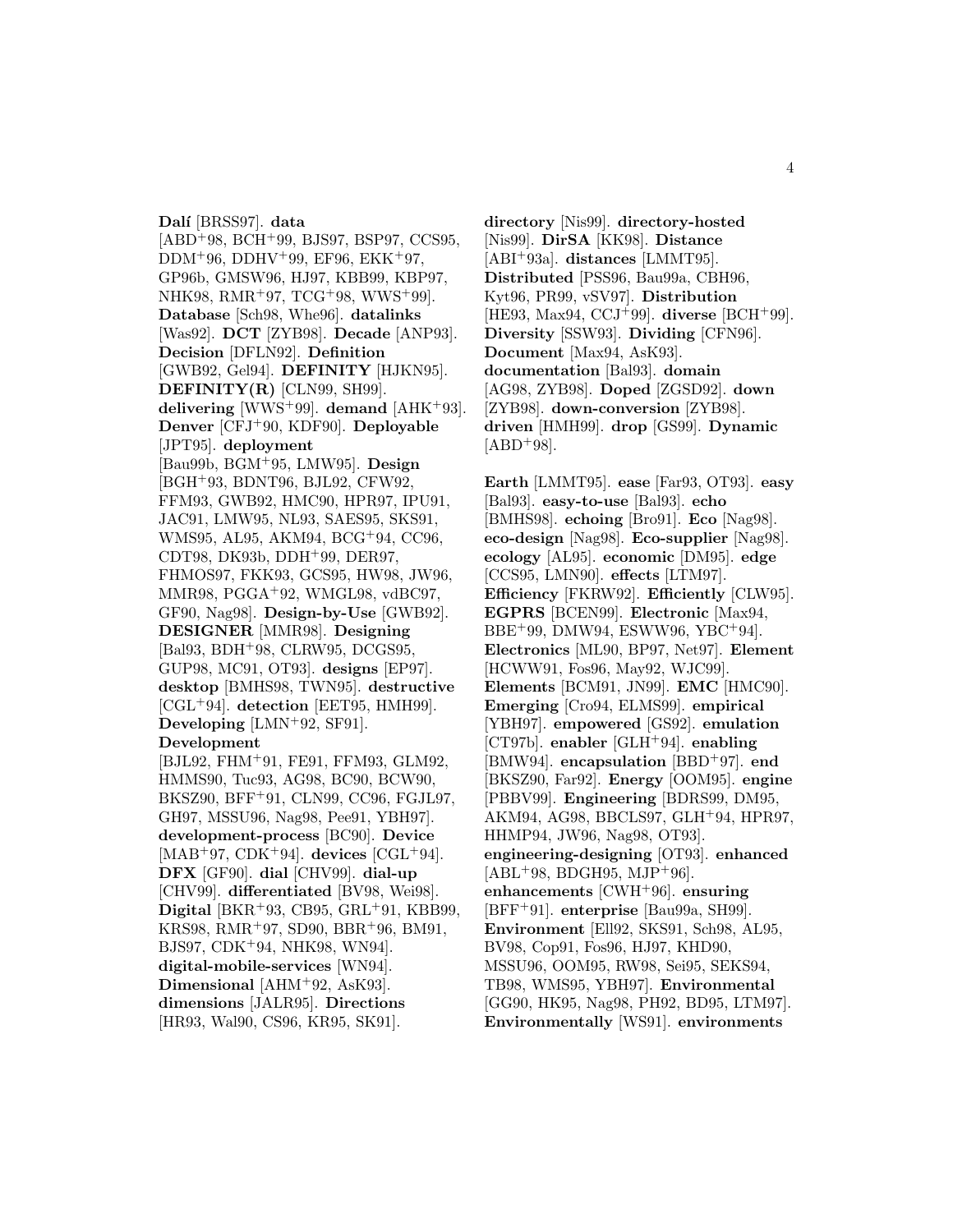**Dalí** [BRSS97]. **data** [ABD+98, BCH+99, BJS97, BSP97, CCS95, DDM+96, DDHV+99, EF96, EKK+97, GP96b, GMSW96, HJ97, KBB99, KBP97, NHK98, RMR+97, TCG+98, WWS+99]. **Database** [Sch98, Whe96]. **datalinks** [Was92]. **DCT** [ZYB98]. **Decade** [ANP93]. **Decision** [DFLN92]. **Definition** [GWB92, Gel94]. **DEFINITY** [HJKN95]. **DEFINITY(R)** [CLN99, SH99]. **delivering** [WWS+99]. **demand** [AHK+93]. **Denver** [CFJ+90, KDF90]. **Deployable** [JPT95]. **deployment** [Bau99b, BGM+95, LMW95]. **Design** [BGH+93, BDNT96, BJL92, CFW92, FFM93, GWB92, HMC90, HPR97, IPU91, JAC91, LMW95, NL93, SAES95, SKS91, WMS95, AL95, AKM94, BCG+94, CC96, CDT98, DK93b, DDH+99, DER97, FHMOS97, FKK93, GCS95, HW98, JW96, MMR98, PGGA+92, WMGL98, vdBC97, GF90, Nag98]. **Design-by-Use** [GWB92]. **DESIGNER** [MMR98]. **Designing** [Bal93, BDH+98, CLRW95, DCGS95, GUP98, MC91, OT93]. **designs** [EP97]. **desktop** [BMHS98, TWN95]. **destructive** [CGL+94]. **detection** [EET95, HMH99]. **Developing** [LMN+92, SF91]. **Development** [BJL92, FHM+91, FE91, FFM93, GLM92, HMMS90, Tuc93, AG98, BC90, BCW90, BKSZ90, BFF+91, CLN99, CC96, FGJL97, GH97, MSSU96, Nag98, Pee91, YBH97]. **development-process** [BC90]. **Device** [MAB+97, CDK+94]. **devices** [CGL+94]. **DFX** [GF90]. **dial** [CHV99]. **dial-up** [CHV99]. **differentiated** [BV98, Wei98]. **Digital** [BKR+93, CB95, GRL+91, KBB99, KRS98, RMR+97, SD90, BBR+96, BM91, BJS97, CDK+94, NHK98, WN94]. **digital-mobile-services** [WN94]. **Dimensional** [AHM+92, AsK93]. **dimensions** [JALR95]. **Directions** [HR93, Wal90, CS96, KR95, SK91]. **directory** [Nis99]. **directory-hosted** [Nis99]. **DirSA** [KK98]. **Distance** [ABI+93a]. **distances** [LMMT95]. **Distributed** [PSS96, Bau99a, CBH96, Kyt96, PR99, vSV97]. **Distribution** [HE93, Max94, CCJ+99]. **diverse** [BCH+99]. **Diversity** [SSW93]. **Dividing** [CFN96]. **Document** [Max94, AsK93]. **documentation** [Bal93]. **domain** [AG98, ZYB98]. **Doped** [ZGSD92]. **down** [ZYB98]. **down-conversion** [ZYB98]. **driven** [HMH99]. **drop** [GS99]. **Dynamic** [ABD+98].

**Earth** [LMMT95]. **ease** [Far93, OT93]. **easy** [Bal93]. **easy-to-use** [Bal93]. **echo** [BMHS98]. **echoing** [Bro91]. **Eco** [Nag98]. **eco-design** [Nag98]. **Eco-supplier** [Nag98]. **ecology** [AL95]. **economic** [DM95]. **edge** [CCS95, LMN90]. **effects** [LTM97]. **Efficiency** [FKRW92]. **Efficiently** [CLW95]. **EGPRS** [BCEN99]. **Electronic** [Max94, BBE+99, DMW94, ESWW96, YBC+94]. **Electronics** [ML90, BP97, Net97]. **Element** [HCWW91, Fos96, May92, WJC99]. **Elements** [BCM91, JN99]. **EMC** [HMC90]. **Emerging** [Cro94, ELMS99]. **empirical** [YBH97]. **empowered** [GS92]. **emulation** [CT97b]. **enabler** [GLH+94]. **enabling** [BMW94]. **encapsulation** [BBD+97]. **end** [BKSZ90, Far92]. **Energy** [OOM95]. **engine** [PBBV99]. **Engineering** [BDRS99, DM95, AKM94, AG98, BBCLS97, GLH+94, HPR97, HHMP94, JW96, Nag98, OT93]. **engineering-designing** [OT93]. **enhanced** [ABL+98, BDGH95, MJP+96]. **enhancements** [CWH+96]. **ensuring** [BFF+91]. **enterprise** [Bau99a, SH99]. **Environment** [Ell92, SKS91, Sch98, AL95, BV98, Cop91, Fos96, HJ97, KHD90, MSSU96, OOM95, RW98, Sei95, SEKS94, TB98, WMS95, YBH97]. **Environmental** [GG90, HK95, Nag98, PH92, BD95, LTM97]. **Environmentally** [WS91]. **environments**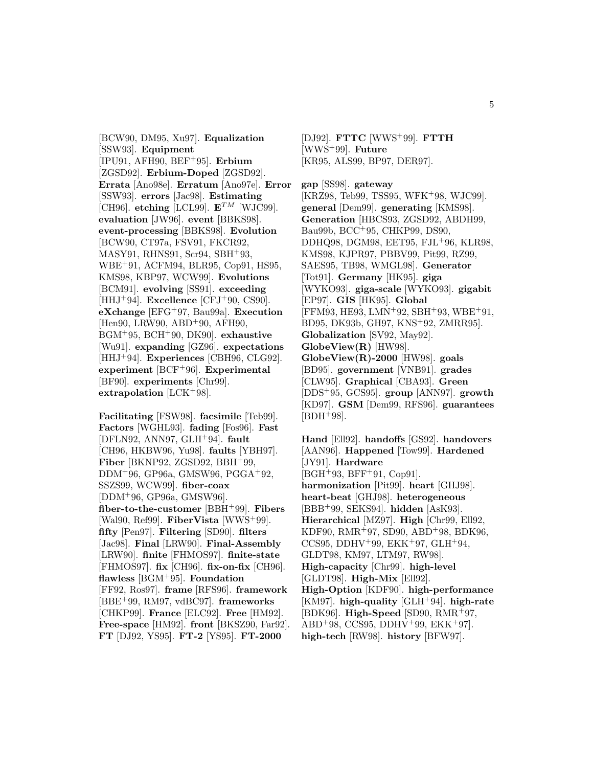[BCW90, DM95, Xu97]. **Equalization** [SSW93]. **Equipment** [IPU91, AFH90, BEF+95]. **Erbium** [ZGSD92]. **Erbium-Doped** [ZGSD92]. **Errata** [Ano98e]. **Erratum** [Ano97e]. **Error** [SSW93]. **errors** [Jac98]. **Estimating** [CH96]. **etching** [LCL99]. $\mathbf{E}^{TM}$ [WJC99]. **evaluation** [JW96]. **event** [BBKS98]. **event-processing** [BBKS98]. **Evolution** [BCW90, CT97a, FSV91, FKCR92, MASY91, RHNS91, Scr94, SBH+93, WBE+91, ACFM94, BLR95, Cop91, HS95, KMS98, KBP97, WCW99]. **Evolutions** [BCM91]. **evolving** [SS91]. **exceeding** [HHJ+94]. **Excellence** [CFJ+90, CS90]. **eXchange** [EFG+97, Bau99a]. **Execution** [Hen90, LRW90, ABD+90, AFH90, BGM+95, BCH+90, DK90]. **exhaustive** [Wu91]. **expanding** [GZ96]. **expectations** [HHJ+94]. **Experiences** [CBH96, CLG92]. **experiment** [BCF+96]. **Experimental** [BF90]. **experiments** [Chr99]. **extrapolation** [LCK+98].

**Facilitating** [FSW98]. **facsimile** [Teb99]. **Factors** [WGHL93]. **fading** [Fos96]. **Fast** [DFLN92, ANN97, GLH+94]. **fault** [CH96, HKBW96, Yu98]. **faults** [YBH97]. **Fiber** [BKNP92, ZGSD92, BBH+99, DDM+96, GP96a, GMSW96, PGGA+92, SSZS99, WCW99]. **fiber-coax** [DDM+96, GP96a, GMSW96]. **fiber-to-the-customer** [BBH+99]. **Fibers** [Wal90, Ref99]. **FiberVista** [WWS+99]. **fifty** [Pen97]. **Filtering** [SD90]. **filters** [Jac98]. **Final** [LRW90]. **Final-Assembly** [LRW90]. **finite** [FHMOS97]. **finite-state** [FHMOS97]. **fix** [CH96]. **fix-on-fix** [CH96]. **flawless** [BGM+95]. **Foundation** [FF92, Ros97]. **frame** [RFS96]. **framework** [BBE+99, RM97, vdBC97]. **frameworks** [CHKP99]. **France** [ELC92]. **Free** [HM92]. **Free-space** [HM92]. **front** [BKSZ90, Far92]. **FT** [DJ92, YS95]. **FT-2** [YS95]. **FT-2000** [DJ92]. **FTTC** [WWS+99]. **FTTH** [WWS+99]. **Future** [KR95, ALS99, BP97, DER97].

**gap** [SS98]. **gateway** [KRZ98, Teb99, TSS95, WFK+98, WJC99]. **general** [Dem99]. **generating** [KMS98]. **Generation** [HBCS93, ZGSD92, ABDH99, Bau99b, BCC+95, CHKP99, DS90, DDHQ98, DGM98, EET95, FJL+96, KLR98, KMS98, KJPR97, PBBV99, Pit99, RZ99, SAES95, TB98, WMGL98]. **Generator** [Tot91]. **Germany** [HK95]. **giga** [WYKO93]. **giga-scale** [WYKO93]. **gigabit** [EP97]. **GIS** [HK95]. **Global** [FFM93, HE93, LMN+92, SBH+93, WBE+91, BD95, DK93b, GH97, KNS+92, ZMRR95]. **Globalization** [SV92, May92]. **GlobeView(R)** [HW98]. **GlobeView(R)-2000** [HW98]. **goals** [BD95]. **government** [VNB91]. **grades** [CLW95]. **Graphical** [CBA93]. **Green** [DDS+95, GCS95]. **group** [ANN97]. **growth** [KD97]. **GSM** [Dem99, RFS96]. **guarantees** [BDH+98].

**Hand** [Ell92]. **handoffs** [GS92]. **handovers** [AAN96]. **Happened** [Tow99]. **Hardened** [JY91]. **Hardware** [BGH+93, BFF+91, Cop91]. **harmonization** [Pit99]. **heart** [GHJ98]. **heart-beat** [GHJ98]. **heterogeneous** [BBB+99, SEKS94]. **hidden** [AsK93]. **Hierarchical** [MZ97]. **High** [Chr99, Ell92, KDF90, RMR+97, SD90, ABD+98, BDK96, CCS95, DDHV+99, EKK+97, GLH+94, GLDT98, KM97, LTM97, RW98]. **High-capacity** [Chr99]. **high-level** [GLDT98]. **High-Mix** [Ell92]. **High-Option** [KDF90]. **high-performance** [KM97]. **high-quality** [GLH+94]. **high-rate** [BDK96]. **High-Speed** [SD90, RMR+97, ABD+98, CCS95, DDHV+99, EKK+97]. **high-tech** [RW98]. **history** [BFW97].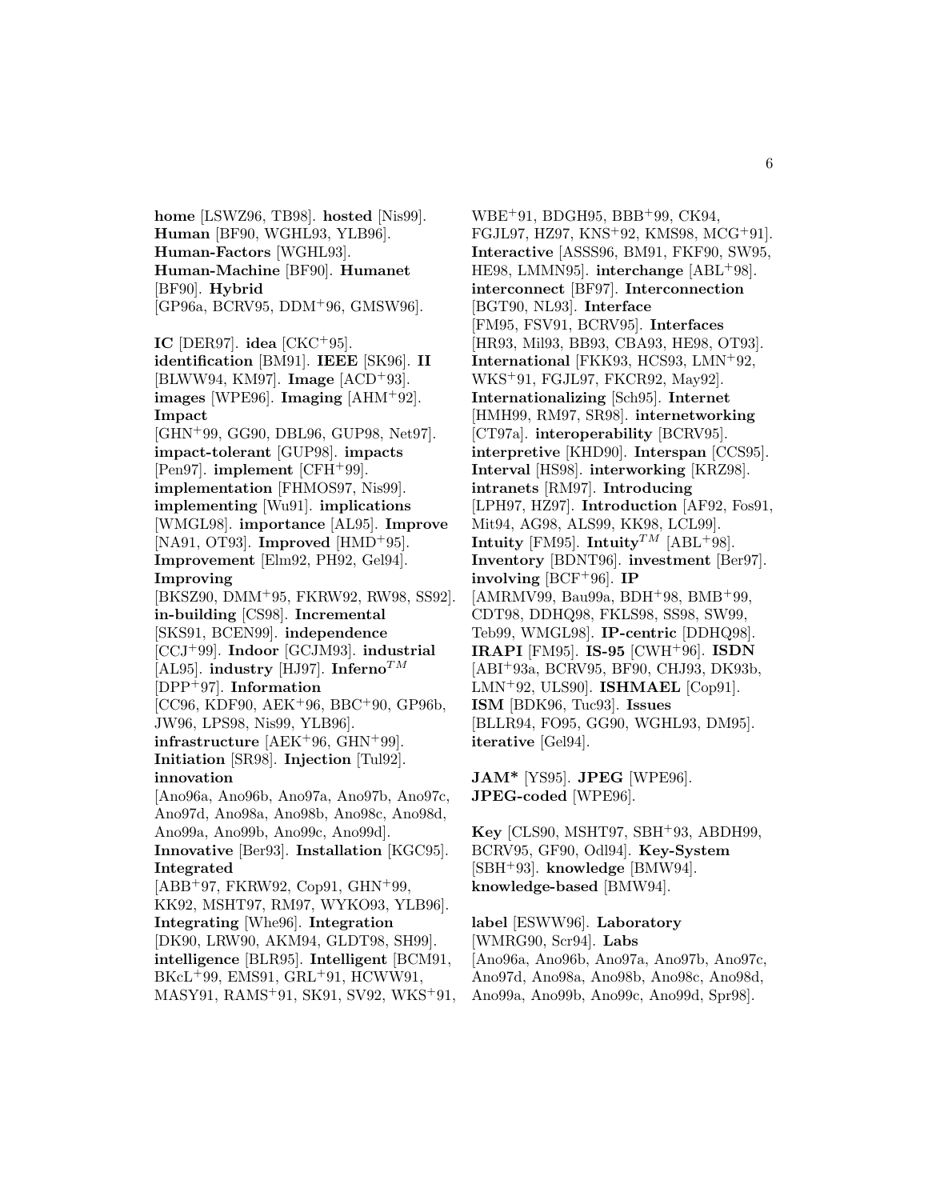**home** [LSWZ96, TB98]. **hosted** [Nis99]. **Human** [BF90, WGHL93, YLB96]. **Human-Factors** [WGHL93]. **Human-Machine** [BF90]. **Humanet** [BF90]. **Hybrid** [GP96a, BCRV95, DDM+96, GMSW96].

**IC** [DER97]. **idea** [CKC+95]. **identification** [BM91]. **IEEE** [SK96]. **II** [BLWW94, KM97]. **Image** [ACD+93]. **images** [WPE96]. **Imaging** [AHM+92]. **Impact** [GHN+99, GG90, DBL96, GUP98, Net97]. **impact-tolerant** [GUP98]. **impacts** [Pen97]. **implement** [CFH+99]. **implementation** [FHMOS97, Nis99]. **implementing** [Wu91]. **implications** [WMGL98]. **importance** [AL95]. **Improve** [NA91, OT93]. **Improved** [HMD+95]. **Improvement** [Elm92, PH92, Gel94]. **Improving** [BKSZ90, DMM+95, FKRW92, RW98, SS92]. **in-building** [CS98]. **Incremental** [SKS91, BCEN99]. **independence** [CCJ+99]. **Indoor** [GCJM93]. **industrial** [AL95]. **industry** [HJ97]. **Inferno**$^{TM}$ [DPP+97]. **Information** [CC96, KDF90, AEK+96, BBC+90, GP96b, JW96, LPS98, Nis99, YLB96]. **infrastructure** [AEK+96, GHN+99]. **Initiation** [SR98]. **Injection** [Tul92]. **innovation** [Ano96a, Ano96b, Ano97a, Ano97b, Ano97c, Ano97d, Ano98a, Ano98b, Ano98c, Ano98d, Ano99a, Ano99b, Ano99c, Ano99d]. **Innovative** [Ber93]. **Installation** [KGC95]. **Integrated** [ABB+97, FKRW92, Cop91, GHN+99, KK92, MSHT97, RM97, WYKO93, YLB96]. **Integrating** [Whe96]. **Integration** [DK90, LRW90, AKM94, GLDT98, SH99]. **intelligence** [BLR95]. **Intelligent** [BCM91, BKcL+99, EMS91, GRL+91, HCWW91, MASY91, RAMS+91, SK91, SV92, WKS+91, WBE+91, BDGH95, BBB+99, CK94, FGJL97, HZ97, KNS+92, KMS98, MCG+91]. **Interactive** [ASSS96, BM91, FKF90, SW95, HE98, LMMN95]. **interchange** [ABL+98]. **interconnect** [BF97]. **Interconnection** [BGT90, NL93]. **Interface** [FM95, FSV91, BCRV95]. **Interfaces** [HR93, Mil93, BB93, CBA93, HE98, OT93]. **International** [FKK93, HCS93, LMN+92, WKS+91, FGJL97, FKCR92, May92]. **Internationalizing** [Sch95]. **Internet** [HMH99, RM97, SR98]. **internetworking** [CT97a]. **interoperability** [BCRV95]. **interpretive** [KHD90]. **Interspan** [CCS95]. **Interval** [HS98]. **interworking** [KRZ98]. **intranets** [RM97]. **Introducing** [LPH97, HZ97]. **Introduction** [AF92, Fos91, Mit94, AG98, ALS99, KK98, LCL99]. **Intuity** [FM95]. **Intuity**$^{TM}$ [ABL+98]. **Inventory** [BDNT96]. **investment** [Ber97]. **involving** [BCF+96]. **IP** [AMRMV99, Bau99a, BDH+98, BMB+99, CDT98, DDHQ98, FKLS98, SS98, SW99, Teb99, WMGL98]. **IP-centric** [DDHQ98]. **IRAPI** [FM95]. **IS-95** [CWH+96]. **ISDN** [ABI+93a, BCRV95, BF90, CHJ93, DK93b, LMN+92, ULS90]. **ISHMAEL** [Cop91]. **ISM** [BDK96, Tuc93]. **Issues** [BLLR94, FO95, GG90, WGHL93, DM95]. **iterative** [Gel94].

**JAM*** [YS95]. **JPEG** [WPE96]. **JPEG-coded** [WPE96].

**Key** [CLS90, MSHT97, SBH+93, ABDH99, BCRV95, GF90, Odl94]. **Key-System** [SBH+93]. **knowledge** [BMW94]. **knowledge-based** [BMW94].

**label** [ESWW96]. **Laboratory** [WMRG90, Scr94]. **Labs** [Ano96a, Ano96b, Ano97a, Ano97b, Ano97c, Ano97d, Ano98a, Ano98b, Ano98c, Ano98d, Ano99a, Ano99b, Ano99c, Ano99d, Spr98].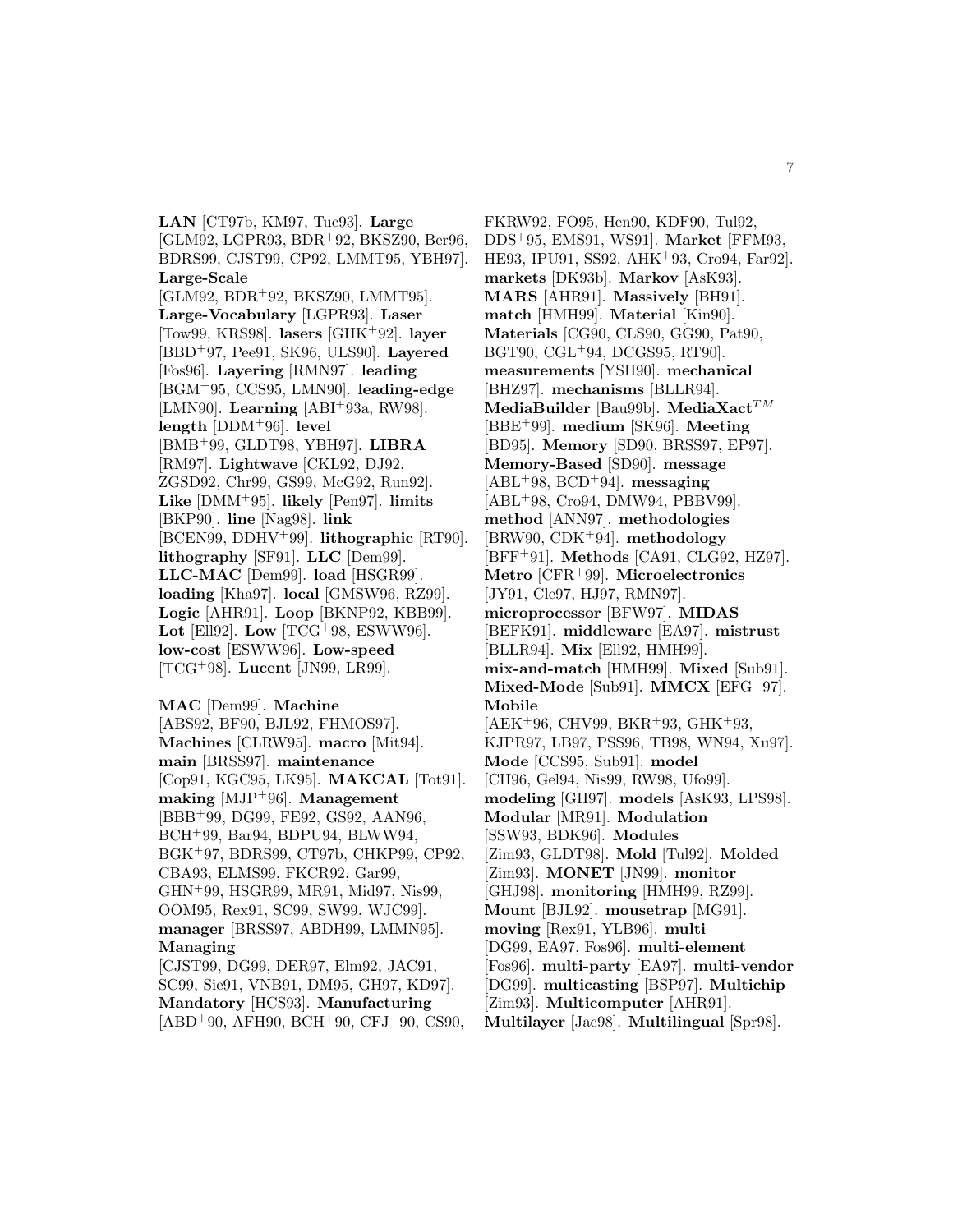**LAN** [CT97b, KM97, Tuc93]. **Large** [GLM92, LGPR93, BDR+92, BKSZ90, Ber96, BDRS99, CJST99, CP92, LMMT95, YBH97]. **Large-Scale** [GLM92, BDR+92, BKSZ90, LMMT95]. **Large-Vocabulary** [LGPR93]. **Laser** [Tow99, KRS98]. **lasers** [GHK+92]. **layer** [BBD+97, Pee91, SK96, ULS90]. **Layered** [Fos96]. **Layering** [RMN97]. **leading** [BGM+95, CCS95, LMN90]. **leading-edge** [LMN90]. **Learning** [ABI+93a, RW98]. **length** [DDM+96]. **level** [BMB+99, GLDT98, YBH97]. **LIBRA** [RM97]. **Lightwave** [CKL92, DJ92, ZGSD92, Chr99, GS99, McG92, Run92]. **Like** [DMM+95]. **likely** [Pen97]. **limits** [BKP90]. **line** [Nag98]. **link** [BCEN99, DDHV+99]. **lithographic** [RT90]. **lithography** [SF91]. **LLC** [Dem99]. **LLC-MAC** [Dem99]. **load** [HSGR99]. **loading** [Kha97]. **local** [GMSW96, RZ99]. **Logic** [AHR91]. **Loop** [BKNP92, KBB99]. **Lot** [Ell92]. **Low** [TCG+98, ESWW96]. **low-cost** [ESWW96]. **Low-speed** [TCG+98]. **Lucent** [JN99, LR99].

**MAC** [Dem99]. **Machine** [ABS92, BF90, BJL92, FHMOS97]. **Machines** [CLRW95]. **macro** [Mit94]. **main** [BRSS97]. **maintenance** [Cop91, KGC95, LK95]. **MAKCAL** [Tot91]. **making** [MJP+96]. **Management** [BBB+99, DG99, FE92, GS92, AAN96, BCH+99, Bar94, BDPU94, BLWW94, BGK+97, BDRS99, CT97b, CHKP99, CP92, CBA93, ELMS99, FKCR92, Gar99, GHN+99, HSGR99, MR91, Mid97, Nis99, OOM95, Rex91, SC99, SW99, WJC99]. **manager** [BRSS97, ABDH99, LMMN95]. **Managing** [CJST99, DG99, DER97, Elm92, JAC91, SC99, Sie91, VNB91, DM95, GH97, KD97]. **Mandatory** [HCS93]. **Manufacturing** [ABD+90, AFH90, BCH+90, CFJ+90, CS90, FKRW92, FO95, Hen90, KDF90, Tul92, DDS+95, EMS91, WS91]. **Market** [FFM93, HE93, IPU91, SS92, AHK+93, Cro94, Far92]. **markets** [DK93b]. **Markov** [AsK93]. **MARS** [AHR91]. **Massively** [BH91]. **match** [HMH99]. **Material** [Kin90]. **Materials** [CG90, CLS90, GG90, Pat90, BGT90, CGL+94, DCGS95, RT90]. **measurements** [YSH90]. **mechanical** [BHZ97]. **mechanisms** [BLLR94]. **MediaBuilder** [Bau99b]. **MediaXact**$^{TM}$ [BBE+99]. **medium** [SK96]. **Meeting** [BD95]. **Memory** [SD90, BRSS97, EP97]. **Memory-Based** [SD90]. **message** [ABL+98, BCD+94]. **messaging** [ABL+98, Cro94, DMW94, PBBV99]. **method** [ANN97]. **methodologies** [BRW90, CDK+94]. **methodology** [BFF+91]. **Methods** [CA91, CLG92, HZ97]. **Metro** [CFR+99]. **Microelectronics** [JY91, Cle97, HJ97, RMN97]. **microprocessor** [BFW97]. **MIDAS** [BEFK91]. **middleware** [EA97]. **mistrust** [BLLR94]. **Mix** [Ell92, HMH99]. **mix-and-match** [HMH99]. **Mixed** [Sub91]. **Mixed-Mode** [Sub91]. **MMCX** [EFG+97]. **Mobile** [AEK+96, CHV99, BKR+93, GHK+93, KJPR97, LB97, PSS96, TB98, WN94, Xu97]. **Mode** [CCS95, Sub91]. **model** [CH96, Gel94, Nis99, RW98, Ufo99]. **modeling** [GH97]. **models** [AsK93, LPS98]. **Modular** [MR91]. **Modulation** [SSW93, BDK96]. **Modules** [Zim93, GLDT98]. **Mold** [Tul92]. **Molded** [Zim93]. **MONET** [JN99]. **monitor** [GHJ98]. **monitoring** [HMH99, RZ99]. **Mount** [BJL92]. **mousetrap** [MG91]. **moving** [Rex91, YLB96]. **multi** [DG99, EA97, Fos96]. **multi-element** [Fos96]. **multi-party** [EA97]. **multi-vendor** [DG99]. **multicasting** [BSP97]. **Multichip** [Zim93]. **Multicomputer** [AHR91]. **Multilayer** [Jac98]. **Multilingual** [Spr98].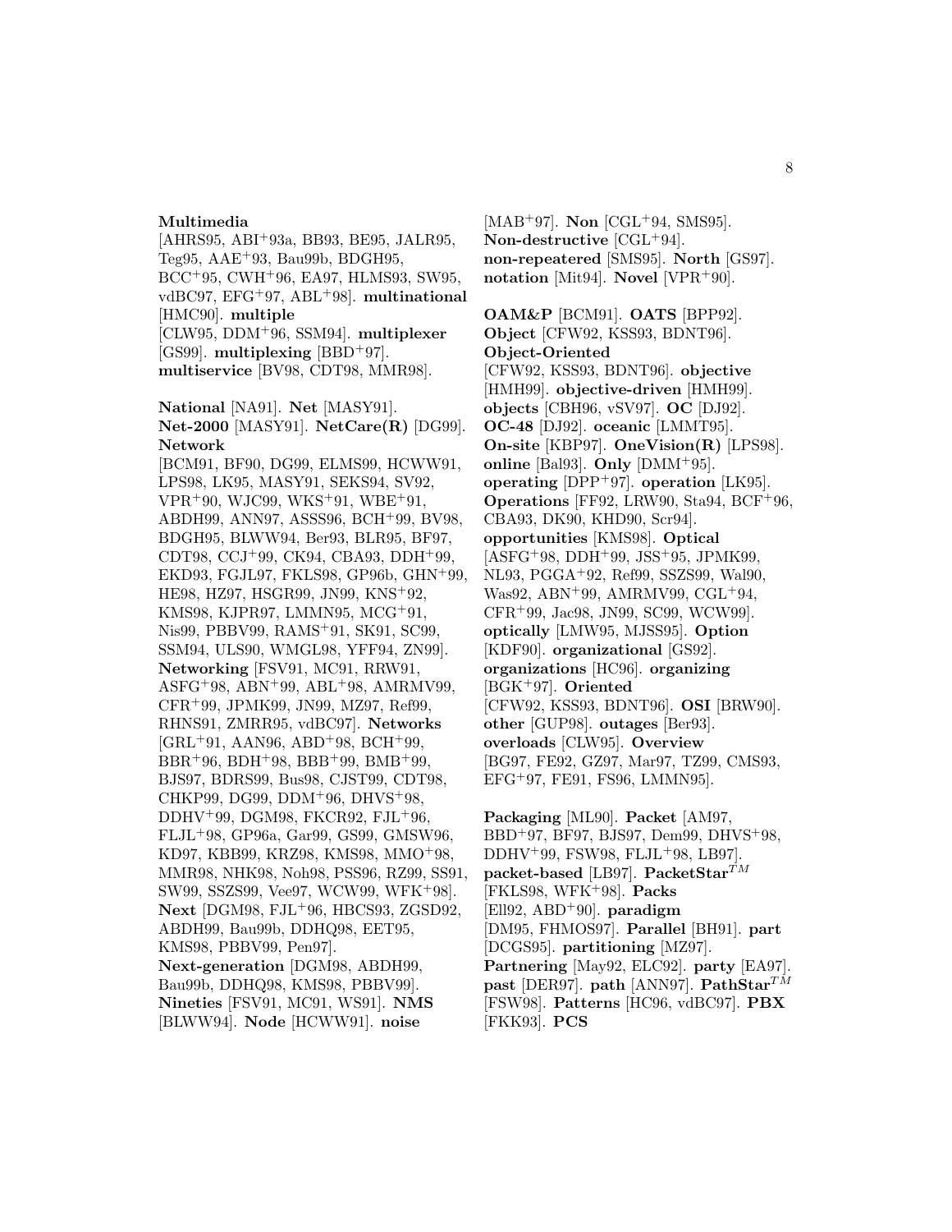**Multimedia** [AHRS95, ABI+93a, BB93, BE95, JALR95, Teg95, AAE+93, Bau99b, BDGH95, BCC+95, CWH+96, EA97, HLMS93, SW95, vdBC97, EFG+97, ABL+98]. **multinational** [HMC90]. **multiple** [CLW95, DDM+96, SSM94]. **multiplexer** [GS99]. **multiplexing** [BBD+97]. **multiservice** [BV98, CDT98, MMR98].

**National** [NA91]. **Net** [MASY91]. **Net-2000** [MASY91]. **NetCare(R)** [DG99]. **Network** [BCM91, BF90, DG99, ELMS99, HCWW91, LPS98, LK95, MASY91, SEKS94, SV92, VPR+90, WJC99, WKS+91, WBE+91, ABDH99, ANN97, ASSS96, BCH+99, BV98, BDGH95, BLWW94, Ber93, BLR95, BF97, CDT98, CCJ+99, CK94, CBA93, DDH+99, EKD93, FGJL97, FKLS98, GP96b, GHN+99, HE98, HZ97, HSGR99, JN99, KNS+92, KMS98, KJPR97, LMMN95, MCG+91, Nis99, PBBV99, RAMS+91, SK91, SC99, SSM94, ULS90, WMGL98, YFF94, ZN99]. **Networking** [FSV91, MC91, RRW91, ASFG+98, ABN+99, ABL+98, AMRMV99, CFR+99, JPMK99, JN99, MZ97, Ref99, RHNS91, ZMRR95, vdBC97]. **Networks** [GRL+91, AAN96, ABD+98, BCH+99, BBR+96, BDH+98, BBB+99, BMB+99, BJS97, BDRS99, Bus98, CJST99, CDT98, CHKP99, DG99, DDM+96, DHVS+98, DDHV+99, DGM98, FKCR92, FJL+96, FLJL+98, GP96a, Gar99, GS99, GMSW96, KD97, KBB99, KRZ98, KMS98, MMO+98, MMR98, NHK98, Noh98, PSS96, RZ99, SS91, SW99, SSZS99, Vee97, WCW99, WFK+98]. **Next** [DGM98, FJL+96, HBCS93, ZGSD92, ABDH99, Bau99b, DDHQ98, EET95, KMS98, PBBV99, Pen97]. **Next-generation** [DGM98, ABDH99, Bau99b, DDHQ98, KMS98, PBBV99]. **Nineties** [FSV91, MC91, WS91]. **NMS** [BLWW94]. **Node** [HCWW91]. **noise** [MAB+97]. **Non** [CGL+94, SMS95]. **Non-destructive** [CGL+94]. **non-repeatered** [SMS95]. **North** [GS97]. **notation** [Mit94]. **Novel** [VPR+90].

**OAM&P** [BCM91]. **OATS** [BPP92]. **Object** [CFW92, KSS93, BDNT96]. **Object-Oriented** [CFW92, KSS93, BDNT96]. **objective** [HMH99]. **objective-driven** [HMH99]. **objects** [CBH96, vSV97]. **OC** [DJ92]. **OC-48** [DJ92]. **oceanic** [LMMT95]. **On-site** [KBP97]. **OneVision(R)** [LPS98]. **online** [Bal93]. **Only** [DMM+95]. **operating** [DPP+97]. **operation** [LK95]. **Operations** [FF92, LRW90, Sta94, BCF+96, CBA93, DK90, KHD90, Scr94]. **opportunities** [KMS98]. **Optical** [ASFG+98, DDH+99, JSS+95, JPMK99, NL93, PGGA+92, Ref99, SSZS99, Wal90, Was92, ABN+99, AMRMV99, CGL+94, CFR+99, Jac98, JN99, SC99, WCW99]. **optically** [LMW95, MJSS95]. **Option** [KDF90]. **organizational** [GS92]. **organizations** [HC96]. **organizing** [BGK+97]. **Oriented** [CFW92, KSS93, BDNT96]. **OSI** [BRW90]. **other** [GUP98]. **outages** [Ber93]. **overloads** [CLW95]. **Overview** [BG97, FE92, GZ97, Mar97, TZ99, CMS93, EFG+97, FE91, FS96, LMMN95].

**Packaging** [ML90]. **Packet** [AM97, BBD+97, BF97, BJS97, Dem99, DHVS+98, DDHV+99, FSW98, FLJL+98, LB97]. **packet-based** [LB97]. **PacketStar**$^{TM}$ [FKLS98, WFK+98]. **Packs** [Ell92, ABD+90]. **paradigm** [DM95, FHMOS97]. **Parallel** [BH91]. **part** [DCGS95]. **partitioning** [MZ97]. **Partnering** [May92, ELC92]. **party** [EA97]. **past** [DER97]. **path** [ANN97]. **PathStar**$^{TM}$ [FSW98]. **Patterns** [HC96, vdBC97]. **PBX** [FKK93]. **PCS**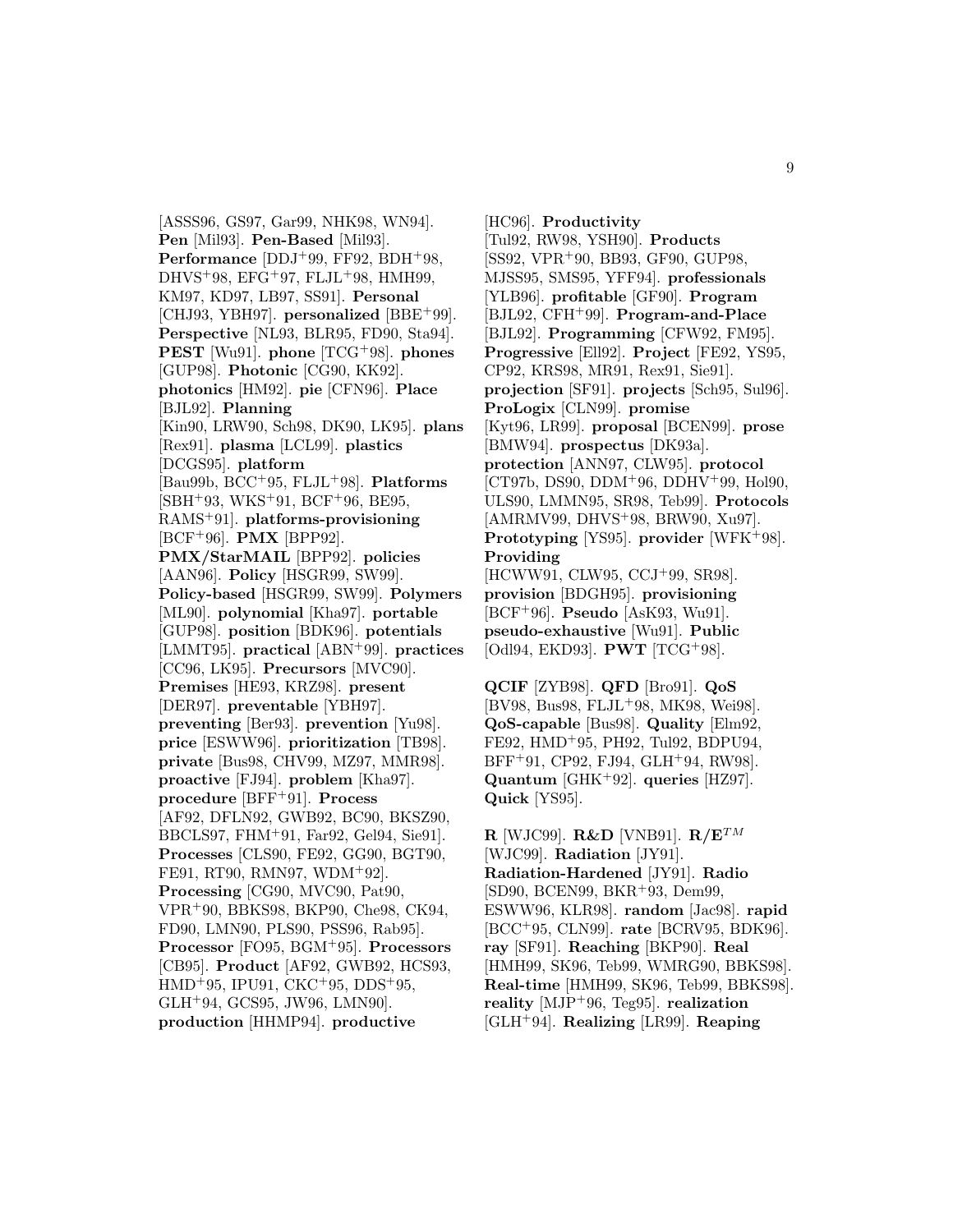[ASSS96, GS97, Gar99, NHK98, WN94]. **Pen** [Mil93]. **Pen-Based** [Mil93]. **Performance** [DDJ+99, FF92, BDH+98, DHVS+98, EFG+97, FLJL+98, HMH99, KM97, KD97, LB97, SS91]. **Personal** [CHJ93, YBH97]. **personalized** [BBE+99]. **Perspective** [NL93, BLR95, FD90, Sta94]. **PEST** [Wu91]. **phone** [TCG+98]. **phones** [GUP98]. **Photonic** [CG90, KK92]. **photonics** [HM92]. **pie** [CFN96]. **Place** [BJL92]. **Planning** [Kin90, LRW90, Sch98, DK90, LK95]. **plans** [Rex91]. **plasma** [LCL99]. **plastics** [DCGS95]. **platform** [Bau99b, BCC+95, FLJL+98]. **Platforms** [SBH+93, WKS+91, BCF+96, BE95, RAMS+91]. **platforms-provisioning** [BCF+96]. **PMX** [BPP92]. **PMX/StarMAIL** [BPP92]. **policies** [AAN96]. **Policy** [HSGR99, SW99]. **Policy-based** [HSGR99, SW99]. **Polymers** [ML90]. **polynomial** [Kha97]. **portable** [GUP98]. **position** [BDK96]. **potentials** [LMMT95]. **practical** [ABN+99]. **practices** [CC96, LK95]. **Precursors** [MVC90]. **Premises** [HE93, KRZ98]. **present** [DER97]. **preventable** [YBH97]. **preventing** [Ber93]. **prevention** [Yu98]. **price** [ESWW96]. **prioritization** [TB98]. **private** [Bus98, CHV99, MZ97, MMR98]. **proactive** [FJ94]. **problem** [Kha97]. **procedure** [BFF+91]. **Process** [AF92, DFLN92, GWB92, BC90, BKSZ90, BBCLS97, FHM+91, Far92, Gel94, Sie91]. **Processes** [CLS90, FE92, GG90, BGT90, FE91, RT90, RMN97, WDM+92]. **Processing** [CG90, MVC90, Pat90, VPR+90, BBKS98, BKP90, Che98, CK94, FD90, LMN90, PLS90, PSS96, Rab95]. **Processor** [FO95, BGM+95]. **Processors** [CB95]. **Product** [AF92, GWB92, HCS93, HMD+95, IPU91, CKC+95, DDS+95, GLH+94, GCS95, JW96, LMN90]. **production** [HHMP94]. **productive** [HC96]. **Productivity** [Tul92, RW98, YSH90]. **Products** [SS92, VPR+90, BB93, GF90, GUP98, MJSS95, SMS95, YFF94]. **professionals** [YLB96]. **profitable** [GF90]. **Program** [BJL92, CFH+99]. **Program-and-Place** [BJL92]. **Programming** [CFW92, FM95]. **Progressive** [Ell92]. **Project** [FE92, YS95, CP92, KRS98, MR91, Rex91, Sie91]. **projection** [SF91]. **projects** [Sch95, Sul96]. **ProLogix** [CLN99]. **promise** [Kyt96, LR99]. **proposal** [BCEN99]. **prose** [BMW94]. **prospectus** [DK93a]. **protection** [ANN97, CLW95]. **protocol** [CT97b, DS90, DDM+96, DDHV+99, Hol90, ULS90, LMMN95, SR98, Teb99]. **Protocols** [AMRMV99, DHVS+98, BRW90, Xu97]. **Prototyping** [YS95]. **provider** [WFK+98]. **Providing** [HCWW91, CLW95, CCJ+99, SR98]. **provision** [BDGH95]. **provisioning** [BCF+96]. **Pseudo** [AsK93, Wu91]. **pseudo-exhaustive** [Wu91]. **Public** [Odl94, EKD93]. **PWT** [TCG+98].

**QCIF** [ZYB98]. **QFD** [Bro91]. **QoS** [BV98, Bus98, FLJL+98, MK98, Wei98]. **QoS-capable** [Bus98]. **Quality** [Elm92, FE92, HMD+95, PH92, Tul92, BDPU94, BFF+91, CP92, FJ94, GLH+94, RW98]. **Quantum** [GHK+92]. **queries** [HZ97]. **Quick** [YS95].

**R** [WJC99]. **R&D** [VNB91]. **R/E$^{TM}$** [WJC99]. **Radiation** [JY91]. **Radiation-Hardened** [JY91]. **Radio** [SD90, BCEN99, BKR+93, Dem99, ESWW96, KLR98]. **random** [Jac98]. **rapid** [BCC+95, CLN99]. **rate** [BCRV95, BDK96]. **ray** [SF91]. **Reaching** [BKP90]. **Real** [HMH99, SK96, Teb99, WMRG90, BBKS98]. **Real-time** [HMH99, SK96, Teb99, BBKS98]. **reality** [MJP+96, Teg95]. **realization** [GLH+94]. **Realizing** [LR99]. **Reaping**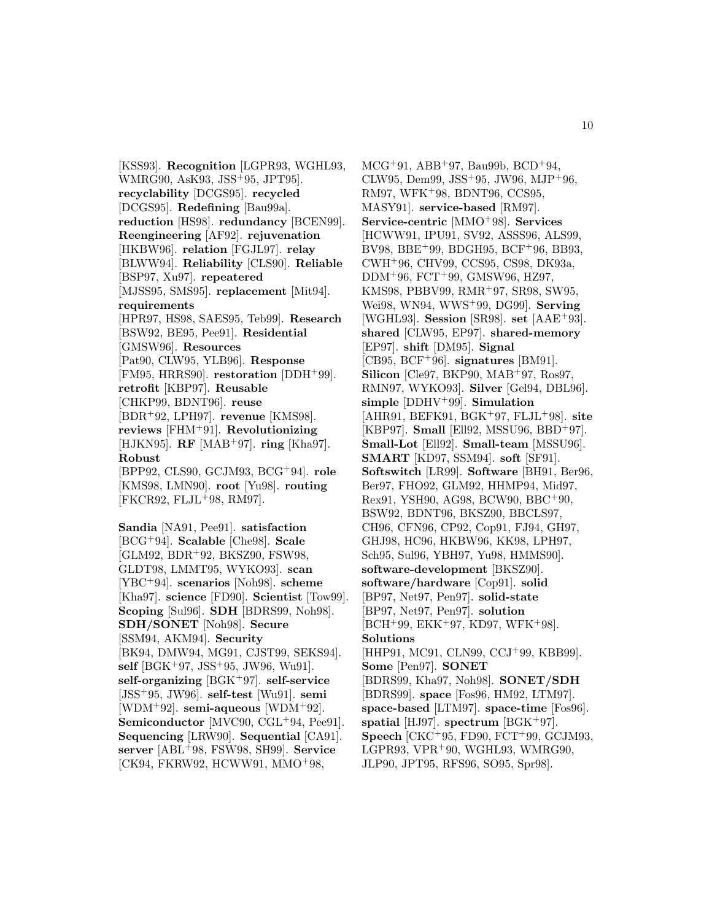[KSS93]. **Recognition** [LGPR93, WGHL93, WMRG90, AsK93, JSS+95, JPT95]. **recyclability** [DCGS95]. **recycled** [DCGS95]. **Redefining** [Bau99a]. **reduction** [HS98]. **redundancy** [BCEN99]. **Reengineering** [AF92]. **rejuvenation** [HKBW96]. **relation** [FGJL97]. **relay** [BLWW94]. **Reliability** [CLS90]. **Reliable** [BSP97, Xu97]. **repeatered** [MJSS95, SMS95]. **replacement** [Mit94]. **requirements** [HPR97, HS98, SAES95, Teb99]. **Research** [BSW92, BE95, Pee91]. **Residential** [GMSW96]. **Resources** [Pat90, CLW95, YLB96]. **Response** [FM95, HRRS90]. **restoration** [DDH+99]. **retrofit** [KBP97]. **Reusable** [CHKP99, BDNT96]. **reuse** [BDR+92, LPH97]. **revenue** [KMS98]. **reviews** [FHM+91]. **Revolutionizing** [HJKN95]. **RF** [MAB+97]. **ring** [Kha97]. **Robust** [BPP92, CLS90, GCJM93, BCG+94]. **role** [KMS98, LMN90]. **root** [Yu98]. **routing** [FKCR92, FLJL+98, RM97].

**Sandia** [NA91, Pee91]. **satisfaction** [BCG+94]. **Scalable** [Che98]. **Scale** [GLM92, BDR+92, BKSZ90, FSW98, GLDT98, LMMT95, WYKO93]. **scan** [YBC+94]. **scenarios** [Noh98]. **scheme** [Kha97]. **science** [FD90]. **Scientist** [Tow99]. **Scoping** [Sul96]. **SDH** [BDRS99, Noh98]. **SDH/SONET** [Noh98]. **Secure** [SSM94, AKM94]. **Security** [BK94, DMW94, MG91, CJST99, SEKS94]. **self** [BGK+97, JSS+95, JW96, Wu91]. **self-organizing** [BGK+97]. **self-service** [JSS+95, JW96]. **self-test** [Wu91]. **semi** [WDM+92]. **semi-aqueous** [WDM+92]. **Semiconductor** [MVC90, CGL+94, Pee91]. **Sequencing** [LRW90]. **Sequential** [CA91]. **server** [ABL+98, FSW98, SH99]. **Service** [CK94, FKRW92, HCWW91, MMO+98, MCG+91, ABB+97, Bau99b, BCD+94, CLW95, Dem99, JSS+95, JW96, MJP+96, RM97, WFK+98, BDNT96, CCS95, MASY91]. **service-based** [RM97]. **Service-centric** [MMO+98]. **Services** [HCWW91, IPU91, SV92, ASSS96, ALS99, BV98, BBE+99, BDGH95, BCF+96, BB93, CWH+96, CHV99, CCS95, CS98, DK93a, DDM+96, FCT+99, GMSW96, HZ97, KMS98, PBBV99, RMR+97, SR98, SW95, Wei98, WN94, WWS+99, DG99]. **Serving** [WGHL93]. **Session** [SR98]. **set** [AAE+93]. **shared** [CLW95, EP97]. **shared-memory** [EP97]. **shift** [DM95]. **Signal** [CB95, BCF+96]. **signatures** [BM91]. **Silicon** [Cle97, BKP90, MAB+97, Ros97, RMN97, WYKO93]. **Silver** [Gel94, DBL96]. **simple** [DDHV+99]. **Simulation** [AHR91, BEFK91, BGK+97, FLJL+98]. **site** [KBP97]. **Small** [Ell92, MSSU96, BBD+97]. **Small-Lot** [Ell92]. **Small-team** [MSSU96]. **SMART** [KD97, SSM94]. **soft** [SF91]. **Softswitch** [LR99]. **Software** [BH91, Ber96, Ber97, FHO92, GLM92, HHMP94, Mid97, Rex91, YSH90, AG98, BCW90, BBC+90, BSW92, BDNT96, BKSZ90, BBCLS97, CH96, CFN96, CP92, Cop91, FJ94, GH97, GHJ98, HC96, HKBW96, KK98, LPH97, Sch95, Sul96, YBH97, Yu98, HMMS90]. **software-development** [BKSZ90]. **software/hardware** [Cop91]. **solid** [BP97, Net97, Pen97]. **solid-state** [BP97, Net97, Pen97]. **solution** [BCH+99, EKK+97, KD97, WFK+98]. **Solutions** [HHP91, MC91, CLN99, CCJ+99, KBB99]. **Some** [Pen97]. **SONET** [BDRS99, Kha97, Noh98]. **SONET/SDH** [BDRS99]. **space** [Fos96, HM92, LTM97]. **space-based** [LTM97]. **space-time** [Fos96]. **spatial** [HJ97]. **spectrum** [BGK+97]. **Speech** [CKC+95, FD90, FCT+99, GCJM93, LGPR93, VPR+90, WGHL93, WMRG90, JLP90, JPT95, RFS96, SO95, Spr98].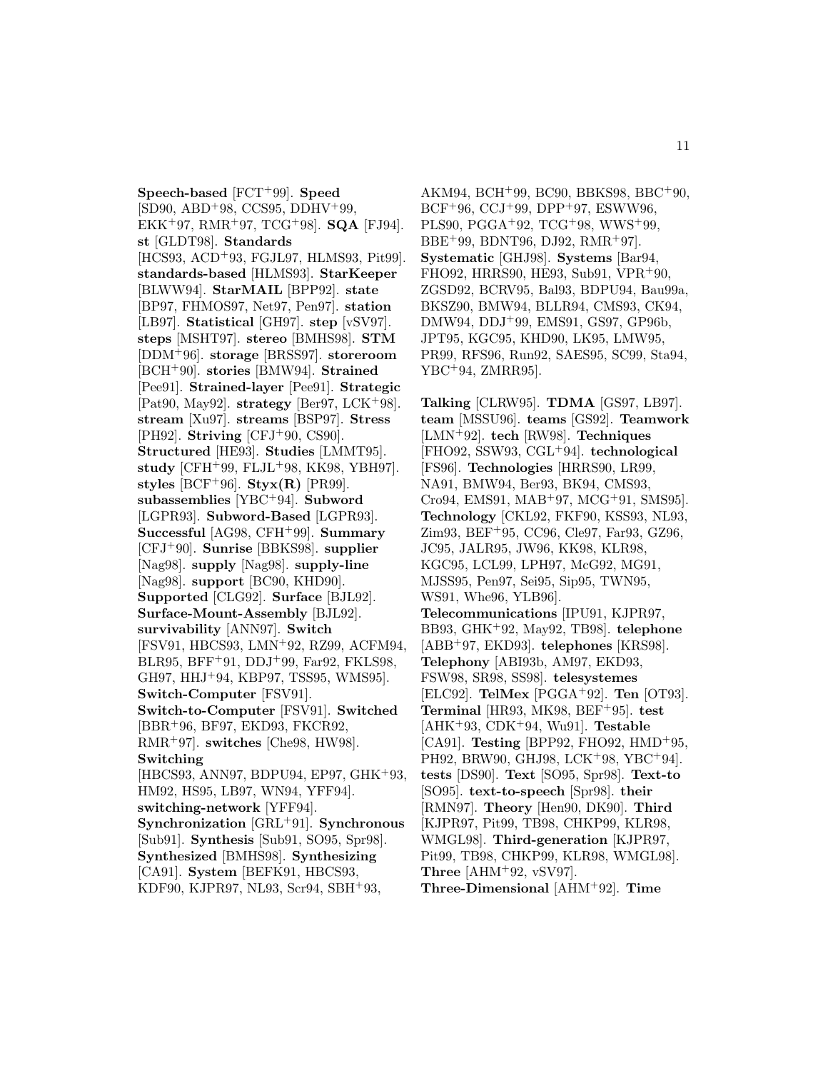**Speech-based** [FCT[+]99]. **Speed** [SD90, ABD[+]98, CCS95, DDHV[+]99, EKK[+]97, RMR[+]97, TCG[+]98]. **SQA** [FJ94]. **st** [GLDT98]. **Standards** [HCS93, ACD[+]93, FGJL97, HLMS93, Pit99]. **standards-based** [HLMS93]. **StarKeeper** [BLWW94]. **StarMAIL** [BPP92]. **state** [BP97, FHMOS97, Net97, Pen97]. **station** [LB97]. **Statistical** [GH97]. **step** [vSV97]. **steps** [MSHT97]. **stereo** [BMHS98]. **STM** [DDM[+]96]. **storage** [BRSS97]. **storeroom** [BCH[+]90]. **stories** [BMW94]. **Strained** [Pee91]. **Strained-layer** [Pee91]. **Strategic** [Pat90, May92]. **strategy** [Ber97, LCK[+]98]. **stream** [Xu97]. **streams** [BSP97]. **Stress** [PH92]. **Striving** [CFJ[+]90, CS90]. **Structured** [HE93]. **Studies** [LMMT95]. **study** [CFH[+]99, FLJL[+]98, KK98, YBH97]. **styles** [BCF[+]96]. **Styx(R)** [PR99]. **subassemblies** [YBC[+]94]. **Subword** [LGPR93]. **Subword-Based** [LGPR93]. **Successful** [AG98, CFH[+]99]. **Summary** [CFJ[+]90]. **Sunrise** [BBKS98]. **supplier** [Nag98]. **supply** [Nag98]. **supply-line** [Nag98]. **support** [BC90, KHD90]. **Supported** [CLG92]. **Surface** [BJL92]. **Surface-Mount-Assembly** [BJL92]. **survivability** [ANN97]. **Switch** [FSV91, HBCS93, LMN[+]92, RZ99, ACFM94, BLR95, BFF[+]91, DDJ[+]99, Far92, FKLS98, GH97, HHJ[+]94, KBP97, TSS95, WMS95]. **Switch-Computer** [FSV91]. **Switch-to-Computer** [FSV91]. **Switched** [BBR[+]96, BF97, EKD93, FKCR92, RMR[+]97]. **switches** [Che98, HW98]. **Switching** [HBCS93, ANN97, BDPU94, EP97, GHK[+]93, HM92, HS95, LB97, WN94, YFF94]. **switching-network** [YFF94]. **Synchronization** [GRL[+]91]. **Synchronous** [Sub91]. **Synthesis** [Sub91, SO95, Spr98]. **Synthesized** [BMHS98]. **Synthesizing** [CA91]. **System** [BEFK91, HBCS93, KDF90, KJPR97, NL93, Scr94, SBH[+]93, AKM94, BCH[+]99, BC90, BBKS98, BBC[+]90, BCF[+]96, CCJ[+]99, DPP[+]97, ESWW96, PLS90, PGGA[+]92, TCG[+]98, WWS[+]99, BBE[+]99, BDNT96, DJ92, RMR[+]97]. **Systematic** [GHJ98]. **Systems** [Bar94, FHO92, HRRS90, HE93, Sub91, VPR[+]90, ZGSD92, BCRV95, Bal93, BDPU94, Bau99a, BKSZ90, BMW94, BLLR94, CMS93, CK94, DMW94, DDJ[+]99, EMS91, GS97, GP96b, JPT95, KGC95, KHD90, LK95, LMW95, PR99, RFS96, Run92, SAES95, SC99, Sta94, YBC[+]94, ZMRR95].

**Talking** [CLRW95]. **TDMA** [GS97, LB97]. **team** [MSSU96]. **teams** [GS92]. **Teamwork** [LMN[+]92]. **tech** [RW98]. **Techniques** [FHO92, SSW93, CGL[+]94]. **technological** [FS96]. **Technologies** [HRRS90, LR99, NA91, BMW94, Ber93, BK94, CMS93, Cro94, EMS91, MAB[+]97, MCG[+]91, SMS95]. **Technology** [CKL92, FKF90, KSS93, NL93, Zim93, BEF[+]95, CC96, Cle97, Far93, GZ96, JC95, JALR95, JW96, KK98, KLR98, KGC95, LCL99, LPH97, McG92, MG91, MJSS95, Pen97, Sei95, Sip95, TWN95, WS91, Whe96, YLB96]. **Telecommunications** [IPU91, KJPR97, BB93, GHK[+]92, May92, TB98]. **telephone** [ABB[+]97, EKD93]. **telephones** [KRS98]. **Telephony** [ABI93b, AM97, EKD93, FSW98, SR98, SS98]. **telesystemes** [ELC92]. **TelMex** [PGGA[+]92]. **Ten** [OT93]. **Terminal** [HR93, MK98, BEF[+]95]. **test** [AHK[+]93, CDK[+]94, Wu91]. **Testable** [CA91]. **Testing** [BPP92, FHO92, HMD[+]95, PH92, BRW90, GHJ98, LCK[+]98, YBC[+]94]. **tests** [DS90]. **Text** [SO95, Spr98]. **Text-to** [SO95]. **text-to-speech** [Spr98]. **their** [RMN97]. **Theory** [Hen90, DK90]. **Third** [KJPR97, Pit99, TB98, CHKP99, KLR98, WMGL98]. **Third-generation** [KJPR97, Pit99, TB98, CHKP99, KLR98, WMGL98]. **Three** [AHM[+]92, vSV97]. **Three-Dimensional** [AHM[+]92]. **Time**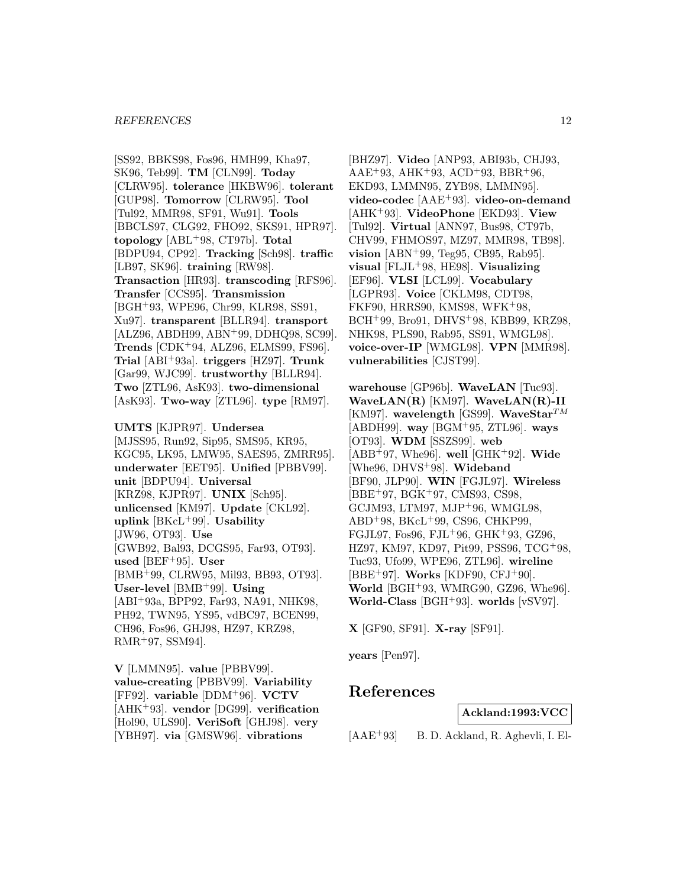[SS92, BBKS98, Fos96, HMH99, Kha97, SK96, Teb99]. **TM** [CLN99]. **Today** [CLRW95]. **tolerance** [HKBW96]. **tolerant** [GUP98]. **Tomorrow** [CLRW95]. **Tool** [Tul92, MMR98, SF91, Wu91]. **Tools** [BBCLS97, CLG92, FHO92, SKS91, HPR97]. **topology** [ABL+98, CT97b]. **Total** [BDPU94, CP92]. **Tracking** [Sch98]. **traffic** [LB97, SK96]. **training** [RW98]. **Transaction** [HR93]. **transcoding** [RFS96]. **Transfer** [CCS95]. **Transmission** [BGH+93, WPE96, Chr99, KLR98, SS91, Xu97]. **transparent** [BLLR94]. **transport** [ALZ96, ABDH99, ABN+99, DDHQ98, SC99]. **Trends** [CDK+94, ALZ96, ELMS99, FS96]. **Trial** [ABI+93a]. **triggers** [HZ97]. **Trunk** [Gar99, WJC99]. **trustworthy** [BLLR94]. **Two** [ZTL96, AsK93]. **two-dimensional** [AsK93]. **Two-way** [ZTL96]. **type** [RM97].

**UMTS** [KJPR97]. **Undersea** [MJSS95, Run92, Sip95, SMS95, KR95, KGC95, LK95, LMW95, SAES95, ZMRR95]. **underwater** [EET95]. **Unified** [PBBV99]. **unit** [BDPU94]. **Universal** [KRZ98, KJPR97]. **UNIX** [Sch95]. **unlicensed** [KM97]. **Update** [CKL92]. **uplink** [BKcL+99]. **Usability** [JW96, OT93]. **Use** [GWB92, Bal93, DCGS95, Far93, OT93]. **used** [BEF+95]. **User** [BMB+99, CLRW95, Mil93, BB93, OT93]. **User-level** [BMB+99]. **Using** [ABI+93a, BPP92, Far93, NA91, NHK98, PH92, TWN95, YS95, vdBC97, BCEN99, CH96, Fos96, GHJ98, HZ97, KRZ98, RMR+97, SSM94].

**V** [LMMN95]. **value** [PBBV99]. **value-creating** [PBBV99]. **Variability** [FF92]. **variable** [DDM+96]. **VCTV** [AHK+93]. **vendor** [DG99]. **verification** [Hol90, ULS90]. **VeriSoft** [GHJ98]. **very** [YBH97]. **via** [GMSW96]. **vibrations** [BHZ97]. **Video** [ANP93, ABI93b, CHJ93, AAE+93, AHK+93, ACD+93, BBR+96, EKD93, LMMN95, ZYB98, LMMN95]. **video-codec** [AAE+93]. **video-on-demand** [AHK+93]. **VideoPhone** [EKD93]. **View** [Tul92]. **Virtual** [ANN97, Bus98, CT97b, CHV99, FHMOS97, MZ97, MMR98, TB98]. **vision** [ABN+99, Teg95, CB95, Rab95]. **visual** [FLJL+98, HE98]. **Visualizing** [EF96]. **VLSI** [LCL99]. **Vocabulary** [LGPR93]. **Voice** [CKLM98, CDT98, FKF90, HRRS90, KMS98, WFK+98, BCH+99, Bro91, DHVS+98, KBB99, KRZ98, NHK98, PLS90, Rab95, SS91, WMGL98]. **voice-over-IP** [WMGL98]. **VPN** [MMR98]. **vulnerabilities** [CJST99].

**warehouse** [GP96b]. **WaveLAN** [Tuc93]. **WaveLAN(R)** [KM97]. **WaveLAN(R)-II** [KM97]. **wavelength** [GS99]. **WaveStar**$^{TM}$ [ABDH99]. **way** [BGM+95, ZTL96]. **ways** [OT93]. **WDM** [SSZS99]. **web** [ABB+97, Whe96]. **well** [GHK+92]. **Wide** [Whe96, DHVS+98]. **Wideband** [BF90, JLP90]. **WIN** [FGJL97]. **Wireless** [BBE+97, BGK+97, CMS93, CS98, GCJM93, LTM97, MJP+96, WMGL98, ABD+98, BKcL+99, CS96, CHKP99, FGJL97, Fos96, FJL+96, GHK+93, GZ96, HZ97, KM97, KD97, Pit99, PSS96, TCG+98, Tuc93, Ufo99, WPE96, ZTL96]. **wireline** [BBE+97]. **Works** [KDF90, CFJ+90]. **World** [BGH+93, WMRG90, GZ96, Whe96]. **World-Class** [BGH+93]. **worlds** [vSV97].

**X** [GF90, SF91]. **X-ray** [SF91].

**years** [Pen97].

# References

**Ackland:1993:VCC**

[AAE+93] B. D. Ackland, R. Aghevli, I. El-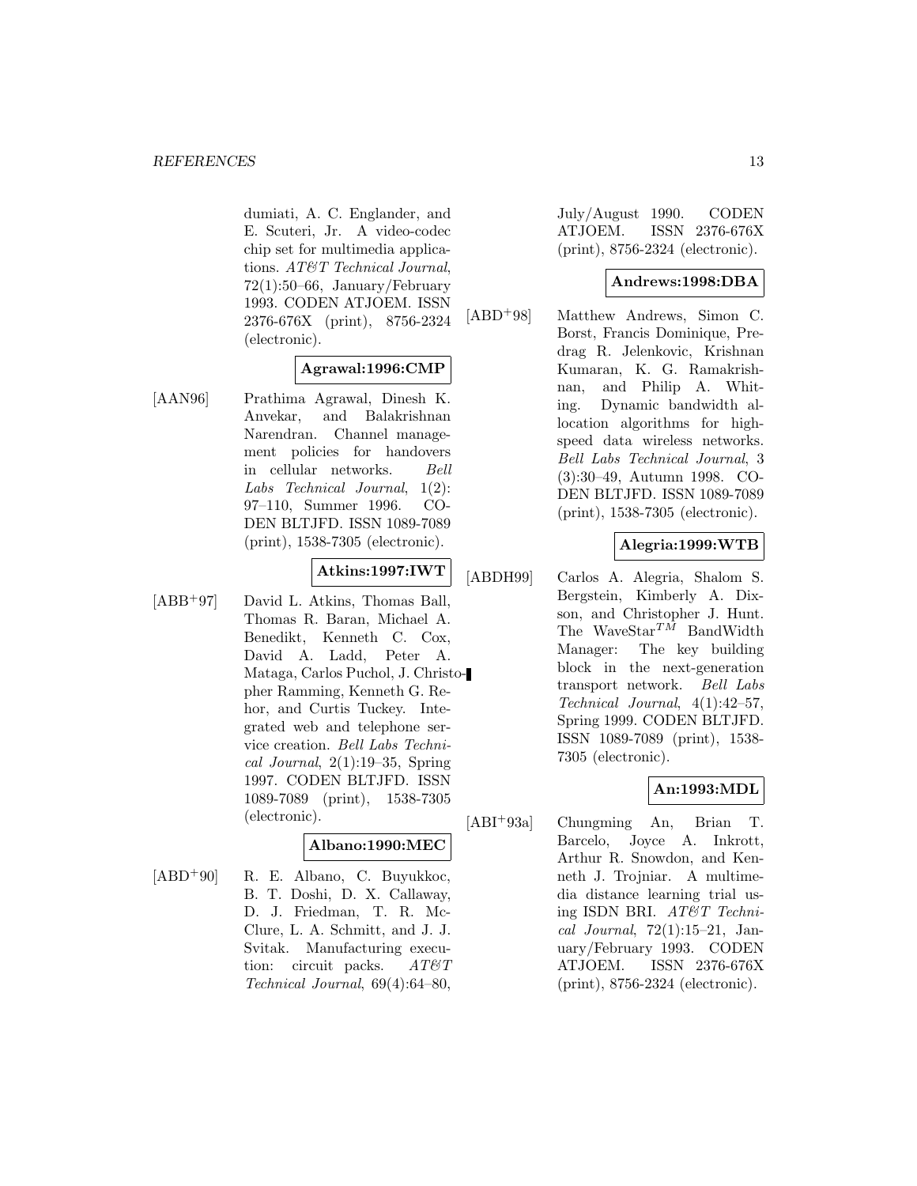dumiati, A. C. Englander, and E. Scuteri, Jr. A video-codec chip set for multimedia applications. *AT&T Technical Journal*, 72(1):50–66, January/February 1993. CODEN ATJOEM. ISSN 2376-676X (print), 8756-2324 (electronic).

**Agrawal:1996:CMP**

[AAN96] Prathima Agrawal, Dinesh K. Anvekar, and Balakrishnan Narendran. Channel management policies for handovers in cellular networks. *Bell Labs Technical Journal*, 1(2): 97–110, Summer 1996. CODEN BLTJFD. ISSN 1089-7089 (print), 1538-7305 (electronic).

**Atkins:1997:IWT**

[ABB+97] David L. Atkins, Thomas Ball, Thomas R. Baran, Michael A. Benedikt, Kenneth C. Cox, David A. Ladd, Peter A. Mataga, Carlos Puchol, J. Christopher Ramming, Kenneth G. Rehor, and Curtis Tuckey. Integrated web and telephone service creation. *Bell Labs Technical Journal*, 2(1):19–35, Spring 1997. CODEN BLTJFD. ISSN 1089-7089 (print), 1538-7305 (electronic).

**Albano:1990:MEC**

[ABD+90] R. E. Albano, C. Buyukkoc, B. T. Doshi, D. X. Callaway, D. J. Friedman, T. R. McClure, L. A. Schmitt, and J. J. Svitak. Manufacturing execution: circuit packs. *AT&T Technical Journal*, 69(4):64–80, July/August 1990. CODEN ATJOEM. ISSN 2376-676X (print), 8756-2324 (electronic).

**Andrews:1998:DBA**

[ABD+98] Matthew Andrews, Simon C. Borst, Francis Dominique, Predrag R. Jelenkovic, Krishnan Kumaran, K. G. Ramakrishnan, and Philip A. Whiting. Dynamic bandwidth allocation algorithms for high-speed data wireless networks. *Bell Labs Technical Journal*, 3 (3):30–49, Autumn 1998. CODEN BLTJFD. ISSN 1089-7089 (print), 1538-7305 (electronic).

**Alegria:1999:WTB**

[ABDH99] Carlos A. Alegria, Shalom S. Bergstein, Kimberly A. Dixson, and Christopher J. Hunt. The WaveStar$^{TM}$ BandWidth Manager: The key building block in the next-generation transport network. *Bell Labs Technical Journal*, 4(1):42–57, Spring 1999. CODEN BLTJFD. ISSN 1089-7089 (print), 1538-7305 (electronic).

**An:1993:MDL**

[ABI+93a] Chungming An, Brian T. Barcelo, Joyce A. Inkrott, Arthur R. Snowdon, and Kenneth J. Trojniar. A multimedia distance learning trial using ISDN BRI. *AT&T Technical Journal*, 72(1):15–21, January/February 1993. CODEN ATJOEM. ISSN 2376-676X (print), 8756-2324 (electronic).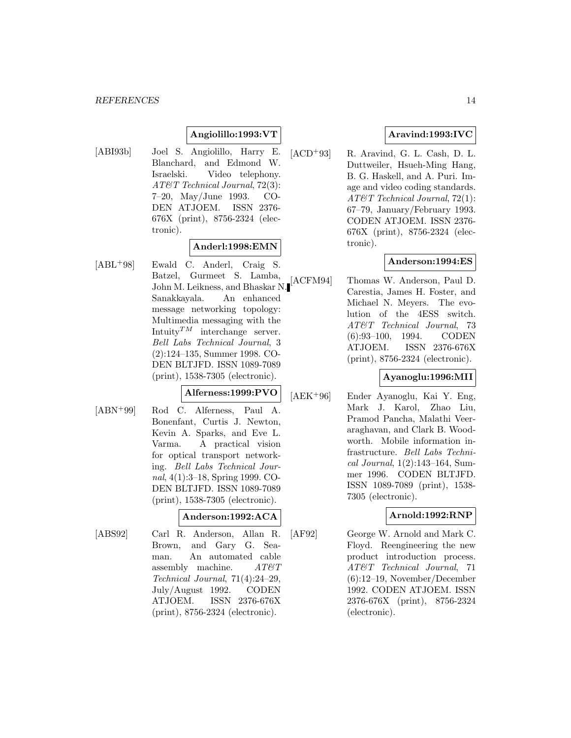**Angiolillo:1993:VT**

[ABI93b] Joel S. Angiolillo, Harry E. Blanchard, and Edmond W. Israelski. Video telephony. *AT&T Technical Journal*, 72(3): 7–20, May/June 1993. CODEN ATJOEM. ISSN 2376-676X (print), 8756-2324 (electronic).

**Anderl:1998:EMN**

[ABL+98] Ewald C. Anderl, Craig S. Batzel, Gurmeet S. Lamba, John M. Leikness, and Bhaskar N. Sanakkayala. An enhanced message networking topology: Multimedia messaging with the Intuity$^{TM}$ interchange server. *Bell Labs Technical Journal*, 3 (2):124–135, Summer 1998. CODEN BLTJFD. ISSN 1089-7089 (print), 1538-7305 (electronic).

**Alferness:1999:PVO**

[ABN+99] Rod C. Alferness, Paul A. Bonenfant, Curtis J. Newton, Kevin A. Sparks, and Eve L. Varma. A practical vision for optical transport networking. *Bell Labs Technical Journal*, 4(1):3–18, Spring 1999. CODEN BLTJFD. ISSN 1089-7089 (print), 1538-7305 (electronic).

**Anderson:1992:ACA**

[ABS92] Carl R. Anderson, Allan R. Brown, and Gary G. Seaman. An automated cable assembly machine. *AT&T Technical Journal*, 71(4):24–29, July/August 1992. CODEN ATJOEM. ISSN 2376-676X (print), 8756-2324 (electronic).

**Aravind:1993:IVC**

[ACD+93] R. Aravind, G. L. Cash, D. L. Duttweiler, Hsueh-Ming Hang, B. G. Haskell, and A. Puri. Image and video coding standards. *AT&T Technical Journal*, 72(1): 67–79, January/February 1993. CODEN ATJOEM. ISSN 2376-676X (print), 8756-2324 (electronic).

**Anderson:1994:ES**

[ACFM94] Thomas W. Anderson, Paul D. Carestia, James H. Foster, and Michael N. Meyers. The evolution of the 4ESS switch. *AT&T Technical Journal*, 73 (6):93–100, 1994. CODEN ATJOEM. ISSN 2376-676X (print), 8756-2324 (electronic).

**Ayanoglu:1996:MII**

[AEK+96] Ender Ayanoglu, Kai Y. Eng, Mark J. Karol, Zhao Liu, Pramod Pancha, Malathi Veeraraghavan, and Clark B. Woodworth. Mobile information infrastructure. *Bell Labs Technical Journal*, 1(2):143–164, Summer 1996. CODEN BLTJFD. ISSN 1089-7089 (print), 1538-7305 (electronic).

**Arnold:1992:RNP**

[AF92] George W. Arnold and Mark C. Floyd. Reengineering the new product introduction process. *AT&T Technical Journal*, 71 (6):12–19, November/December 1992. CODEN ATJOEM. ISSN 2376-676X (print), 8756-2324 (electronic).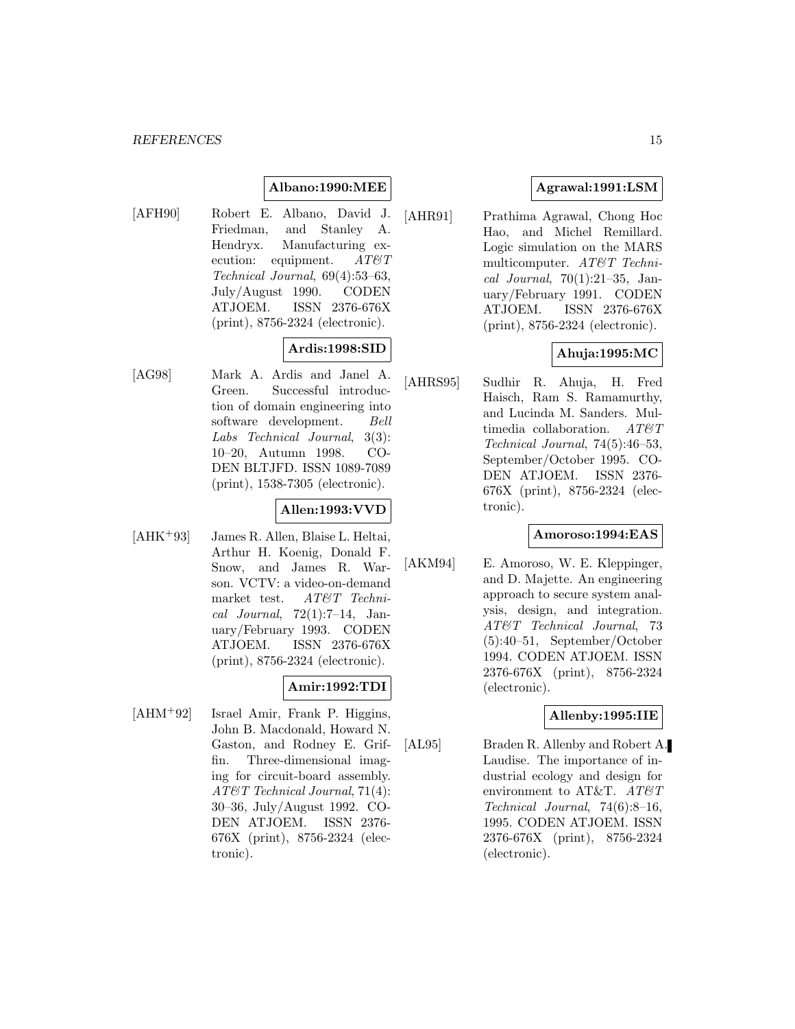**Albano:1990:MEE**

[AFH90] Robert E. Albano, David J. Friedman, and Stanley A. Hendryx. Manufacturing execution: equipment. *AT&T Technical Journal*, 69(4):53–63, July/August 1990. CODEN ATJOEM. ISSN 2376-676X (print), 8756-2324 (electronic).

**Ardis:1998:SID**

[AG98] Mark A. Ardis and Janel A. Green. Successful introduction of domain engineering into software development. *Bell Labs Technical Journal*, 3(3): 10–20, Autumn 1998. CODEN BLTJFD. ISSN 1089-7089 (print), 1538-7305 (electronic).

**Allen:1993:VVD**

[AHK+93] James R. Allen, Blaise L. Heltai, Arthur H. Koenig, Donald F. Snow, and James R. Warson. VCTV: a video-on-demand market test. *AT&T Technical Journal*, 72(1):7–14, January/February 1993. CODEN ATJOEM. ISSN 2376-676X (print), 8756-2324 (electronic).

**Amir:1992:TDI**

[AHM+92] Israel Amir, Frank P. Higgins, John B. Macdonald, Howard N. Gaston, and Rodney E. Griffin. Three-dimensional imaging for circuit-board assembly. *AT&T Technical Journal*, 71(4): 30–36, July/August 1992. CODEN ATJOEM. ISSN 2376-676X (print), 8756-2324 (electronic).

**Agrawal:1991:LSM**

[AHR91] Prathima Agrawal, Chong Hoc Hao, and Michel Remillard. Logic simulation on the MARS multicomputer. *AT&T Technical Journal*, 70(1):21–35, January/February 1991. CODEN ATJOEM. ISSN 2376-676X (print), 8756-2324 (electronic).

**Ahuja:1995:MC**

[AHRS95] Sudhir R. Ahuja, H. Fred Haisch, Ram S. Ramamurthy, and Lucinda M. Sanders. Multimedia collaboration. *AT&T Technical Journal*, 74(5):46–53, September/October 1995. CODEN ATJOEM. ISSN 2376-676X (print), 8756-2324 (electronic).

**Amoroso:1994:EAS**

[AKM94] E. Amoroso, W. E. Kleppinger, and D. Majette. An engineering approach to secure system analysis, design, and integration. *AT&T Technical Journal*, 73 (5):40–51, September/October 1994. CODEN ATJOEM. ISSN 2376-676X (print), 8756-2324 (electronic).

**Allenby:1995:IIE**

[AL95] Braden R. Allenby and Robert A. Laudise. The importance of industrial ecology and design for environment to AT&T. *AT&T Technical Journal*, 74(6):8–16, 1995. CODEN ATJOEM. ISSN 2376-676X (print), 8756-2324 (electronic).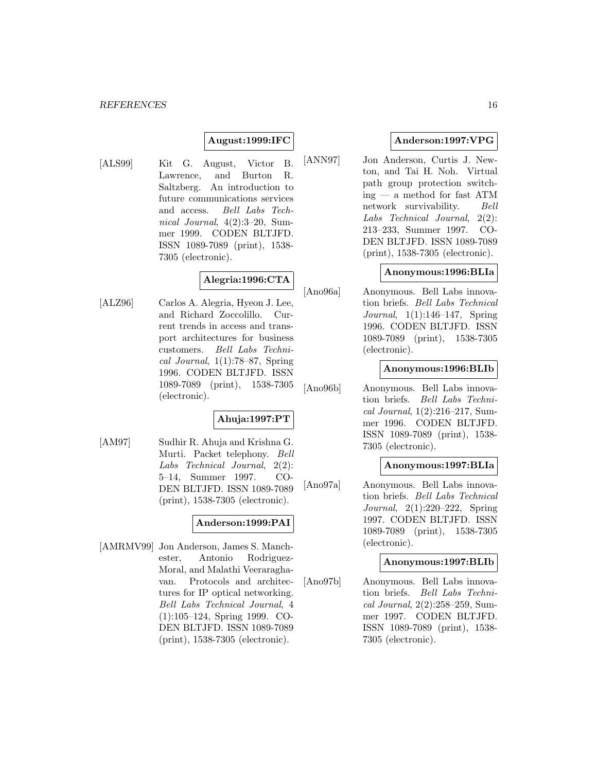**August:1999:IFC**

[ALS99] Kit G. August, Victor B. Lawrence, and Burton R. Saltzberg. An introduction to future communications services and access. *Bell Labs Technical Journal*, 4(2):3–20, Summer 1999. CODEN BLTJFD. ISSN 1089-7089 (print), 1538-7305 (electronic).

**Alegria:1996:CTA**

[ALZ96] Carlos A. Alegria, Hyeon J. Lee, and Richard Zoccolillo. Current trends in access and transport architectures for business customers. *Bell Labs Technical Journal*, 1(1):78–87, Spring 1996. CODEN BLTJFD. ISSN 1089-7089 (print), 1538-7305 (electronic).

**Ahuja:1997:PT**

[AM97] Sudhir R. Ahuja and Krishna G. Murti. Packet telephony. *Bell Labs Technical Journal*, 2(2): 5–14, Summer 1997. CODEN BLTJFD. ISSN 1089-7089 (print), 1538-7305 (electronic).

**Anderson:1999:PAI**

[AMRMV99] Jon Anderson, James S. Manchester, Antonio Rodriguez-Moral, and Malathi Veeraraghavan. Protocols and architectures for IP optical networking. *Bell Labs Technical Journal*, 4 (1):105–124, Spring 1999. CODEN BLTJFD. ISSN 1089-7089 (print), 1538-7305 (electronic).

**Anderson:1997:VPG**

[ANN97] Jon Anderson, Curtis J. Newton, and Tai H. Noh. Virtual path group protection switching — a method for fast ATM network survivability. *Bell Labs Technical Journal*, 2(2): 213–233, Summer 1997. CODEN BLTJFD. ISSN 1089-7089 (print), 1538-7305 (electronic).

**Anonymous:1996:BLIa**

[Ano96a] Anonymous. Bell Labs innovation briefs. *Bell Labs Technical Journal*, 1(1):146–147, Spring 1996. CODEN BLTJFD. ISSN 1089-7089 (print), 1538-7305 (electronic).

**Anonymous:1996:BLIb**

[Ano96b] Anonymous. Bell Labs innovation briefs. *Bell Labs Technical Journal*, 1(2):216–217, Summer 1996. CODEN BLTJFD. ISSN 1089-7089 (print), 1538-7305 (electronic).

**Anonymous:1997:BLIa**

[Ano97a] Anonymous. Bell Labs innovation briefs. *Bell Labs Technical Journal*, 2(1):220–222, Spring 1997. CODEN BLTJFD. ISSN 1089-7089 (print), 1538-7305 (electronic).

**Anonymous:1997:BLIb**

[Ano97b] Anonymous. Bell Labs innovation briefs. *Bell Labs Technical Journal*, 2(2):258–259, Summer 1997. CODEN BLTJFD. ISSN 1089-7089 (print), 1538-7305 (electronic).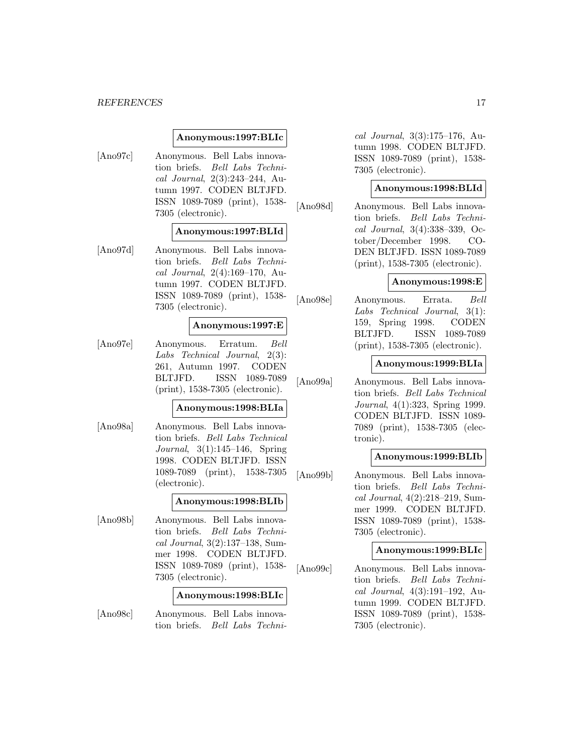**Anonymous:1997:BLIc**

[Ano97c] Anonymous. Bell Labs innovation briefs. *Bell Labs Technical Journal*, 2(3):243–244, Autumn 1997. CODEN BLTJFD. ISSN 1089-7089 (print), 1538-7305 (electronic).

**Anonymous:1997:BLId**

[Ano97d] Anonymous. Bell Labs innovation briefs. *Bell Labs Technical Journal*, 2(4):169–170, Autumn 1997. CODEN BLTJFD. ISSN 1089-7089 (print), 1538-7305 (electronic).

**Anonymous:1997:E**

[Ano97e] Anonymous. Erratum. *Bell Labs Technical Journal*, 2(3): 261, Autumn 1997. CODEN BLTJFD. ISSN 1089-7089 (print), 1538-7305 (electronic).

**Anonymous:1998:BLIa**

[Ano98a] Anonymous. Bell Labs innovation briefs. *Bell Labs Technical Journal*, 3(1):145–146, Spring 1998. CODEN BLTJFD. ISSN 1089-7089 (print), 1538-7305 (electronic).

**Anonymous:1998:BLIb**

[Ano98b] Anonymous. Bell Labs innovation briefs. *Bell Labs Technical Journal*, 3(2):137–138, Summer 1998. CODEN BLTJFD. ISSN 1089-7089 (print), 1538-7305 (electronic).

**Anonymous:1998:BLIc**

[Ano98c] Anonymous. Bell Labs innovation briefs. *Bell Labs Technical Journal*, 3(3):175–176, Autumn 1998. CODEN BLTJFD. ISSN 1089-7089 (print), 1538-7305 (electronic).

**Anonymous:1998:BLId**

[Ano98d] Anonymous. Bell Labs innovation briefs. *Bell Labs Technical Journal*, 3(4):338–339, October/December 1998. CODEN BLTJFD. ISSN 1089-7089 (print), 1538-7305 (electronic).

**Anonymous:1998:E**

[Ano98e] Anonymous. Errata. *Bell Labs Technical Journal*, 3(1): 159, Spring 1998. CODEN BLTJFD. ISSN 1089-7089 (print), 1538-7305 (electronic).

**Anonymous:1999:BLIa**

[Ano99a] Anonymous. Bell Labs innovation briefs. *Bell Labs Technical Journal*, 4(1):323, Spring 1999. CODEN BLTJFD. ISSN 1089-7089 (print), 1538-7305 (electronic).

**Anonymous:1999:BLIb**

[Ano99b] Anonymous. Bell Labs innovation briefs. *Bell Labs Technical Journal*, 4(2):218–219, Summer 1999. CODEN BLTJFD. ISSN 1089-7089 (print), 1538-7305 (electronic).

**Anonymous:1999:BLIc**

[Ano99c] Anonymous. Bell Labs innovation briefs. *Bell Labs Technical Journal*, 4(3):191–192, Autumn 1999. CODEN BLTJFD. ISSN 1089-7089 (print), 1538-7305 (electronic).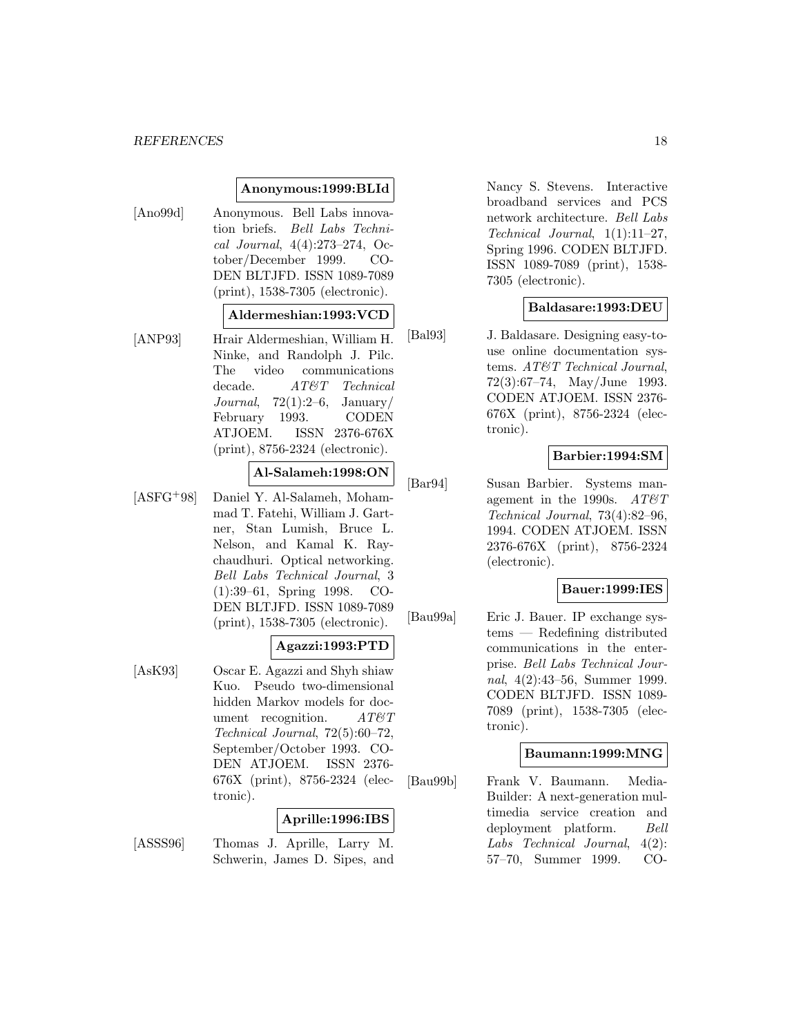**Anonymous:1999:BLId**

[Ano99d] Anonymous. Bell Labs innovation briefs. *Bell Labs Technical Journal*, 4(4):273–274, October/December 1999. CODEN BLTJFD. ISSN 1089-7089 (print), 1538-7305 (electronic).

**Aldermeshian:1993:VCD**

[ANP93] Hrair Aldermeshian, William H. Ninke, and Randolph J. Pilc. The video communications decade. *AT&T Technical Journal*, 72(1):2–6, January/ February 1993. CODEN ATJOEM. ISSN 2376-676X (print), 8756-2324 (electronic).

**Al-Salameh:1998:ON**

[ASFG+98] Daniel Y. Al-Salameh, Mohammad T. Fatehi, William J. Gartner, Stan Lumish, Bruce L. Nelson, and Kamal K. Raychaudhuri. Optical networking. *Bell Labs Technical Journal*, 3 (1):39–61, Spring 1998. CODEN BLTJFD. ISSN 1089-7089 (print), 1538-7305 (electronic).

**Agazzi:1993:PTD**

[AsK93] Oscar E. Agazzi and Shyh shiaw Kuo. Pseudo two-dimensional hidden Markov models for document recognition. *AT&T Technical Journal*, 72(5):60–72, September/October 1993. CODEN ATJOEM. ISSN 2376-676X (print), 8756-2324 (electronic).

**Aprille:1996:IBS**

[ASSS96] Thomas J. Aprille, Larry M. Schwerin, James D. Sipes, and Nancy S. Stevens. Interactive broadband services and PCS network architecture. *Bell Labs Technical Journal*, 1(1):11–27, Spring 1996. CODEN BLTJFD. ISSN 1089-7089 (print), 1538-7305 (electronic).

**Baldasare:1993:DEU**

[Bal93] J. Baldasare. Designing easy-to-use online documentation systems. *AT&T Technical Journal*, 72(3):67–74, May/June 1993. CODEN ATJOEM. ISSN 2376-676X (print), 8756-2324 (electronic).

**Barbier:1994:SM**

[Bar94] Susan Barbier. Systems management in the 1990s. *AT&T Technical Journal*, 73(4):82–96, 1994. CODEN ATJOEM. ISSN 2376-676X (print), 8756-2324 (electronic).

**Bauer:1999:IES**

[Bau99a] Eric J. Bauer. IP exchange systems — Redefining distributed communications in the enterprise. *Bell Labs Technical Journal*, 4(2):43–56, Summer 1999. CODEN BLTJFD. ISSN 1089-7089 (print), 1538-7305 (electronic).

**Baumann:1999:MNG**

[Bau99b] Frank V. Baumann. Media-Builder: A next-generation multimedia service creation and deployment platform. *Bell Labs Technical Journal*, 4(2): 57–70, Summer 1999. CO-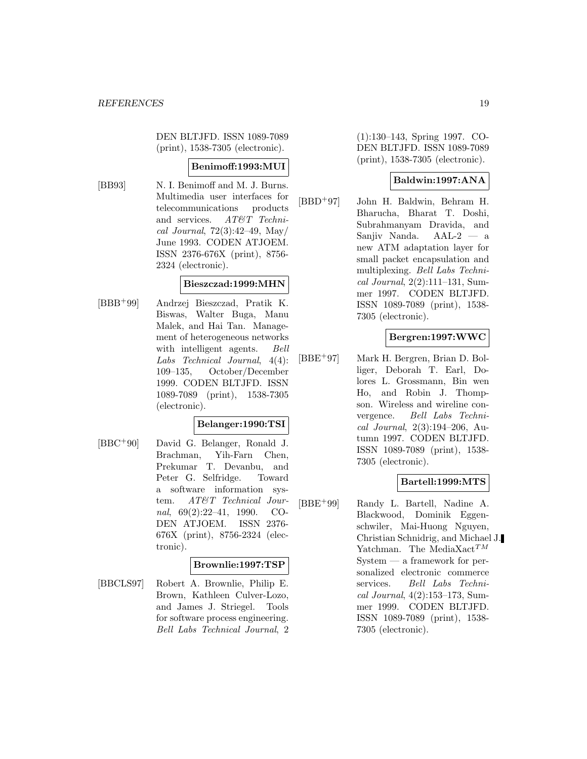DEN BLTJFD. ISSN 1089-7089 (print), 1538-7305 (electronic).

**Benimoff:1993:MUI**

[BB93] N. I. Benimoff and M. J. Burns. Multimedia user interfaces for telecommunications products and services. *AT&T Technical Journal*, 72(3):42–49, May/ June 1993. CODEN ATJOEM. ISSN 2376-676X (print), 8756-2324 (electronic).

**Bieszczad:1999:MHN**

[BBB+99] Andrzej Bieszczad, Pratik K. Biswas, Walter Buga, Manu Malek, and Hai Tan. Management of heterogeneous networks with intelligent agents. *Bell Labs Technical Journal*, 4(4): 109–135, October/December 1999. CODEN BLTJFD. ISSN 1089-7089 (print), 1538-7305 (electronic).

**Belanger:1990:TSI**

[BBC+90] David G. Belanger, Ronald J. Brachman, Yih-Farn Chen, Prekumar T. Devanbu, and Peter G. Selfridge. Toward a software information system. *AT&T Technical Journal*, 69(2):22–41, 1990. CODEN ATJOEM. ISSN 2376-676X (print), 8756-2324 (electronic).

**Brownlie:1997:TSP**

[BBCLS97] Robert A. Brownlie, Philip E. Brown, Kathleen Culver-Lozo, and James J. Striegel. Tools for software process engineering. *Bell Labs Technical Journal*, 2 (1):130–143, Spring 1997. CODEN BLTJFD. ISSN 1089-7089 (print), 1538-7305 (electronic).

**Baldwin:1997:ANA**

[BBD+97] John H. Baldwin, Behram H. Bharucha, Bharat T. Doshi, Subrahmanyam Dravida, and Sanjiv Nanda. AAL-2 — a new ATM adaptation layer for small packet encapsulation and multiplexing. *Bell Labs Technical Journal*, 2(2):111–131, Summer 1997. CODEN BLTJFD. ISSN 1089-7089 (print), 1538-7305 (electronic).

**Bergren:1997:WWC**

[BBE+97] Mark H. Bergren, Brian D. Bolliger, Deborah T. Earl, Dolores L. Grossmann, Bin wen Ho, and Robin J. Thompson. Wireless and wireline convergence. *Bell Labs Technical Journal*, 2(3):194–206, Autumn 1997. CODEN BLTJFD. ISSN 1089-7089 (print), 1538-7305 (electronic).

**Bartell:1999:MTS**

[BBE+99] Randy L. Bartell, Nadine A. Blackwood, Dominik Eggenschwiler, Mai-Huong Nguyen, Christian Schnidrig, and Michael J. Yatchman. The MediaXact$^{TM}$ System — a framework for personalized electronic commerce services. *Bell Labs Technical Journal*, 4(2):153–173, Summer 1999. CODEN BLTJFD. ISSN 1089-7089 (print), 1538-7305 (electronic).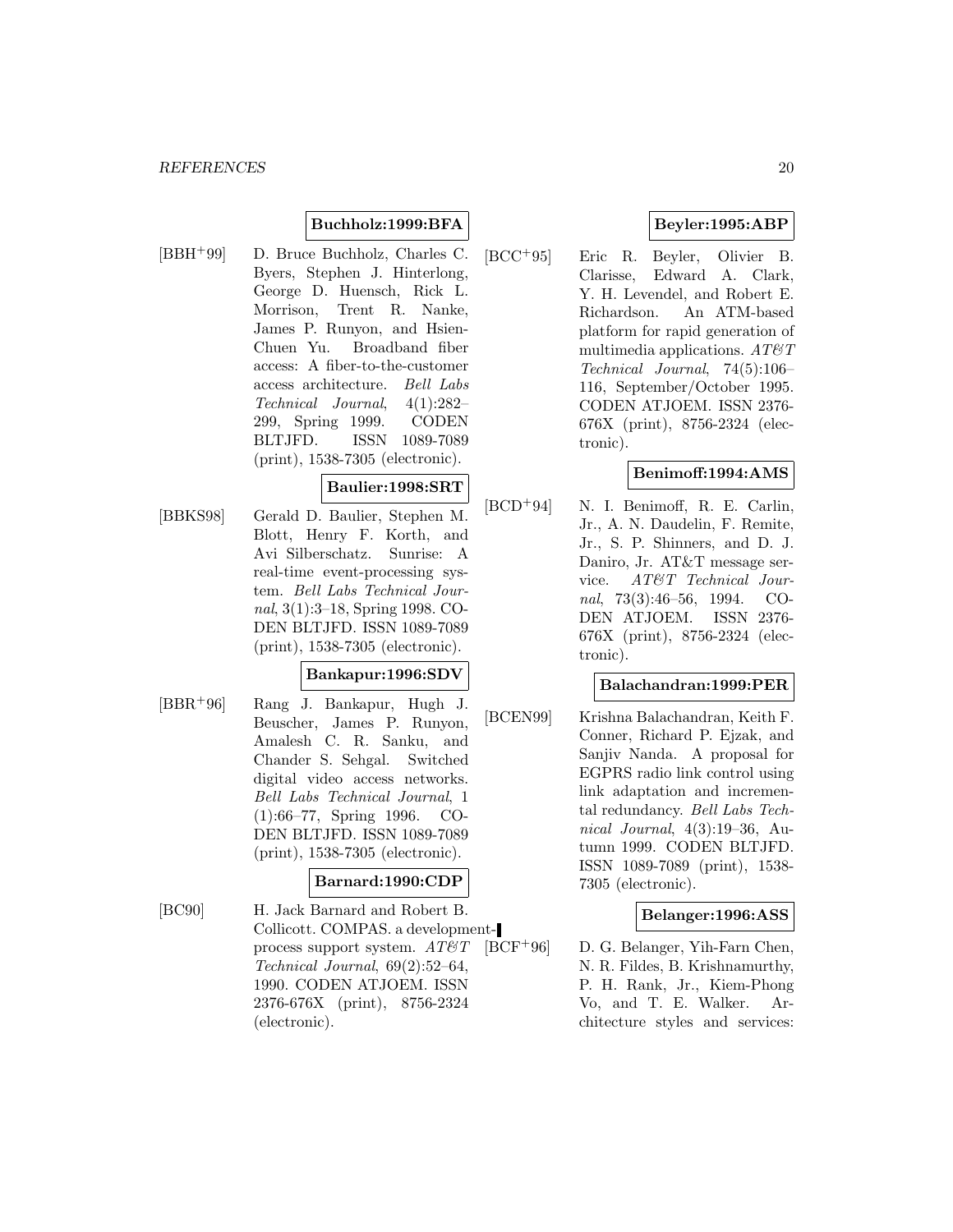**Buchholz:1999:BFA**

[BBH+99] D. Bruce Buchholz, Charles C. Byers, Stephen J. Hinterlong, George D. Huensch, Rick L. Morrison, Trent R. Nanke, James P. Runyon, and Hsien-Chuen Yu. Broadband fiber access: A fiber-to-the-customer access architecture. *Bell Labs Technical Journal*, 4(1):282–299, Spring 1999. CODEN BLTJFD. ISSN 1089-7089 (print), 1538-7305 (electronic).

**Baulier:1998:SRT**

[BBKS98] Gerald D. Baulier, Stephen M. Blott, Henry F. Korth, and Avi Silberschatz. Sunrise: A real-time event-processing system. *Bell Labs Technical Journal*, 3(1):3–18, Spring 1998. CODEN BLTJFD. ISSN 1089-7089 (print), 1538-7305 (electronic).

**Bankapur:1996:SDV**

[BBR+96] Rang J. Bankapur, Hugh J. Beuscher, James P. Runyon, Amalesh C. R. Sanku, and Chander S. Sehgal. Switched digital video access networks. *Bell Labs Technical Journal*, 1 (1):66–77, Spring 1996. CODEN BLTJFD. ISSN 1089-7089 (print), 1538-7305 (electronic).

**Barnard:1990:CDP**

[BC90] H. Jack Barnard and Robert B. Collicott. COMPAS. a development-process support system. *AT&T Technical Journal*, 69(2):52–64, 1990. CODEN ATJOEM. ISSN 2376-676X (print), 8756-2324 (electronic).

**Beyler:1995:ABP**

[BCC+95] Eric R. Beyler, Olivier B. Clarisse, Edward A. Clark, Y. H. Levendel, and Robert E. Richardson. An ATM-based platform for rapid generation of multimedia applications. *AT&T Technical Journal*, 74(5):106–116, September/October 1995. CODEN ATJOEM. ISSN 2376-676X (print), 8756-2324 (electronic).

**Benimoff:1994:AMS**

[BCD+94] N. I. Benimoff, R. E. Carlin, Jr., A. N. Daudelin, F. Remite, Jr., S. P. Shinners, and D. J. Daniro, Jr. AT&T message service. *AT&T Technical Journal*, 73(3):46–56, 1994. CODEN ATJOEM. ISSN 2376-676X (print), 8756-2324 (electronic).

**Balachandran:1999:PER**

[BCEN99] Krishna Balachandran, Keith F. Conner, Richard P. Ejzak, and Sanjiv Nanda. A proposal for EGPRS radio link control using link adaptation and incremental redundancy. *Bell Labs Technical Journal*, 4(3):19–36, Autumn 1999. CODEN BLTJFD. ISSN 1089-7089 (print), 1538-7305 (electronic).

**Belanger:1996:ASS**

[BCF+96] D. G. Belanger, Yih-Farn Chen, N. R. Fildes, B. Krishnamurthy, P. H. Rank, Jr., Kiem-Phong Vo, and T. E. Walker. Architecture styles and services: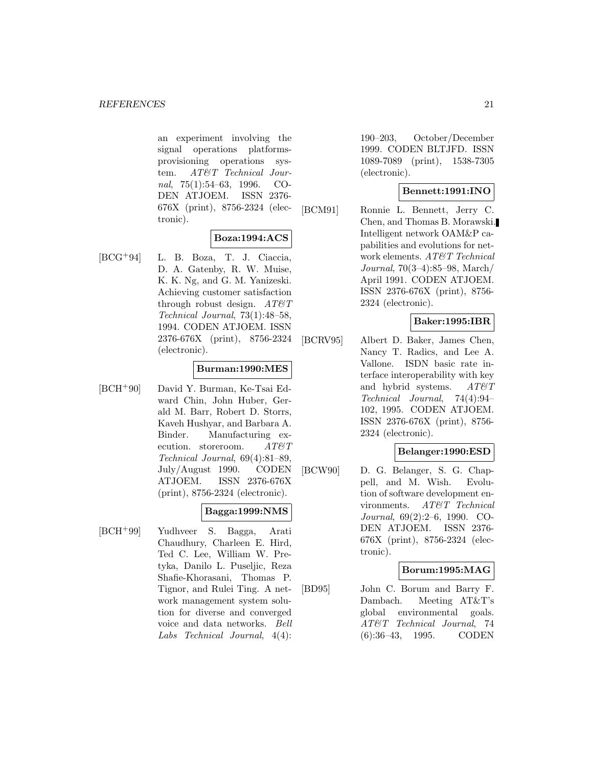an experiment involving the signal operations platforms-provisioning operations system. *AT&T Technical Journal*, 75(1):54–63, 1996. CODEN ATJOEM. ISSN 2376-676X (print), 8756-2324 (electronic).

**Boza:1994:ACS**

[BCG+94] L. B. Boza, T. J. Ciaccia, D. A. Gatenby, R. W. Muise, K. K. Ng, and G. M. Yanizeski. Achieving customer satisfaction through robust design. *AT&T Technical Journal*, 73(1):48–58, 1994. CODEN ATJOEM. ISSN 2376-676X (print), 8756-2324 (electronic).

**Burman:1990:MES**

[BCH+90] David Y. Burman, Ke-Tsai Edward Chin, John Huber, Gerald M. Barr, Robert D. Storrs, Kaveh Hushyar, and Barbara A. Binder. Manufacturing execution. storeroom. *AT&T Technical Journal*, 69(4):81–89, July/August 1990. CODEN ATJOEM. ISSN 2376-676X (print), 8756-2324 (electronic).

**Bagga:1999:NMS**

[BCH+99] Yudhveer S. Bagga, Arati Chaudhury, Charleen E. Hird, Ted C. Lee, William W. Pretyka, Danilo L. Puseljic, Reza Shafie-Khorasani, Thomas P. Tignor, and Rulei Ting. A network management system solution for diverse and converged voice and data networks. *Bell Labs Technical Journal*, 4(4): 190–203, October/December 1999. CODEN BLTJFD. ISSN 1089-7089 (print), 1538-7305 (electronic).

**Bennett:1991:INO**

[BCM91] Ronnie L. Bennett, Jerry C. Chen, and Thomas B. Morawski. Intelligent network OAM&P capabilities and evolutions for network elements. *AT&T Technical Journal*, 70(3–4):85–98, March/April 1991. CODEN ATJOEM. ISSN 2376-676X (print), 8756-2324 (electronic).

**Baker:1995:IBR**

[BCRV95] Albert D. Baker, James Chen, Nancy T. Radics, and Lee A. Vallone. ISDN basic rate interface interoperability with key and hybrid systems. *AT&T Technical Journal*, 74(4):94–102, 1995. CODEN ATJOEM. ISSN 2376-676X (print), 8756-2324 (electronic).

**Belanger:1990:ESD**

[BCW90] D. G. Belanger, S. G. Chappell, and M. Wish. Evolution of software development environments. *AT&T Technical Journal*, 69(2):2–6, 1990. CODEN ATJOEM. ISSN 2376-676X (print), 8756-2324 (electronic).

**Borum:1995:MAG**

[BD95] John C. Borum and Barry F. Dambach. Meeting AT&T's global environmental goals. *AT&T Technical Journal*, 74 (6):36–43, 1995. CODEN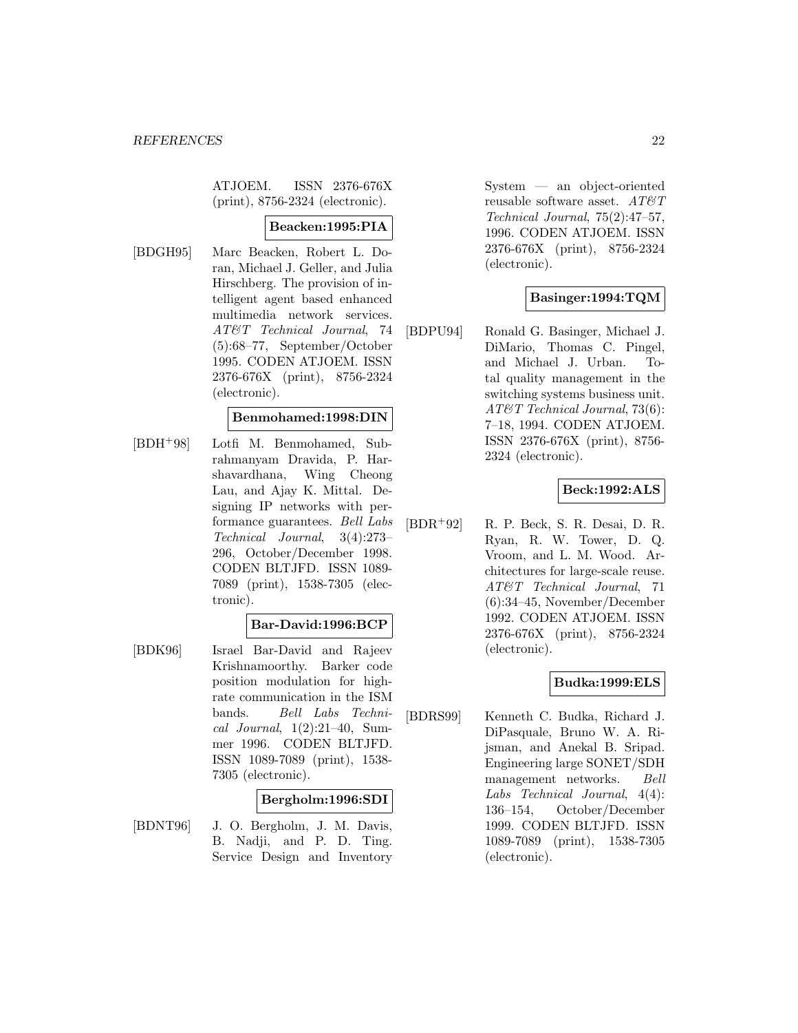ATJOEM. ISSN 2376-676X (print), 8756-2324 (electronic).

**Beacken:1995:PIA**

[BDGH95] Marc Beacken, Robert L. Doran, Michael J. Geller, and Julia Hirschberg. The provision of intelligent agent based enhanced multimedia network services. *AT&T Technical Journal*, 74 (5):68–77, September/October 1995. CODEN ATJOEM. ISSN 2376-676X (print), 8756-2324 (electronic).

**Benmohamed:1998:DIN**

[BDH+98] Lotfi M. Benmohamed, Subrahmanyam Dravida, P. Harshavardhana, Wing Cheong Lau, and Ajay K. Mittal. Designing IP networks with performance guarantees. *Bell Labs Technical Journal*, 3(4):273–296, October/December 1998. CODEN BLTJFD. ISSN 1089-7089 (print), 1538-7305 (electronic).

**Bar-David:1996:BCP**

[BDK96] Israel Bar-David and Rajeev Krishnamoorthy. Barker code position modulation for high-rate communication in the ISM bands. *Bell Labs Technical Journal*, 1(2):21–40, Summer 1996. CODEN BLTJFD. ISSN 1089-7089 (print), 1538-7305 (electronic).

**Bergholm:1996:SDI**

[BDNT96] J. O. Bergholm, J. M. Davis, B. Nadji, and P. D. Ting. Service Design and Inventory System — an object-oriented reusable software asset. *AT&T Technical Journal*, 75(2):47–57, 1996. CODEN ATJOEM. ISSN 2376-676X (print), 8756-2324 (electronic).

**Basinger:1994:TQM**

[BDPU94] Ronald G. Basinger, Michael J. DiMario, Thomas C. Pingel, and Michael J. Urban. Total quality management in the switching systems business unit. *AT&T Technical Journal*, 73(6): 7–18, 1994. CODEN ATJOEM. ISSN 2376-676X (print), 8756-2324 (electronic).

**Beck:1992:ALS**

[BDR+92] R. P. Beck, S. R. Desai, D. R. Ryan, R. W. Tower, D. Q. Vroom, and L. M. Wood. Architectures for large-scale reuse. *AT&T Technical Journal*, 71 (6):34–45, November/December 1992. CODEN ATJOEM. ISSN 2376-676X (print), 8756-2324 (electronic).

**Budka:1999:ELS**

[BDRS99] Kenneth C. Budka, Richard J. DiPasquale, Bruno W. A. Rijsman, and Anekal B. Sripad. Engineering large SONET/SDH management networks. *Bell Labs Technical Journal*, 4(4): 136–154, October/December 1999. CODEN BLTJFD. ISSN 1089-7089 (print), 1538-7305 (electronic).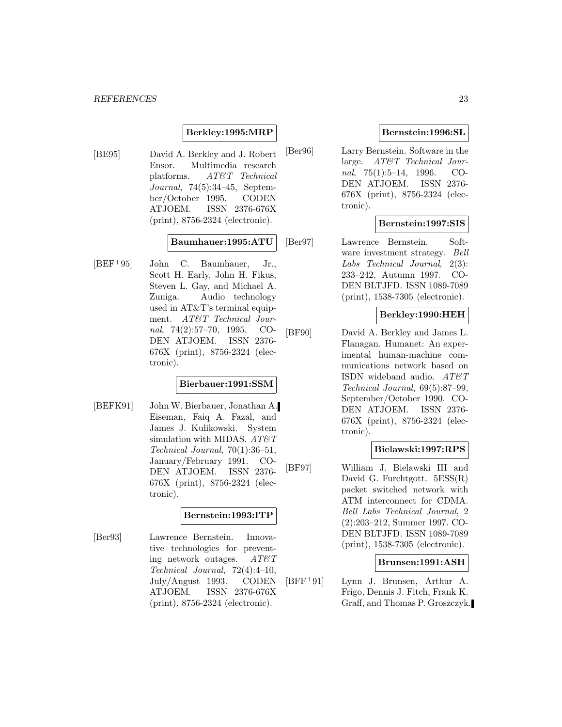**Berkley:1995:MRP**

[BE95] David A. Berkley and J. Robert Ensor. Multimedia research platforms. *AT&T Technical Journal*, 74(5):34–45, September/October 1995. CODEN ATJOEM. ISSN 2376-676X (print), 8756-2324 (electronic).

**Baumhauer:1995:ATU**

[BEF+95] John C. Baumhauer, Jr., Scott H. Early, John H. Fikus, Steven L. Gay, and Michael A. Zuniga. Audio technology used in AT&T's terminal equipment. *AT&T Technical Journal*, 74(2):57–70, 1995. CODEN ATJOEM. ISSN 2376-676X (print), 8756-2324 (electronic).

**Bierbauer:1991:SSM**

[BEFK91] John W. Bierbauer, Jonathan A. Eiseman, Faiq A. Fazal, and James J. Kulikowski. System simulation with MIDAS. *AT&T Technical Journal*, 70(1):36–51, January/February 1991. CODEN ATJOEM. ISSN 2376-676X (print), 8756-2324 (electronic).

**Bernstein:1993:ITP**

[Ber93] Lawrence Bernstein. Innovative technologies for preventing network outages. *AT&T Technical Journal*, 72(4):4–10, July/August 1993. CODEN ATJOEM. ISSN 2376-676X (print), 8756-2324 (electronic).

**Bernstein:1996:SL**

[Ber96] Larry Bernstein. Software in the large. *AT&T Technical Journal*, 75(1):5–14, 1996. CODEN ATJOEM. ISSN 2376-676X (print), 8756-2324 (electronic).

**Bernstein:1997:SIS**

[Ber97] Lawrence Bernstein. Software investment strategy. *Bell Labs Technical Journal*, 2(3): 233–242, Autumn 1997. CODEN BLTJFD. ISSN 1089-7089 (print), 1538-7305 (electronic).

**Berkley:1990:HEH**

[BF90] David A. Berkley and James L. Flanagan. Humanet: An experimental human-machine communications network based on ISDN wideband audio. *AT&T Technical Journal*, 69(5):87–99, September/October 1990. CODEN ATJOEM. ISSN 2376-676X (print), 8756-2324 (electronic).

**Bielawski:1997:RPS**

[BF97] William J. Bielawski III and David G. Furchtgott. 5ESS(R) packet switched network with ATM interconnect for CDMA. *Bell Labs Technical Journal*, 2 (2):203–212, Summer 1997. CODEN BLTJFD. ISSN 1089-7089 (print), 1538-7305 (electronic).

**Brunsen:1991:ASH**

[BFF+91] Lynn J. Brunsen, Arthur A. Frigo, Dennis J. Fitch, Frank K. Graff, and Thomas P. Groszczyk.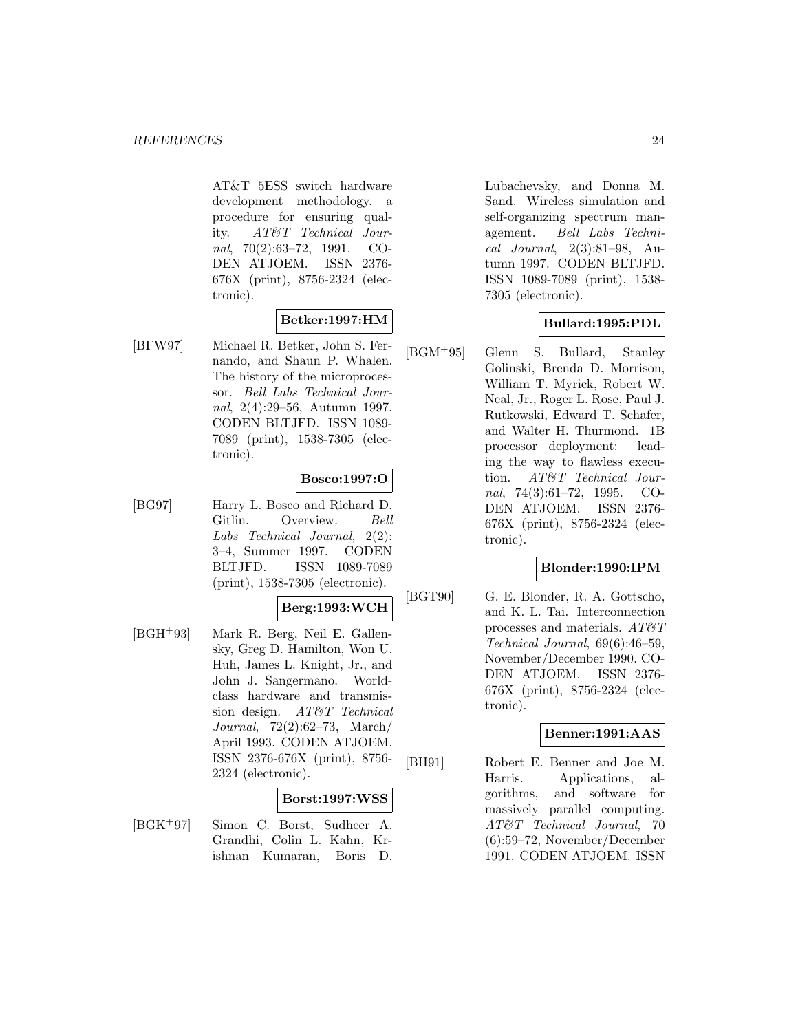AT&T 5ESS switch hardware development methodology. a procedure for ensuring quality. *AT&T Technical Journal*, 70(2):63–72, 1991. CODEN ATJOEM. ISSN 2376-676X (print), 8756-2324 (electronic).

**Betker:1997:HM**

[BFW97] Michael R. Betker, John S. Fernando, and Shaun P. Whalen. The history of the microprocessor. *Bell Labs Technical Journal*, 2(4):29–56, Autumn 1997. CODEN BLTJFD. ISSN 1089-7089 (print), 1538-7305 (electronic).

**Bosco:1997:O**

[BG97] Harry L. Bosco and Richard D. Gitlin. Overview. *Bell Labs Technical Journal*, 2(2): 3–4, Summer 1997. CODEN BLTJFD. ISSN 1089-7089 (print), 1538-7305 (electronic).

**Berg:1993:WCH**

[BGH+93] Mark R. Berg, Neil E. Gallensky, Greg D. Hamilton, Won U. Huh, James L. Knight, Jr., and John J. Sangermano. Worldclass hardware and transmission design. *AT&T Technical Journal*, 72(2):62–73, March/April 1993. CODEN ATJOEM. ISSN 2376-676X (print), 8756-2324 (electronic).

**Borst:1997:WSS**

[BGK+97] Simon C. Borst, Sudheer A. Grandhi, Colin L. Kahn, Krishnan Kumaran, Boris D. Lubachevsky, and Donna M. Sand. Wireless simulation and self-organizing spectrum management. *Bell Labs Technical Journal*, 2(3):81–98, Autumn 1997. CODEN BLTJFD. ISSN 1089-7089 (print), 1538-7305 (electronic).

**Bullard:1995:PDL**

[BGM+95] Glenn S. Bullard, Stanley Golinski, Brenda D. Morrison, William T. Myrick, Robert W. Neal, Jr., Roger L. Rose, Paul J. Rutkowski, Edward T. Schafer, and Walter H. Thurmond. 1B processor deployment: leading the way to flawless execution. *AT&T Technical Journal*, 74(3):61–72, 1995. CODEN ATJOEM. ISSN 2376-676X (print), 8756-2324 (electronic).

**Blonder:1990:IPM**

[BGT90] G. E. Blonder, R. A. Gottscho, and K. L. Tai. Interconnection processes and materials. *AT&T Technical Journal*, 69(6):46–59, November/December 1990. CODEN ATJOEM. ISSN 2376-676X (print), 8756-2324 (electronic).

**Benner:1991:AAS**

[BH91] Robert E. Benner and Joe M. Harris. Applications, algorithms, and software for massively parallel computing. *AT&T Technical Journal*, 70 (6):59–72, November/December 1991. CODEN ATJOEM. ISSN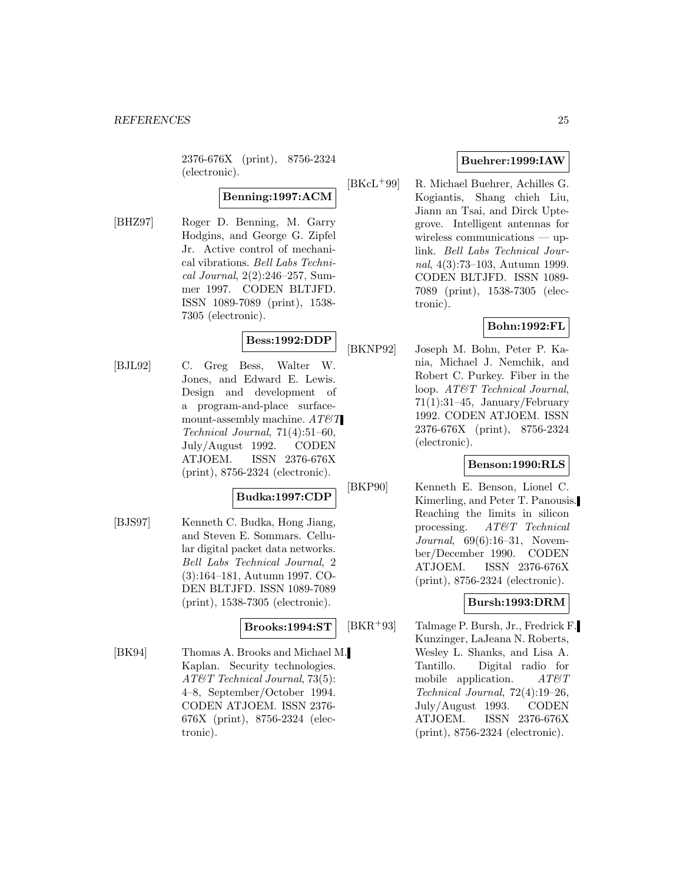2376-676X (print), 8756-2324 (electronic).

**Benning:1997:ACM**

[BHZ97] Roger D. Benning, M. Garry Hodgins, and George G. Zipfel Jr. Active control of mechanical vibrations. *Bell Labs Technical Journal*, 2(2):246–257, Summer 1997. CODEN BLTJFD. ISSN 1089-7089 (print), 1538-7305 (electronic).

**Bess:1992:DDP**

[BJL92] C. Greg Bess, Walter W. Jones, and Edward E. Lewis. Design and development of a program-and-place surface-mount-assembly machine. *AT&T Technical Journal*, 71(4):51–60, July/August 1992. CODEN ATJOEM. ISSN 2376-676X (print), 8756-2324 (electronic).

**Budka:1997:CDP**

[BJS97] Kenneth C. Budka, Hong Jiang, and Steven E. Sommars. Cellular digital packet data networks. *Bell Labs Technical Journal*, 2 (3):164–181, Autumn 1997. CODEN BLTJFD. ISSN 1089-7089 (print), 1538-7305 (electronic).

**Brooks:1994:ST**

[BK94] Thomas A. Brooks and Michael M. Kaplan. Security technologies. *AT&T Technical Journal*, 73(5): 4–8, September/October 1994. CODEN ATJOEM. ISSN 2376-676X (print), 8756-2324 (electronic).

**Buehrer:1999:IAW**

[BKcL+99] R. Michael Buehrer, Achilles G. Kogiantis, Shang chieh Liu, Jiann an Tsai, and Dirck Uptegrove. Intelligent antennas for wireless communications — uplink. *Bell Labs Technical Journal*, 4(3):73–103, Autumn 1999. CODEN BLTJFD. ISSN 1089-7089 (print), 1538-7305 (electronic).

**Bohn:1992:FL**

[BKNP92] Joseph M. Bohn, Peter P. Kania, Michael J. Nemchik, and Robert C. Purkey. Fiber in the loop. *AT&T Technical Journal*, 71(1):31–45, January/February 1992. CODEN ATJOEM. ISSN 2376-676X (print), 8756-2324 (electronic).

**Benson:1990:RLS**

[BKP90] Kenneth E. Benson, Lionel C. Kimerling, and Peter T. Panousis. Reaching the limits in silicon processing. *AT&T Technical Journal*, 69(6):16–31, November/December 1990. CODEN ATJOEM. ISSN 2376-676X (print), 8756-2324 (electronic).

**Bursh:1993:DRM**

[BKR+93] Talmage P. Bursh, Jr., Fredrick F. Kunzinger, LaJeana N. Roberts, Wesley L. Shanks, and Lisa A. Tantillo. Digital radio for mobile application. *AT&T Technical Journal*, 72(4):19–26, July/August 1993. CODEN ATJOEM. ISSN 2376-676X (print), 8756-2324 (electronic).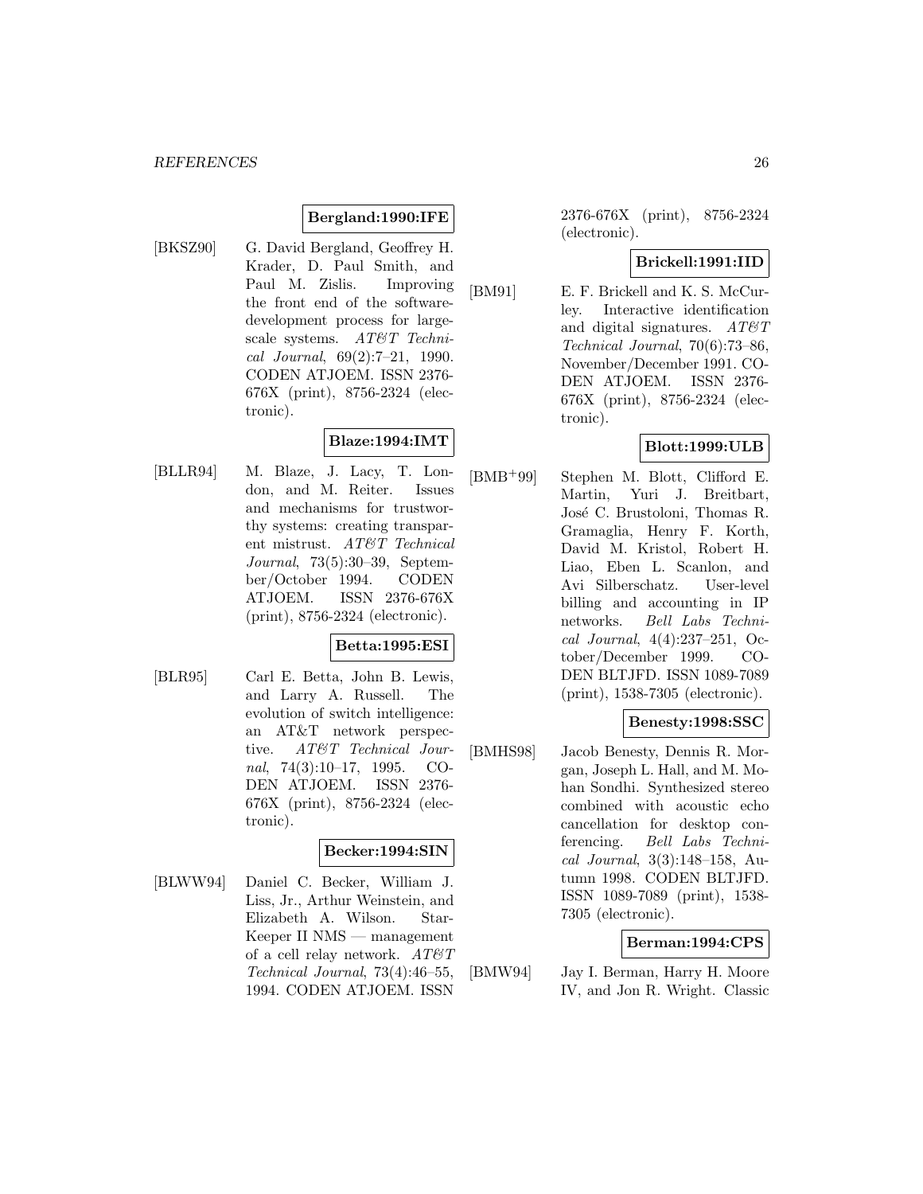**Bergland:1990:IFE**

[BKSZ90] G. David Bergland, Geoffrey H. Krader, D. Paul Smith, and Paul M. Zislis. Improving the front end of the software-development process for large-scale systems. *AT&T Technical Journal*, 69(2):7–21, 1990. CODEN ATJOEM. ISSN 2376-676X (print), 8756-2324 (electronic).

**Blaze:1994:IMT**

[BLLR94] M. Blaze, J. Lacy, T. London, and M. Reiter. Issues and mechanisms for trustworthy systems: creating transparent mistrust. *AT&T Technical Journal*, 73(5):30–39, September/October 1994. CODEN ATJOEM. ISSN 2376-676X (print), 8756-2324 (electronic).

**Betta:1995:ESI**

[BLR95] Carl E. Betta, John B. Lewis, and Larry A. Russell. The evolution of switch intelligence: an AT&T network perspective. *AT&T Technical Journal*, 74(3):10–17, 1995. CODEN ATJOEM. ISSN 2376-676X (print), 8756-2324 (electronic).

**Becker:1994:SIN**

[BLWW94] Daniel C. Becker, William J. Liss, Jr., Arthur Weinstein, and Elizabeth A. Wilson. Star-Keeper II NMS — management of a cell relay network. *AT&T Technical Journal*, 73(4):46–55, 1994. CODEN ATJOEM. ISSN 2376-676X (print), 8756-2324 (electronic).

**Brickell:1991:IID**

[BM91] E. F. Brickell and K. S. McCurley. Interactive identification and digital signatures. *AT&T Technical Journal*, 70(6):73–86, November/December 1991. CODEN ATJOEM. ISSN 2376-676X (print), 8756-2324 (electronic).

**Blott:1999:ULB**

[BMB+99] Stephen M. Blott, Clifford E. Martin, Yuri J. Breitbart, José C. Brustoloni, Thomas R. Gramaglia, Henry F. Korth, David M. Kristol, Robert H. Liao, Eben L. Scanlon, and Avi Silberschatz. User-level billing and accounting in IP networks. *Bell Labs Technical Journal*, 4(4):237–251, October/December 1999. CODEN BLTJFD. ISSN 1089-7089 (print), 1538-7305 (electronic).

**Benesty:1998:SSC**

[BMHS98] Jacob Benesty, Dennis R. Morgan, Joseph L. Hall, and M. Mohan Sondhi. Synthesized stereo combined with acoustic echo cancellation for desktop conferencing. *Bell Labs Technical Journal*, 3(3):148–158, Autumn 1998. CODEN BLTJFD. ISSN 1089-7089 (print), 1538-7305 (electronic).

**Berman:1994:CPS**

[BMW94] Jay I. Berman, Harry H. Moore IV, and Jon R. Wright. Classic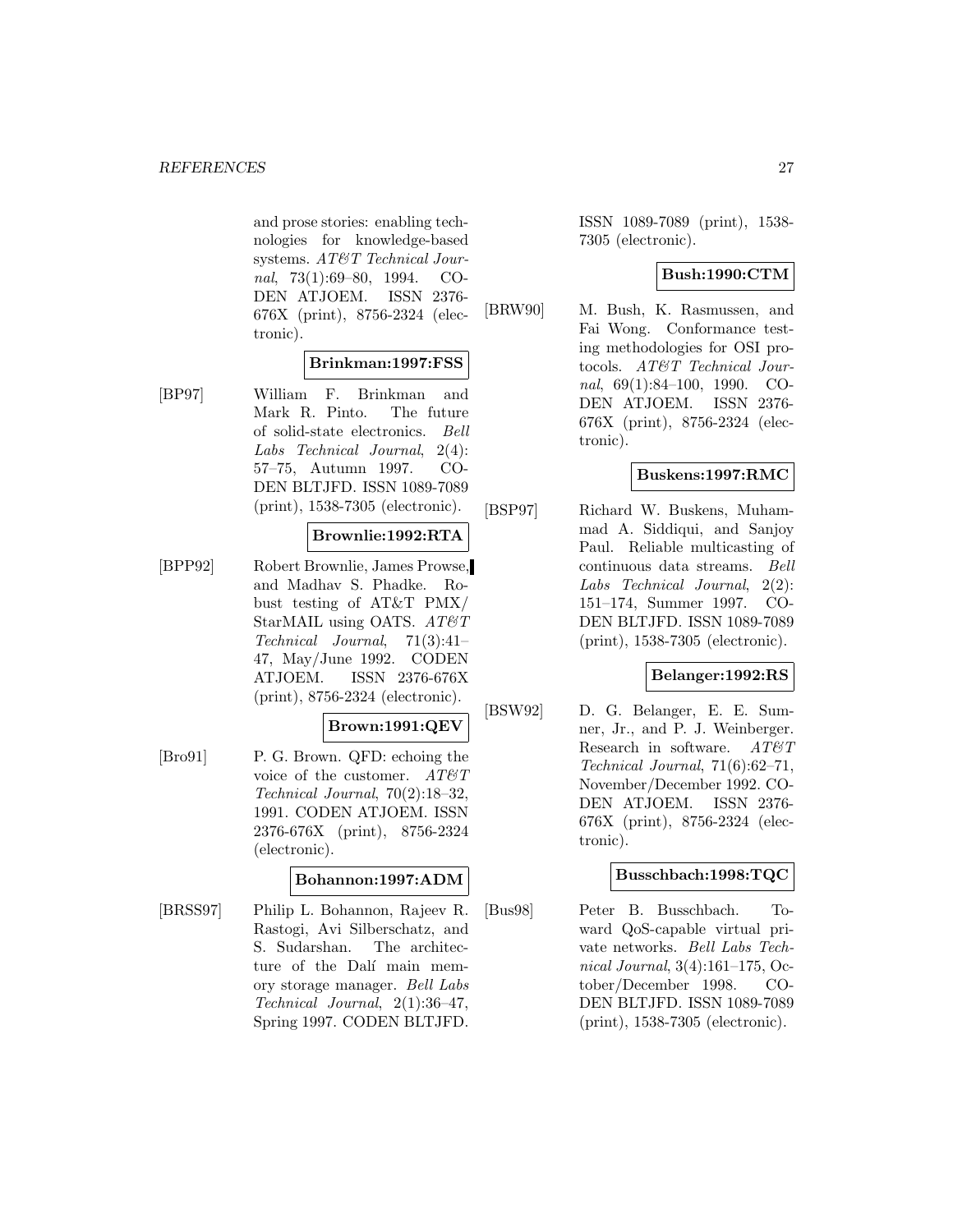and prose stories: enabling technologies for knowledge-based systems. *AT&T Technical Journal*, 73(1):69–80, 1994. CODEN ATJOEM. ISSN 2376-676X (print), 8756-2324 (electronic).

**Brinkman:1997:FSS**

[BP97] William F. Brinkman and Mark R. Pinto. The future of solid-state electronics. *Bell Labs Technical Journal*, 2(4): 57–75, Autumn 1997. CODEN BLTJFD. ISSN 1089-7089 (print), 1538-7305 (electronic).

**Brownlie:1992:RTA**

[BPP92] Robert Brownlie, James Prowse, and Madhav S. Phadke. Robust testing of AT&T PMX/StarMAIL using OATS. *AT&T Technical Journal*, 71(3):41–47, May/June 1992. CODEN ATJOEM. ISSN 2376-676X (print), 8756-2324 (electronic).

**Brown:1991:QEV**

[Bro91] P. G. Brown. QFD: echoing the voice of the customer. *AT&T Technical Journal*, 70(2):18–32, 1991. CODEN ATJOEM. ISSN 2376-676X (print), 8756-2324 (electronic).

**Bohannon:1997:ADM**

[BRSS97] Philip L. Bohannon, Rajeev R. Rastogi, Avi Silberschatz, and S. Sudarshan. The architecture of the Dalí main memory storage manager. *Bell Labs Technical Journal*, 2(1):36–47, Spring 1997. CODEN BLTJFD. ISSN 1089-7089 (print), 1538-7305 (electronic).

**Bush:1990:CTM**

[BRW90] M. Bush, K. Rasmussen, and Fai Wong. Conformance testing methodologies for OSI protocols. *AT&T Technical Journal*, 69(1):84–100, 1990. CODEN ATJOEM. ISSN 2376-676X (print), 8756-2324 (electronic).

**Buskens:1997:RMC**

[BSP97] Richard W. Buskens, Muhammad A. Siddiqui, and Sanjoy Paul. Reliable multicasting of continuous data streams. *Bell Labs Technical Journal*, 2(2): 151–174, Summer 1997. CODEN BLTJFD. ISSN 1089-7089 (print), 1538-7305 (electronic).

**Belanger:1992:RS**

[BSW92] D. G. Belanger, E. E. Sumner, Jr., and P. J. Weinberger. Research in software. *AT&T Technical Journal*, 71(6):62–71, November/December 1992. CODEN ATJOEM. ISSN 2376-676X (print), 8756-2324 (electronic).

**Busschbach:1998:TQC**

[Bus98] Peter B. Busschbach. Toward QoS-capable virtual private networks. *Bell Labs Technical Journal*, 3(4):161–175, October/December 1998. CODEN BLTJFD. ISSN 1089-7089 (print), 1538-7305 (electronic).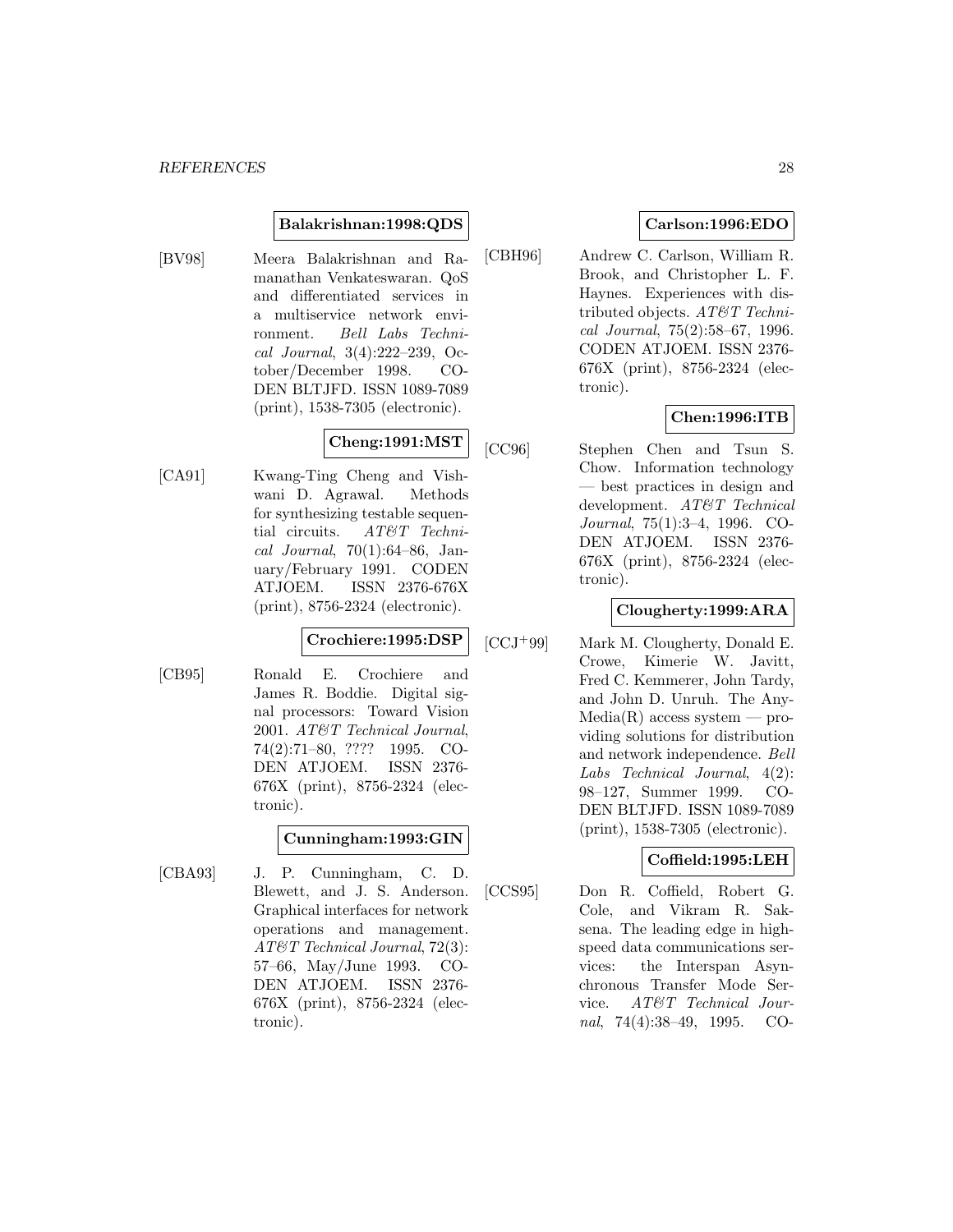**Balakrishnan:1998:QDS**

[BV98] Meera Balakrishnan and Ramanathan Venkateswaran. QoS and differentiated services in a multiservice network environment. *Bell Labs Technical Journal*, 3(4):222–239, October/December 1998. CODEN BLTJFD. ISSN 1089-7089 (print), 1538-7305 (electronic).

**Cheng:1991:MST**

[CA91] Kwang-Ting Cheng and Vishwani D. Agrawal. Methods for synthesizing testable sequential circuits. *AT&T Technical Journal*, 70(1):64–86, January/February 1991. CODEN ATJOEM. ISSN 2376-676X (print), 8756-2324 (electronic).

**Crochiere:1995:DSP**

[CB95] Ronald E. Crochiere and James R. Boddie. Digital signal processors: Toward Vision 2001. *AT&T Technical Journal*, 74(2):71–80, ???? 1995. CODEN ATJOEM. ISSN 2376-676X (print), 8756-2324 (electronic).

**Cunningham:1993:GIN**

[CBA93] J. P. Cunningham, C. D. Blewett, and J. S. Anderson. Graphical interfaces for network operations and management. *AT&T Technical Journal*, 72(3): 57–66, May/June 1993. CODEN ATJOEM. ISSN 2376-676X (print), 8756-2324 (electronic).

**Carlson:1996:EDO**

[CBH96] Andrew C. Carlson, William R. Brook, and Christopher L. F. Haynes. Experiences with distributed objects. *AT&T Technical Journal*, 75(2):58–67, 1996. CODEN ATJOEM. ISSN 2376-676X (print), 8756-2324 (electronic).

**Chen:1996:ITB**

[CC96] Stephen Chen and Tsun S. Chow. Information technology — best practices in design and development. *AT&T Technical Journal*, 75(1):3–4, 1996. CODEN ATJOEM. ISSN 2376-676X (print), 8756-2324 (electronic).

**Clougherty:1999:ARA**

[CCJ+99] Mark M. Clougherty, Donald E. Crowe, Kimerie W. Javitt, Fred C. Kemmerer, John Tardy, and John D. Unruh. The AnyMedia(R) access system — providing solutions for distribution and network independence. *Bell Labs Technical Journal*, 4(2): 98–127, Summer 1999. CODEN BLTJFD. ISSN 1089-7089 (print), 1538-7305 (electronic).

**Coffield:1995:LEH**

[CCS95] Don R. Coffield, Robert G. Cole, and Vikram R. Saksena. The leading edge in high-speed data communications services: the Interspan Asynchronous Transfer Mode Service. *AT&T Technical Journal*, 74(4):38–49, 1995. CO-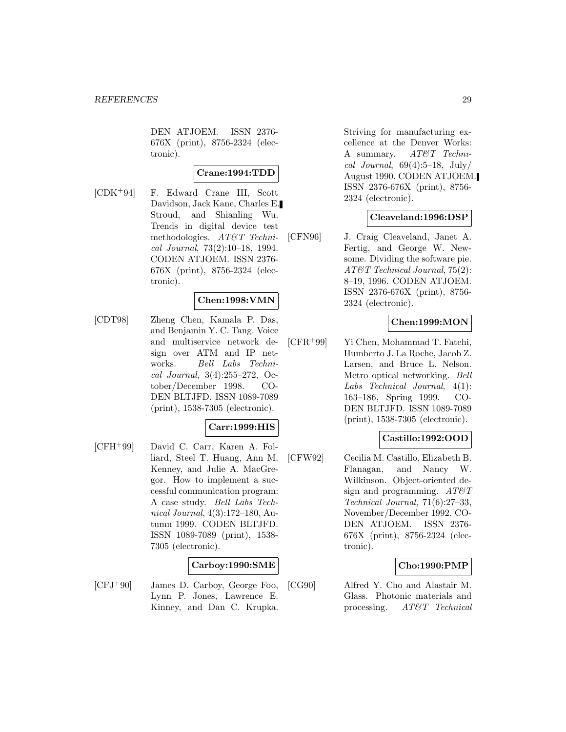DEN ATJOEM. ISSN 2376-676X (print), 8756-2324 (electronic).

**Crane:1994:TDD**

[CDK+94] F. Edward Crane III, Scott Davidson, Jack Kane, Charles E. Stroud, and Shianling Wu. Trends in digital device test methodologies. *AT&T Technical Journal*, 73(2):10–18, 1994. CODEN ATJOEM. ISSN 2376-676X (print), 8756-2324 (electronic).

**Chen:1998:VMN**

[CDT98] Zheng Chen, Kamala P. Das, and Benjamin Y. C. Tang. Voice and multiservice network design over ATM and IP networks. *Bell Labs Technical Journal*, 3(4):255–272, October/December 1998. CODEN BLTJFD. ISSN 1089-7089 (print), 1538-7305 (electronic).

**Carr:1999:HIS**

[CFH+99] David C. Carr, Karen A. Folliard, Steel T. Huang, Ann M. Kenney, and Julie A. MacGregor. How to implement a successful communication program: A case study. *Bell Labs Technical Journal*, 4(3):172–180, Autumn 1999. CODEN BLTJFD. ISSN 1089-7089 (print), 1538-7305 (electronic).

**Carboy:1990:SME**

[CFJ+90] James D. Carboy, George Foo, Lynn P. Jones, Lawrence E. Kinney, and Dan C. Krupka. Striving for manufacturing excellence at the Denver Works: A summary. *AT&T Technical Journal*, 69(4):5–18, July/August 1990. CODEN ATJOEM. ISSN 2376-676X (print), 8756-2324 (electronic).

**Cleaveland:1996:DSP**

[CFN96] J. Craig Cleaveland, Janet A. Fertig, and George W. Newsome. Dividing the software pie. *AT&T Technical Journal*, 75(2):8–19, 1996. CODEN ATJOEM. ISSN 2376-676X (print), 8756-2324 (electronic).

**Chen:1999:MON**

[CFR+99] Yi Chen, Mohammad T. Fatehi, Humberto J. La Roche, Jacob Z. Larsen, and Bruce L. Nelson. Metro optical networking. *Bell Labs Technical Journal*, 4(1):163–186, Spring 1999. CODEN BLTJFD. ISSN 1089-7089 (print), 1538-7305 (electronic).

**Castillo:1992:OOD**

[CFW92] Cecilia M. Castillo, Elizabeth B. Flanagan, and Nancy W. Wilkinson. Object-oriented design and programming. *AT&T Technical Journal*, 71(6):27–33, November/December 1992. CODEN ATJOEM. ISSN 2376-676X (print), 8756-2324 (electronic).

**Cho:1990:PMP**

[CG90] Alfred Y. Cho and Alastair M. Glass. Photonic materials and processing. *AT&T Technical*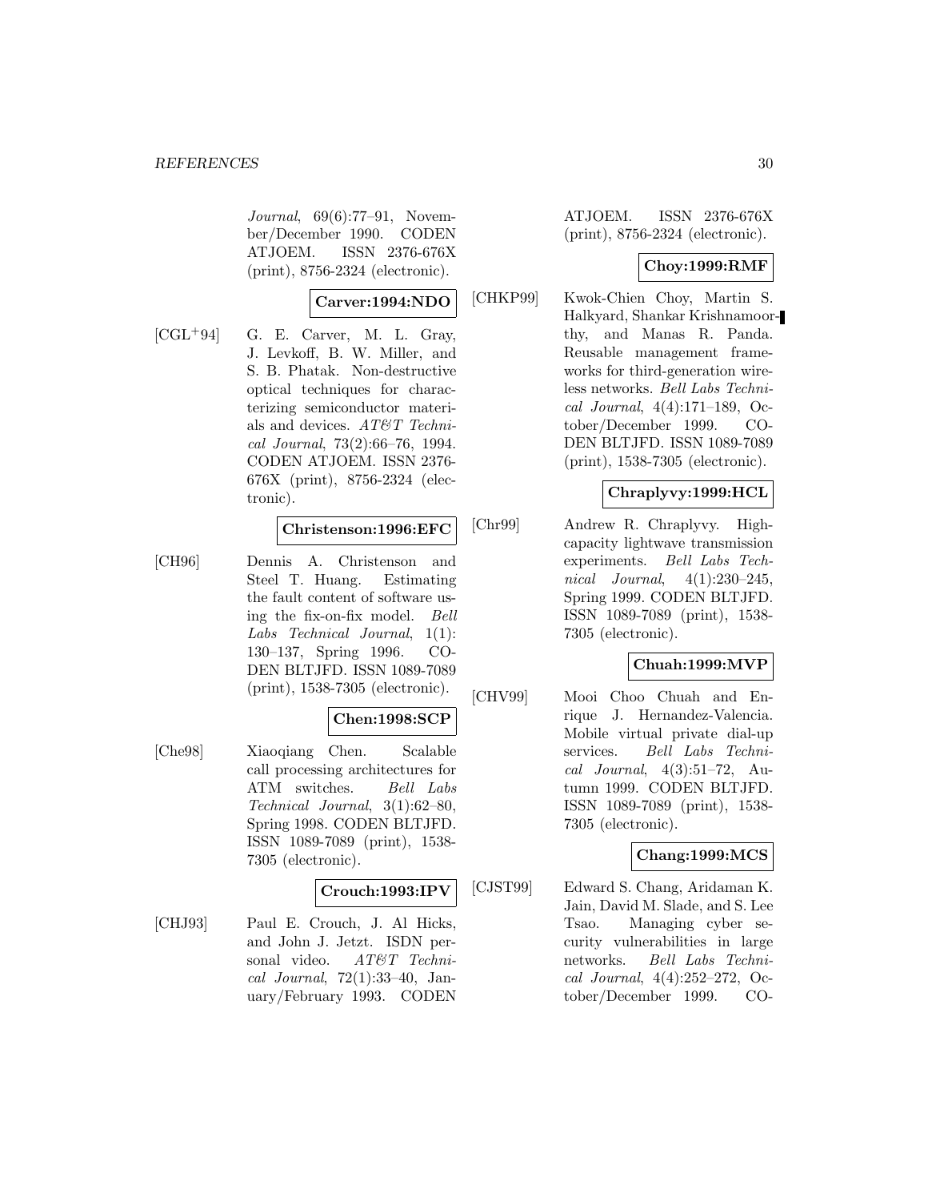*Journal*, 69(6):77–91, November/December 1990. CODEN ATJOEM. ISSN 2376-676X (print), 8756-2324 (electronic).

**Carver:1994:NDO**

[CGL+94] G. E. Carver, M. L. Gray, J. Levkoff, B. W. Miller, and S. B. Phatak. Non-destructive optical techniques for characterizing semiconductor materials and devices. *AT&T Technical Journal*, 73(2):66–76, 1994. CODEN ATJOEM. ISSN 2376-676X (print), 8756-2324 (electronic).

**Christenson:1996:EFC**

[CH96] Dennis A. Christenson and Steel T. Huang. Estimating the fault content of software using the fix-on-fix model. *Bell Labs Technical Journal*, 1(1): 130–137, Spring 1996. CODEN BLTJFD. ISSN 1089-7089 (print), 1538-7305 (electronic).

**Chen:1998:SCP**

[Che98] Xiaoqiang Chen. Scalable call processing architectures for ATM switches. *Bell Labs Technical Journal*, 3(1):62–80, Spring 1998. CODEN BLTJFD. ISSN 1089-7089 (print), 1538-7305 (electronic).

**Crouch:1993:IPV**

[CHJ93] Paul E. Crouch, J. Al Hicks, and John J. Jetzt. ISDN personal video. *AT&T Technical Journal*, 72(1):33–40, January/February 1993. CODEN ATJOEM. ISSN 2376-676X (print), 8756-2324 (electronic).

**Choy:1999:RMF**

[CHKP99] Kwok-Chien Choy, Martin S. Halkyard, Shankar Krishnamoorthy, and Manas R. Panda. Reusable management frameworks for third-generation wireless networks. *Bell Labs Technical Journal*, 4(4):171–189, October/December 1999. CODEN BLTJFD. ISSN 1089-7089 (print), 1538-7305 (electronic).

**Chraplyvy:1999:HCL**

[Chr99] Andrew R. Chraplyvy. High-capacity lightwave transmission experiments. *Bell Labs Technical Journal*, 4(1):230–245, Spring 1999. CODEN BLTJFD. ISSN 1089-7089 (print), 1538-7305 (electronic).

**Chuah:1999:MVP**

[CHV99] Mooi Choo Chuah and Enrique J. Hernandez-Valencia. Mobile virtual private dial-up services. *Bell Labs Technical Journal*, 4(3):51–72, Autumn 1999. CODEN BLTJFD. ISSN 1089-7089 (print), 1538-7305 (electronic).

**Chang:1999:MCS**

[CJST99] Edward S. Chang, Aridaman K. Jain, David M. Slade, and S. Lee Tsao. Managing cyber security vulnerabilities in large networks. *Bell Labs Technical Journal*, 4(4):252–272, October/December 1999. CO-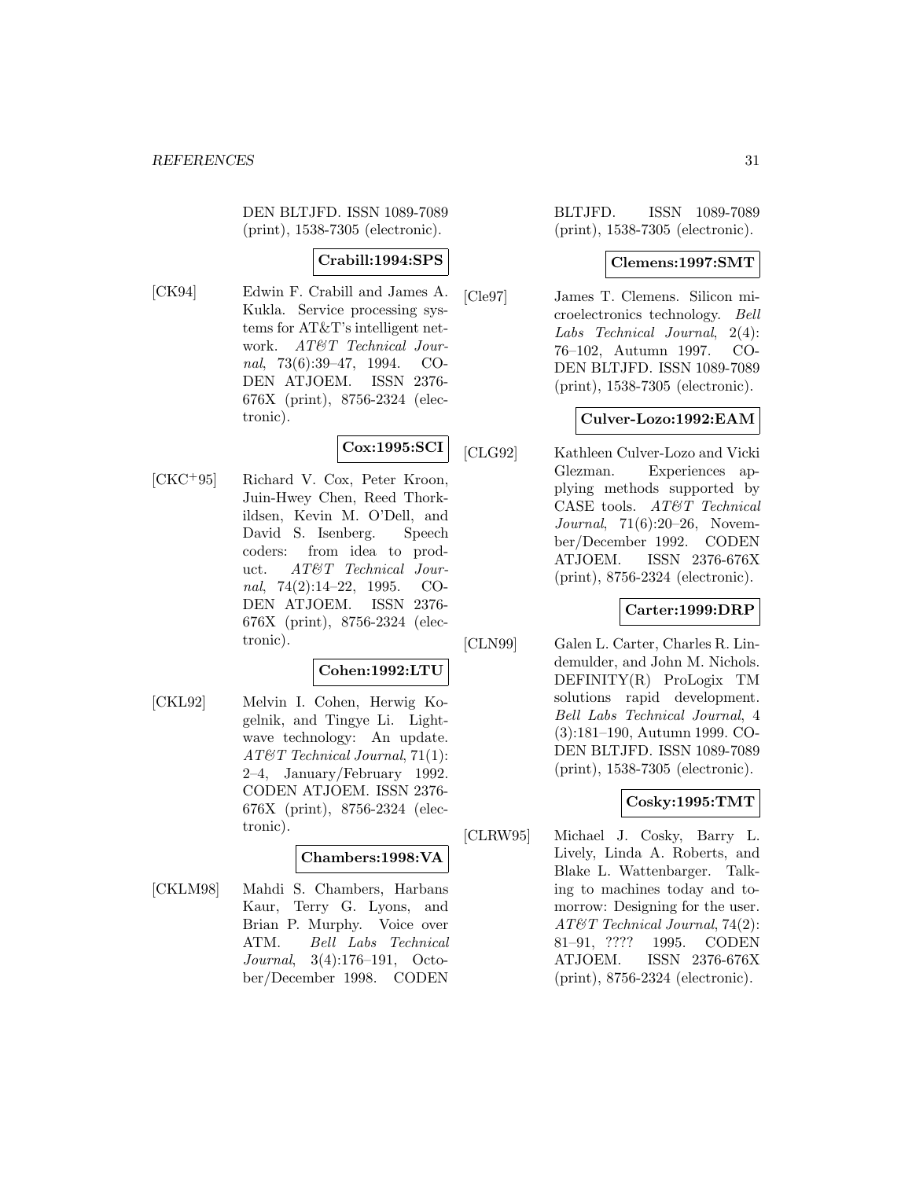DEN BLTJFD. ISSN 1089-7089 (print), 1538-7305 (electronic).

**Crabill:1994:SPS**

[CK94] Edwin F. Crabill and James A. Kukla. Service processing systems for AT&T's intelligent network. *AT&T Technical Journal*, 73(6):39–47, 1994. CODEN ATJOEM. ISSN 2376-676X (print), 8756-2324 (electronic).

**Cox:1995:SCI**

[CKC+95] Richard V. Cox, Peter Kroon, Juin-Hwey Chen, Reed Thorkildsen, Kevin M. O'Dell, and David S. Isenberg. Speech coders: from idea to product. *AT&T Technical Journal*, 74(2):14–22, 1995. CODEN ATJOEM. ISSN 2376-676X (print), 8756-2324 (electronic).

**Cohen:1992:LTU**

[CKL92] Melvin I. Cohen, Herwig Kogelnik, and Tingye Li. Lightwave technology: An update. *AT&T Technical Journal*, 71(1): 2–4, January/February 1992. CODEN ATJOEM. ISSN 2376-676X (print), 8756-2324 (electronic).

**Chambers:1998:VA**

[CKLM98] Mahdi S. Chambers, Harbans Kaur, Terry G. Lyons, and Brian P. Murphy. Voice over ATM. *Bell Labs Technical Journal*, 3(4):176–191, October/December 1998. CODEN BLTJFD. ISSN 1089-7089 (print), 1538-7305 (electronic).

**Clemens:1997:SMT**

[Cle97] James T. Clemens. Silicon microelectronics technology. *Bell Labs Technical Journal*, 2(4): 76–102, Autumn 1997. CODEN BLTJFD. ISSN 1089-7089 (print), 1538-7305 (electronic).

**Culver-Lozo:1992:EAM**

[CLG92] Kathleen Culver-Lozo and Vicki Glezman. Experiences applying methods supported by CASE tools. *AT&T Technical Journal*, 71(6):20–26, November/December 1992. CODEN ATJOEM. ISSN 2376-676X (print), 8756-2324 (electronic).

**Carter:1999:DRP**

[CLN99] Galen L. Carter, Charles R. Lindemulder, and John M. Nichols. DEFINITY(R) ProLogix TM solutions rapid development. *Bell Labs Technical Journal*, 4 (3):181–190, Autumn 1999. CODEN BLTJFD. ISSN 1089-7089 (print), 1538-7305 (electronic).

**Cosky:1995:TMT**

[CLRW95] Michael J. Cosky, Barry L. Lively, Linda A. Roberts, and Blake L. Wattenbarger. Talking to machines today and tomorrow: Designing for the user. *AT&T Technical Journal*, 74(2): 81–91, ???? 1995. CODEN ATJOEM. ISSN 2376-676X (print), 8756-2324 (electronic).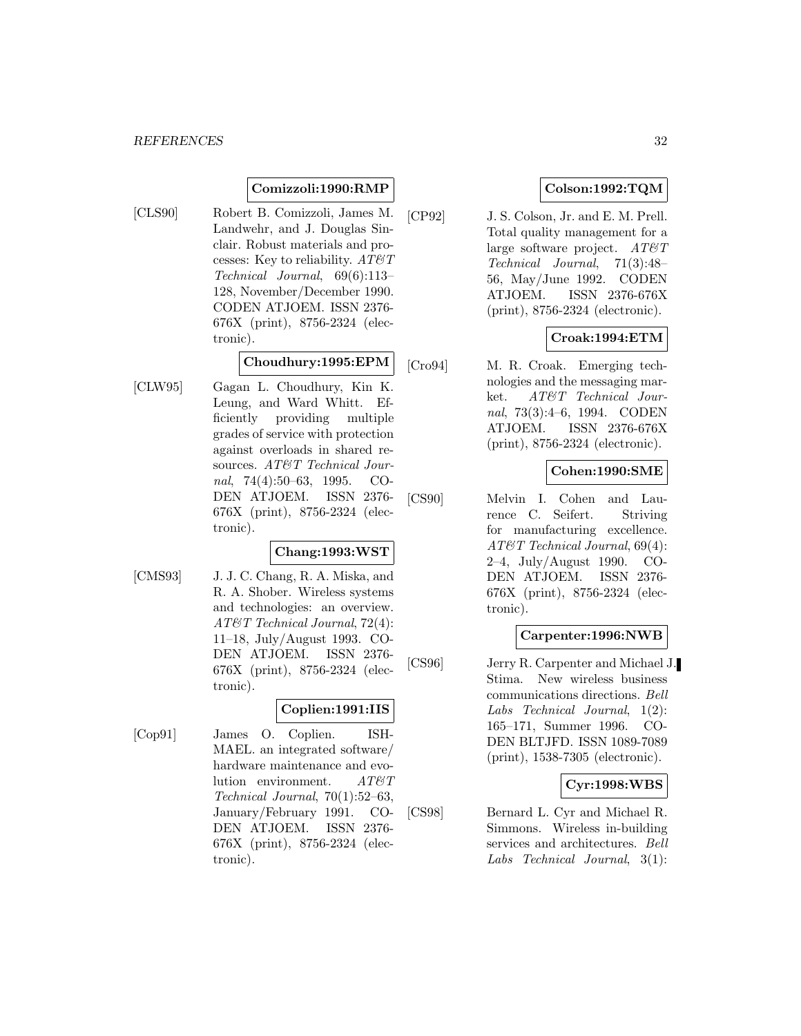**Comizzoli:1990:RMP**

[CLS90] Robert B. Comizzoli, James M. Landwehr, and J. Douglas Sinclair. Robust materials and processes: Key to reliability. *AT&T Technical Journal*, 69(6):113–128, November/December 1990. CODEN ATJOEM. ISSN 2376-676X (print), 8756-2324 (electronic).

**Choudhury:1995:EPM**

[CLW95] Gagan L. Choudhury, Kin K. Leung, and Ward Whitt. Efficiently providing multiple grades of service with protection against overloads in shared resources. *AT&T Technical Journal*, 74(4):50–63, 1995. CODEN ATJOEM. ISSN 2376-676X (print), 8756-2324 (electronic).

**Chang:1993:WST**

[CMS93] J. J. C. Chang, R. A. Miska, and R. A. Shober. Wireless systems and technologies: an overview. *AT&T Technical Journal*, 72(4):11–18, July/August 1993. CODEN ATJOEM. ISSN 2376-676X (print), 8756-2324 (electronic).

**Coplien:1991:IIS**

[Cop91] James O. Coplien. ISHMAEL. an integrated software/hardware maintenance and evolution environment. *AT&T Technical Journal*, 70(1):52–63, January/February 1991. CODEN ATJOEM. ISSN 2376-676X (print), 8756-2324 (electronic).

**Colson:1992:TQM**

[CP92] J. S. Colson, Jr. and E. M. Prell. Total quality management for a large software project. *AT&T Technical Journal*, 71(3):48–56, May/June 1992. CODEN ATJOEM. ISSN 2376-676X (print), 8756-2324 (electronic).

**Croak:1994:ETM**

[Cro94] M. R. Croak. Emerging technologies and the messaging market. *AT&T Technical Journal*, 73(3):4–6, 1994. CODEN ATJOEM. ISSN 2376-676X (print), 8756-2324 (electronic).

**Cohen:1990:SME**

[CS90] Melvin I. Cohen and Laurence C. Seifert. Striving for manufacturing excellence. *AT&T Technical Journal*, 69(4):2–4, July/August 1990. CODEN ATJOEM. ISSN 2376-676X (print), 8756-2324 (electronic).

**Carpenter:1996:NWB**

[CS96] Jerry R. Carpenter and Michael J. Stima. New wireless business communications directions. *Bell Labs Technical Journal*, 1(2):165–171, Summer 1996. CODEN BLTJFD. ISSN 1089-7089 (print), 1538-7305 (electronic).

**Cyr:1998:WBS**

[CS98] Bernard L. Cyr and Michael R. Simmons. Wireless in-building services and architectures. *Bell Labs Technical Journal*, 3(1):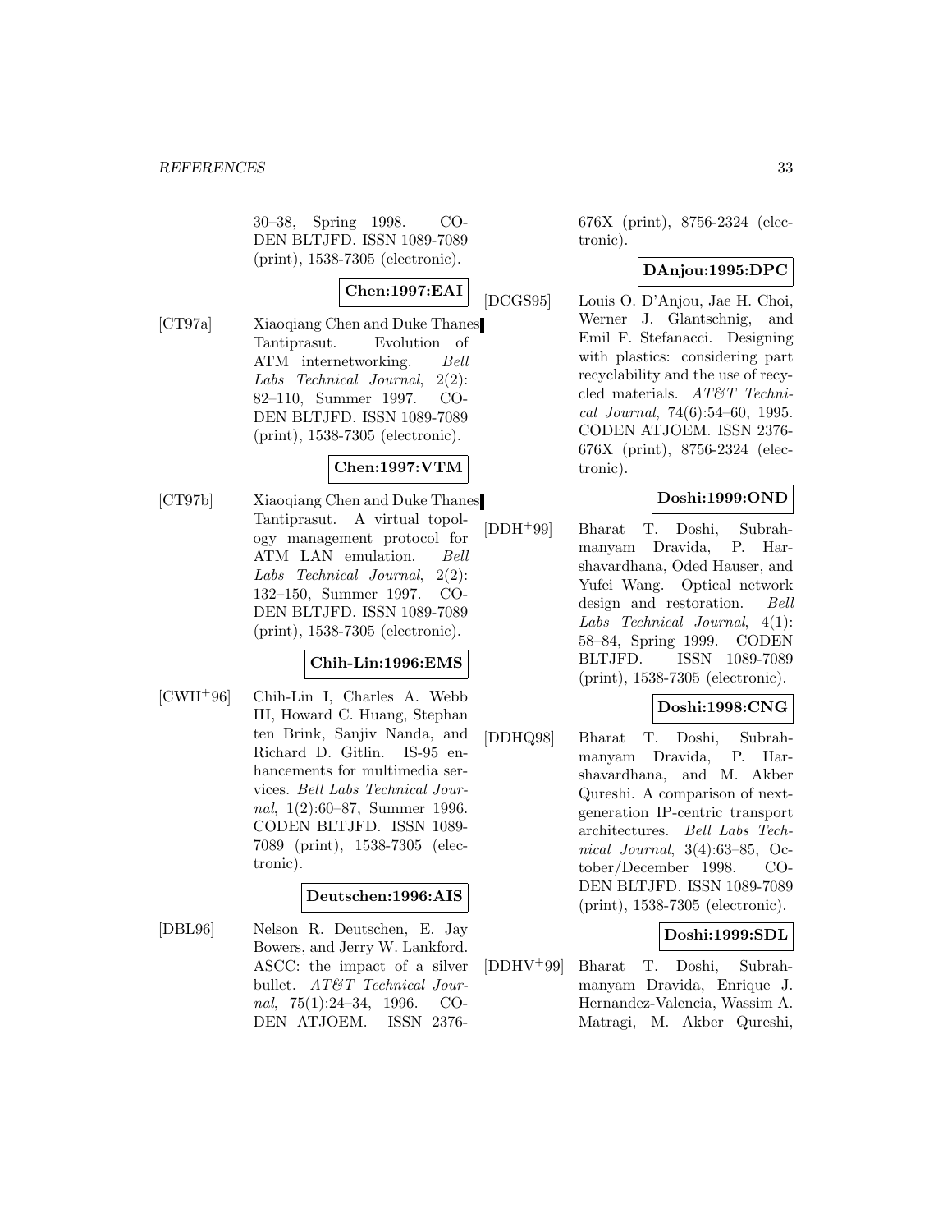30–38, Spring 1998. CODEN BLTJFD. ISSN 1089-7089 (print), 1538-7305 (electronic).

**Chen:1997:EAI**

[CT97a] Xiaoqiang Chen and Duke Thanes Tantiprasut. Evolution of ATM internetworking. *Bell Labs Technical Journal*, 2(2): 82–110, Summer 1997. CODEN BLTJFD. ISSN 1089-7089 (print), 1538-7305 (electronic).

**Chen:1997:VTM**

[CT97b] Xiaoqiang Chen and Duke Thanes Tantiprasut. A virtual topology management protocol for ATM LAN emulation. *Bell Labs Technical Journal*, 2(2): 132–150, Summer 1997. CODEN BLTJFD. ISSN 1089-7089 (print), 1538-7305 (electronic).

**Chih-Lin:1996:EMS**

[CWH+96] Chih-Lin I, Charles A. Webb III, Howard C. Huang, Stephan ten Brink, Sanjiv Nanda, and Richard D. Gitlin. IS-95 enhancements for multimedia services. *Bell Labs Technical Journal*, 1(2):60–87, Summer 1996. CODEN BLTJFD. ISSN 1089-7089 (print), 1538-7305 (electronic).

**Deutschen:1996:AIS**

[DBL96] Nelson R. Deutschen, E. Jay Bowers, and Jerry W. Lankford. ASCC: the impact of a silver bullet. *AT&T Technical Journal*, 75(1):24–34, 1996. CODEN ATJOEM. ISSN 2376-676X (print), 8756-2324 (electronic).

**DAnjou:1995:DPC**

[DCGS95] Louis O. D'Anjou, Jae H. Choi, Werner J. Glantschnig, and Emil F. Stefanacci. Designing with plastics: considering part recyclability and the use of recycled materials. *AT&T Technical Journal*, 74(6):54–60, 1995. CODEN ATJOEM. ISSN 2376-676X (print), 8756-2324 (electronic).

**Doshi:1999:OND**

[DDH+99] Bharat T. Doshi, Subrahmanyam Dravida, P. Harshavardhana, Oded Hauser, and Yufei Wang. Optical network design and restoration. *Bell Labs Technical Journal*, 4(1): 58–84, Spring 1999. CODEN BLTJFD. ISSN 1089-7089 (print), 1538-7305 (electronic).

**Doshi:1998:CNG**

[DDHQ98] Bharat T. Doshi, Subrahmanyam Dravida, P. Harshavardhana, and M. Akber Qureshi. A comparison of next-generation IP-centric transport architectures. *Bell Labs Technical Journal*, 3(4):63–85, October/December 1998. CODEN BLTJFD. ISSN 1089-7089 (print), 1538-7305 (electronic).

**Doshi:1999:SDL**

[DDHV+99] Bharat T. Doshi, Subrahmanyam Dravida, Enrique J. Hernandez-Valencia, Wassim A. Matragi, M. Akber Qureshi,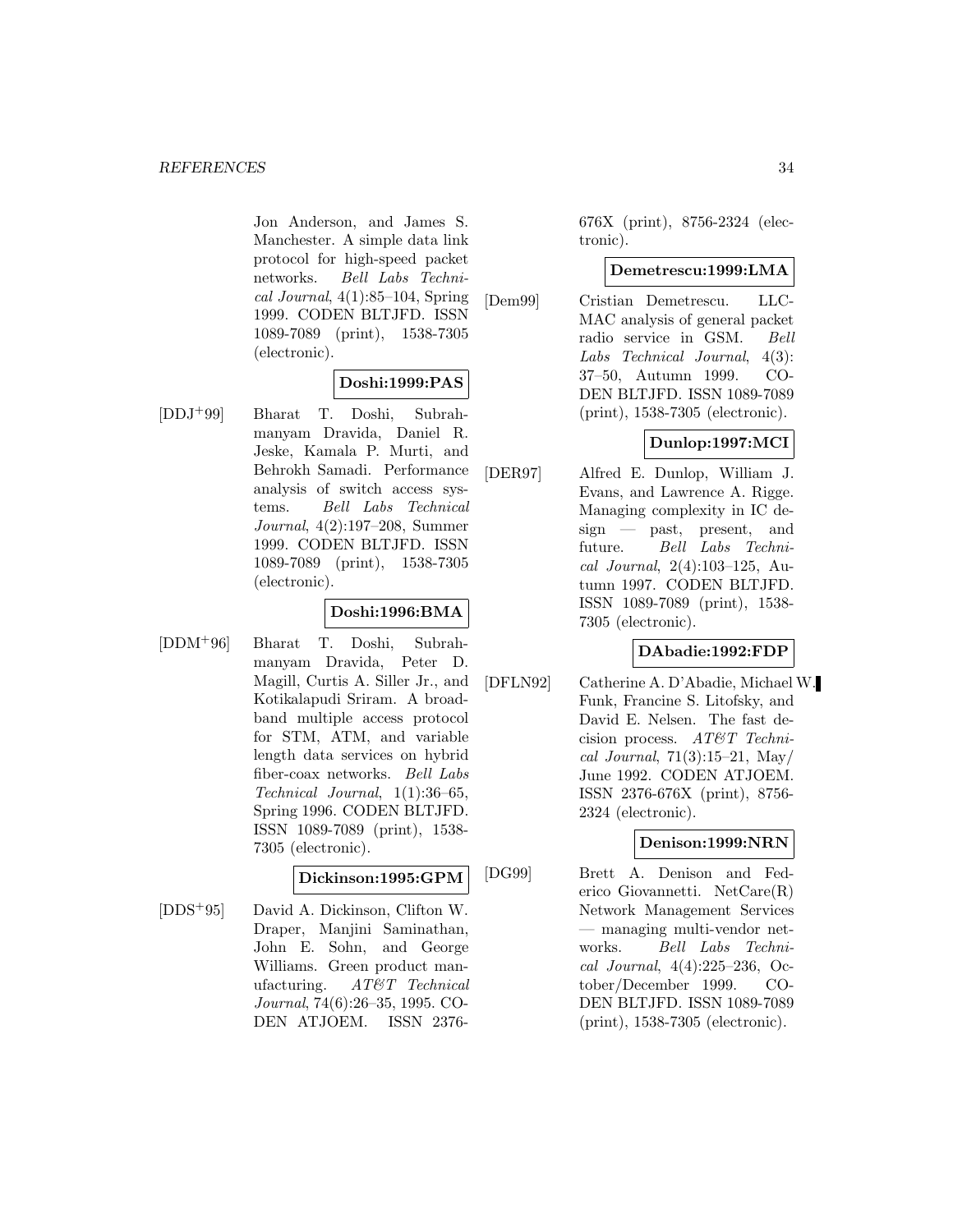Jon Anderson, and James S. Manchester. A simple data link protocol for high-speed packet networks. *Bell Labs Technical Journal*, 4(1):85–104, Spring 1999. CODEN BLTJFD. ISSN 1089-7089 (print), 1538-7305 (electronic).

**Doshi:1999:PAS**

[DDJ+99] Bharat T. Doshi, Subrahmanyam Dravida, Daniel R. Jeske, Kamala P. Murti, and Behrokh Samadi. Performance analysis of switch access systems. *Bell Labs Technical Journal*, 4(2):197–208, Summer 1999. CODEN BLTJFD. ISSN 1089-7089 (print), 1538-7305 (electronic).

**Doshi:1996:BMA**

[DDM+96] Bharat T. Doshi, Subrahmanyam Dravida, Peter D. Magill, Curtis A. Siller Jr., and Kotikalapudi Sriram. A broadband multiple access protocol for STM, ATM, and variable length data services on hybrid fiber-coax networks. *Bell Labs Technical Journal*, 1(1):36–65, Spring 1996. CODEN BLTJFD. ISSN 1089-7089 (print), 1538-7305 (electronic).

**Dickinson:1995:GPM**

[DDS+95] David A. Dickinson, Clifton W. Draper, Manjini Saminathan, John E. Sohn, and George Williams. Green product manufacturing. *AT&T Technical Journal*, 74(6):26–35, 1995. CODEN ATJOEM. ISSN 2376-676X (print), 8756-2324 (electronic).

**Demetrescu:1999:LMA**

[Dem99] Cristian Demetrescu. LLC-MAC analysis of general packet radio service in GSM. *Bell Labs Technical Journal*, 4(3): 37–50, Autumn 1999. CODEN BLTJFD. ISSN 1089-7089 (print), 1538-7305 (electronic).

**Dunlop:1997:MCI**

[DER97] Alfred E. Dunlop, William J. Evans, and Lawrence A. Rigge. Managing complexity in IC design — past, present, and future. *Bell Labs Technical Journal*, 2(4):103–125, Autumn 1997. CODEN BLTJFD. ISSN 1089-7089 (print), 1538-7305 (electronic).

**DAbadie:1992:FDP**

[DFLN92] Catherine A. D'Abadie, Michael W. Funk, Francine S. Litofsky, and David E. Nelsen. The fast decision process. *AT&T Technical Journal*, 71(3):15–21, May/June 1992. CODEN ATJOEM. ISSN 2376-676X (print), 8756-2324 (electronic).

**Denison:1999:NRN**

[DG99] Brett A. Denison and Federico Giovannetti. NetCare(R) Network Management Services — managing multi-vendor networks. *Bell Labs Technical Journal*, 4(4):225–236, October/December 1999. CODEN BLTJFD. ISSN 1089-7089 (print), 1538-7305 (electronic).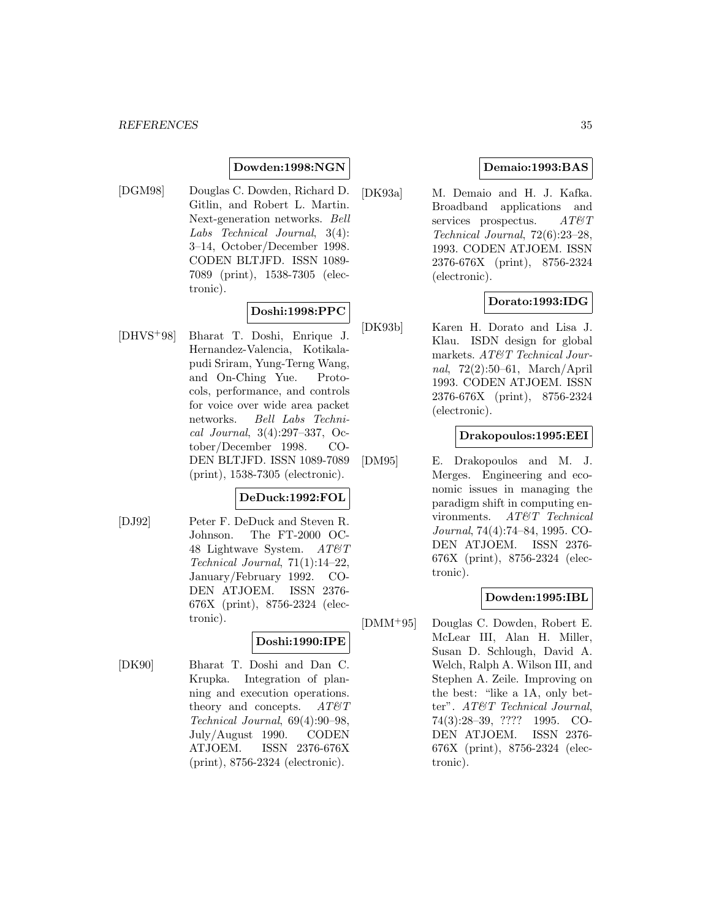**Dowden:1998:NGN**

[DGM98] Douglas C. Dowden, Richard D. Gitlin, and Robert L. Martin. Next-generation networks. *Bell Labs Technical Journal*, 3(4): 3–14, October/December 1998. CODEN BLTJFD. ISSN 1089-7089 (print), 1538-7305 (electronic).

**Doshi:1998:PPC**

[DHVS+98] Bharat T. Doshi, Enrique J. Hernandez-Valencia, Kotikalapudi Sriram, Yung-Terng Wang, and On-Ching Yue. Protocols, performance, and controls for voice over wide area packet networks. *Bell Labs Technical Journal*, 3(4):297–337, October/December 1998. CODEN BLTJFD. ISSN 1089-7089 (print), 1538-7305 (electronic).

**DeDuck:1992:FOL**

[DJ92] Peter F. DeDuck and Steven R. Johnson. The FT-2000 OC-48 Lightwave System. *AT&T Technical Journal*, 71(1):14–22, January/February 1992. CODEN ATJOEM. ISSN 2376-676X (print), 8756-2324 (electronic).

**Doshi:1990:IPE**

[DK90] Bharat T. Doshi and Dan C. Krupka. Integration of planning and execution operations. theory and concepts. *AT&T Technical Journal*, 69(4):90–98, July/August 1990. CODEN ATJOEM. ISSN 2376-676X (print), 8756-2324 (electronic).

**Demaio:1993:BAS**

[DK93a] M. Demaio and H. J. Kafka. Broadband applications and services prospectus. *AT&T Technical Journal*, 72(6):23–28, 1993. CODEN ATJOEM. ISSN 2376-676X (print), 8756-2324 (electronic).

**Dorato:1993:IDG**

[DK93b] Karen H. Dorato and Lisa J. Klau. ISDN design for global markets. *AT&T Technical Journal*, 72(2):50–61, March/April 1993. CODEN ATJOEM. ISSN 2376-676X (print), 8756-2324 (electronic).

**Drakopoulos:1995:EEI**

[DM95] E. Drakopoulos and M. J. Merges. Engineering and economic issues in managing the paradigm shift in computing environments. *AT&T Technical Journal*, 74(4):74–84, 1995. CODEN ATJOEM. ISSN 2376-676X (print), 8756-2324 (electronic).

**Dowden:1995:IBL**

[DMM+95] Douglas C. Dowden, Robert E. McLear III, Alan H. Miller, Susan D. Schlough, David A. Welch, Ralph A. Wilson III, and Stephen A. Zeile. Improving on the best: "like a 1A, only better". *AT&T Technical Journal*, 74(3):28–39, ???? 1995. CODEN ATJOEM. ISSN 2376-676X (print), 8756-2324 (electronic).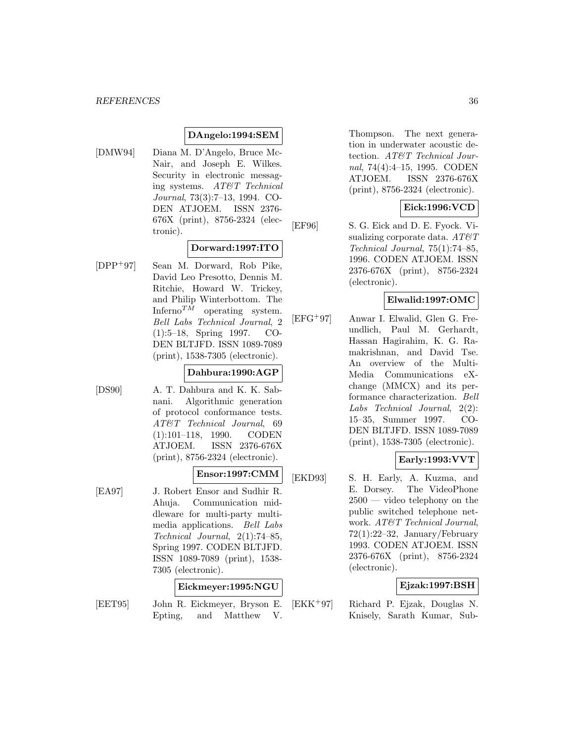**DAngelo:1994:SEM**

[DMW94] Diana M. D'Angelo, Bruce McNair, and Joseph E. Wilkes. Security in electronic messaging systems. *AT&T Technical Journal*, 73(3):7–13, 1994. CODEN ATJOEM. ISSN 2376-676X (print), 8756-2324 (electronic).

**Dorward:1997:ITO**

[DPP+97] Sean M. Dorward, Rob Pike, David Leo Presotto, Dennis M. Ritchie, Howard W. Trickey, and Philip Winterbottom. The Inferno$^{TM}$ operating system. *Bell Labs Technical Journal*, 2 (1):5–18, Spring 1997. CODEN BLTJFD. ISSN 1089-7089 (print), 1538-7305 (electronic).

**Dahbura:1990:AGP**

[DS90] A. T. Dahbura and K. K. Sabnani. Algorithmic generation of protocol conformance tests. *AT&T Technical Journal*, 69 (1):101–118, 1990. CODEN ATJOEM. ISSN 2376-676X (print), 8756-2324 (electronic).

**Ensor:1997:CMM**

[EA97] J. Robert Ensor and Sudhir R. Ahuja. Communication middleware for multi-party multimedia applications. *Bell Labs Technical Journal*, 2(1):74–85, Spring 1997. CODEN BLTJFD. ISSN 1089-7089 (print), 1538-7305 (electronic).

**Eickmeyer:1995:NGU**

[EET95] John R. Eickmeyer, Bryson E. Epting, and Matthew V. Thompson. The next generation in underwater acoustic detection. *AT&T Technical Journal*, 74(4):4–15, 1995. CODEN ATJOEM. ISSN 2376-676X (print), 8756-2324 (electronic).

**Eick:1996:VCD**

[EF96] S. G. Eick and D. E. Fyock. Visualizing corporate data. *AT&T Technical Journal*, 75(1):74–85, 1996. CODEN ATJOEM. ISSN 2376-676X (print), 8756-2324 (electronic).

**Elwalid:1997:OMC**

[EFG+97] Anwar I. Elwalid, Glen G. Freundlich, Paul M. Gerhardt, Hassan Hagirahim, K. G. Ramakrishnan, and David Tse. An overview of the Multi-Media Communications eXchange (MMCX) and its performance characterization. *Bell Labs Technical Journal*, 2(2): 15–35, Summer 1997. CODEN BLTJFD. ISSN 1089-7089 (print), 1538-7305 (electronic).

**Early:1993:VVT**

[EKD93] S. H. Early, A. Kuzma, and E. Dorsey. The VideoPhone 2500 — video telephony on the public switched telephone network. *AT&T Technical Journal*, 72(1):22–32, January/February 1993. CODEN ATJOEM. ISSN 2376-676X (print), 8756-2324 (electronic).

**Ejzak:1997:BSH**

[EKK+97] Richard P. Ejzak, Douglas N. Knisely, Sarath Kumar, Sub-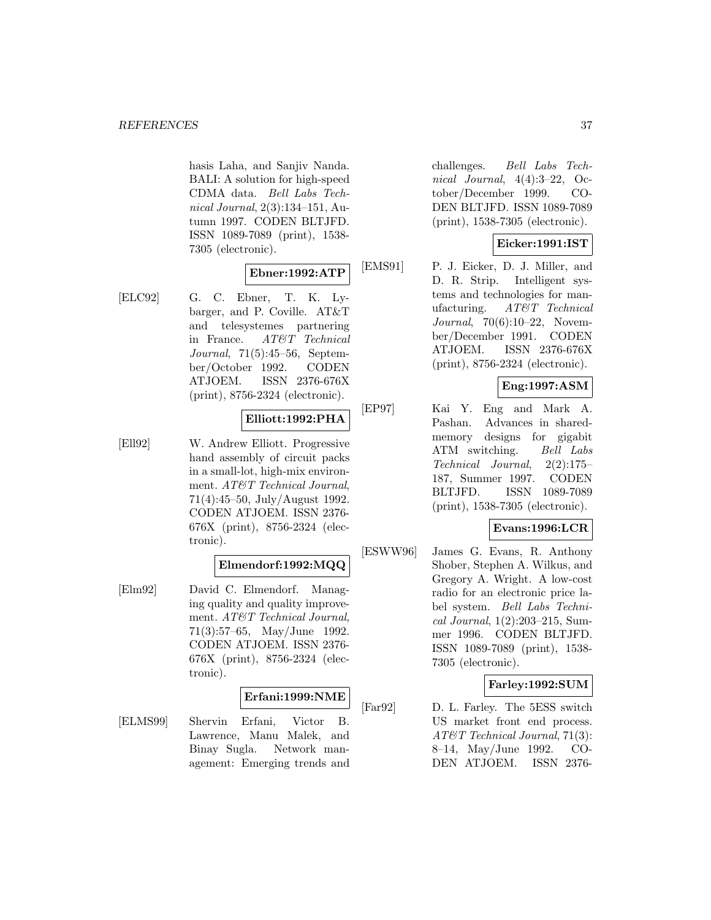hasis Laha, and Sanjiv Nanda. BALI: A solution for high-speed CDMA data. *Bell Labs Technical Journal*, 2(3):134–151, Autumn 1997. CODEN BLTJFD. ISSN 1089-7089 (print), 1538-7305 (electronic).

**Ebner:1992:ATP**

[ELC92] G. C. Ebner, T. K. Lybarger, and P. Coville. AT&T and telesystemes partnering in France. *AT&T Technical Journal*, 71(5):45–56, September/October 1992. CODEN ATJOEM. ISSN 2376-676X (print), 8756-2324 (electronic).

**Elliott:1992:PHA**

[Ell92] W. Andrew Elliott. Progressive hand assembly of circuit packs in a small-lot, high-mix environment. *AT&T Technical Journal*, 71(4):45–50, July/August 1992. CODEN ATJOEM. ISSN 2376-676X (print), 8756-2324 (electronic).

**Elmendorf:1992:MQQ**

[Elm92] David C. Elmendorf. Managing quality and quality improvement. *AT&T Technical Journal*, 71(3):57–65, May/June 1992. CODEN ATJOEM. ISSN 2376-676X (print), 8756-2324 (electronic).

**Erfani:1999:NME**

[ELMS99] Shervin Erfani, Victor B. Lawrence, Manu Malek, and Binay Sugla. Network management: Emerging trends and challenges. *Bell Labs Technical Journal*, 4(4):3–22, October/December 1999. CODEN BLTJFD. ISSN 1089-7089 (print), 1538-7305 (electronic).

**Eicker:1991:IST**

[EMS91] P. J. Eicker, D. J. Miller, and D. R. Strip. Intelligent systems and technologies for manufacturing. *AT&T Technical Journal*, 70(6):10–22, November/December 1991. CODEN ATJOEM. ISSN 2376-676X (print), 8756-2324 (electronic).

**Eng:1997:ASM**

[EP97] Kai Y. Eng and Mark A. Pashan. Advances in shared-memory designs for gigabit ATM switching. *Bell Labs Technical Journal*, 2(2):175–187, Summer 1997. CODEN BLTJFD. ISSN 1089-7089 (print), 1538-7305 (electronic).

**Evans:1996:LCR**

[ESWW96] James G. Evans, R. Anthony Shober, Stephen A. Wilkus, and Gregory A. Wright. A low-cost radio for an electronic price label system. *Bell Labs Technical Journal*, 1(2):203–215, Summer 1996. CODEN BLTJFD. ISSN 1089-7089 (print), 1538-7305 (electronic).

**Farley:1992:SUM**

[Far92] D. L. Farley. The 5ESS switch US market front end process. *AT&T Technical Journal*, 71(3): 8–14, May/June 1992. CODEN ATJOEM. ISSN 2376-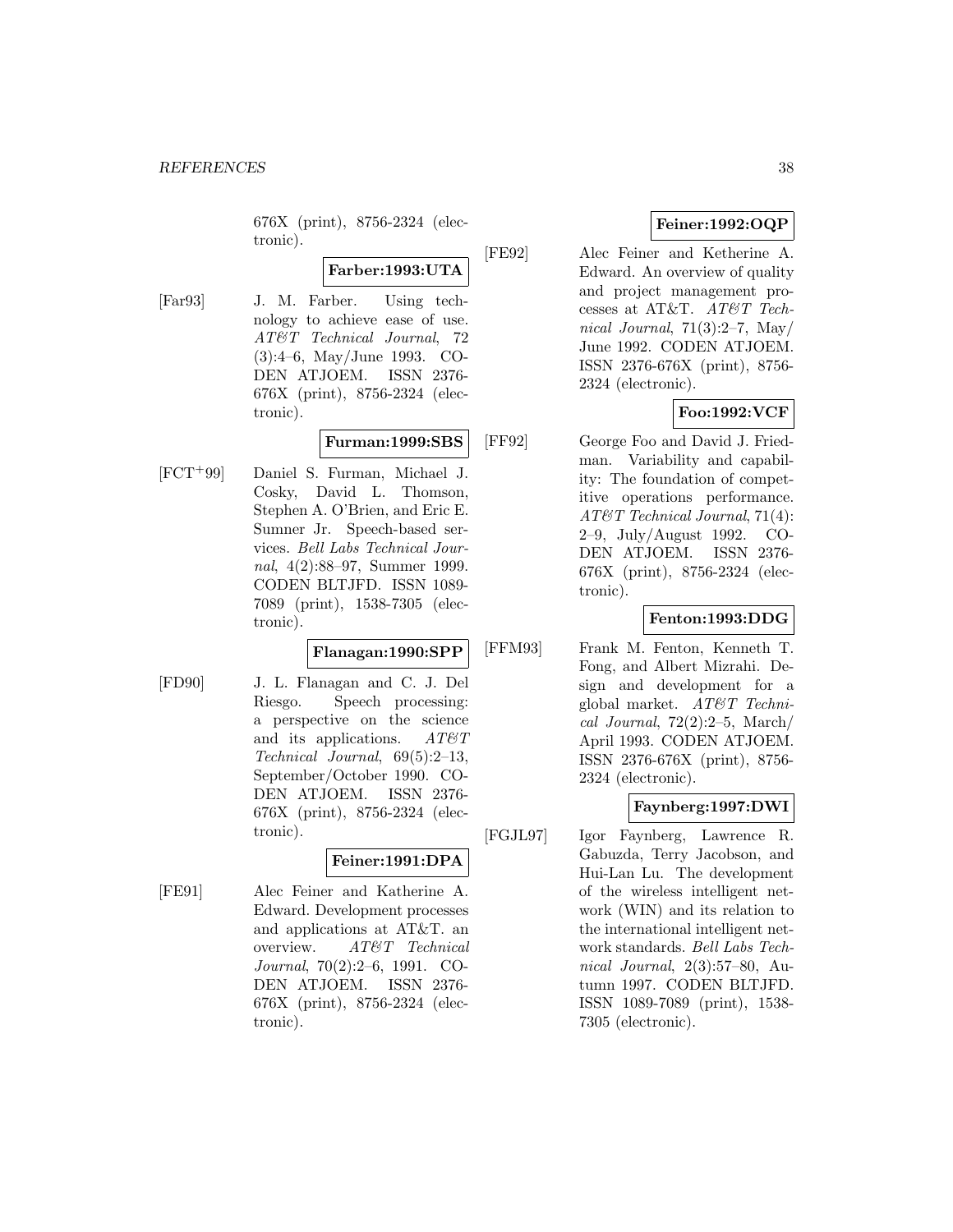676X (print), 8756-2324 (electronic).

**Farber:1993:UTA**

[Far93] J. M. Farber. Using technology to achieve ease of use. *AT&T Technical Journal*, 72 (3):4–6, May/June 1993. CODEN ATJOEM. ISSN 2376-676X (print), 8756-2324 (electronic).

**Furman:1999:SBS**

[FCT+99] Daniel S. Furman, Michael J. Cosky, David L. Thomson, Stephen A. O'Brien, and Eric E. Sumner Jr. Speech-based services. *Bell Labs Technical Journal*, 4(2):88–97, Summer 1999. CODEN BLTJFD. ISSN 1089-7089 (print), 1538-7305 (electronic).

**Flanagan:1990:SPP**

[FD90] J. L. Flanagan and C. J. Del Riesgo. Speech processing: a perspective on the science and its applications. *AT&T Technical Journal*, 69(5):2–13, September/October 1990. CODEN ATJOEM. ISSN 2376-676X (print), 8756-2324 (electronic).

**Feiner:1991:DPA**

[FE91] Alec Feiner and Katherine A. Edward. Development processes and applications at AT&T. an overview. *AT&T Technical Journal*, 70(2):2–6, 1991. CODEN ATJOEM. ISSN 2376-676X (print), 8756-2324 (electronic).

**Feiner:1992:OQP**

[FE92] Alec Feiner and Ketherine A. Edward. An overview of quality and project management processes at AT&T. *AT&T Technical Journal*, 71(3):2–7, May/June 1992. CODEN ATJOEM. ISSN 2376-676X (print), 8756-2324 (electronic).

**Foo:1992:VCF**

[FF92] George Foo and David J. Friedman. Variability and capability: The foundation of competitive operations performance. *AT&T Technical Journal*, 71(4): 2–9, July/August 1992. CODEN ATJOEM. ISSN 2376-676X (print), 8756-2324 (electronic).

**Fenton:1993:DDG**

[FFM93] Frank M. Fenton, Kenneth T. Fong, and Albert Mizrahi. Design and development for a global market. *AT&T Technical Journal*, 72(2):2–5, March/April 1993. CODEN ATJOEM. ISSN 2376-676X (print), 8756-2324 (electronic).

**Faynberg:1997:DWI**

[FGJL97] Igor Faynberg, Lawrence R. Gabuzda, Terry Jacobson, and Hui-Lan Lu. The development of the wireless intelligent network (WIN) and its relation to the international intelligent network standards. *Bell Labs Technical Journal*, 2(3):57–80, Autumn 1997. CODEN BLTJFD. ISSN 1089-7089 (print), 1538-7305 (electronic).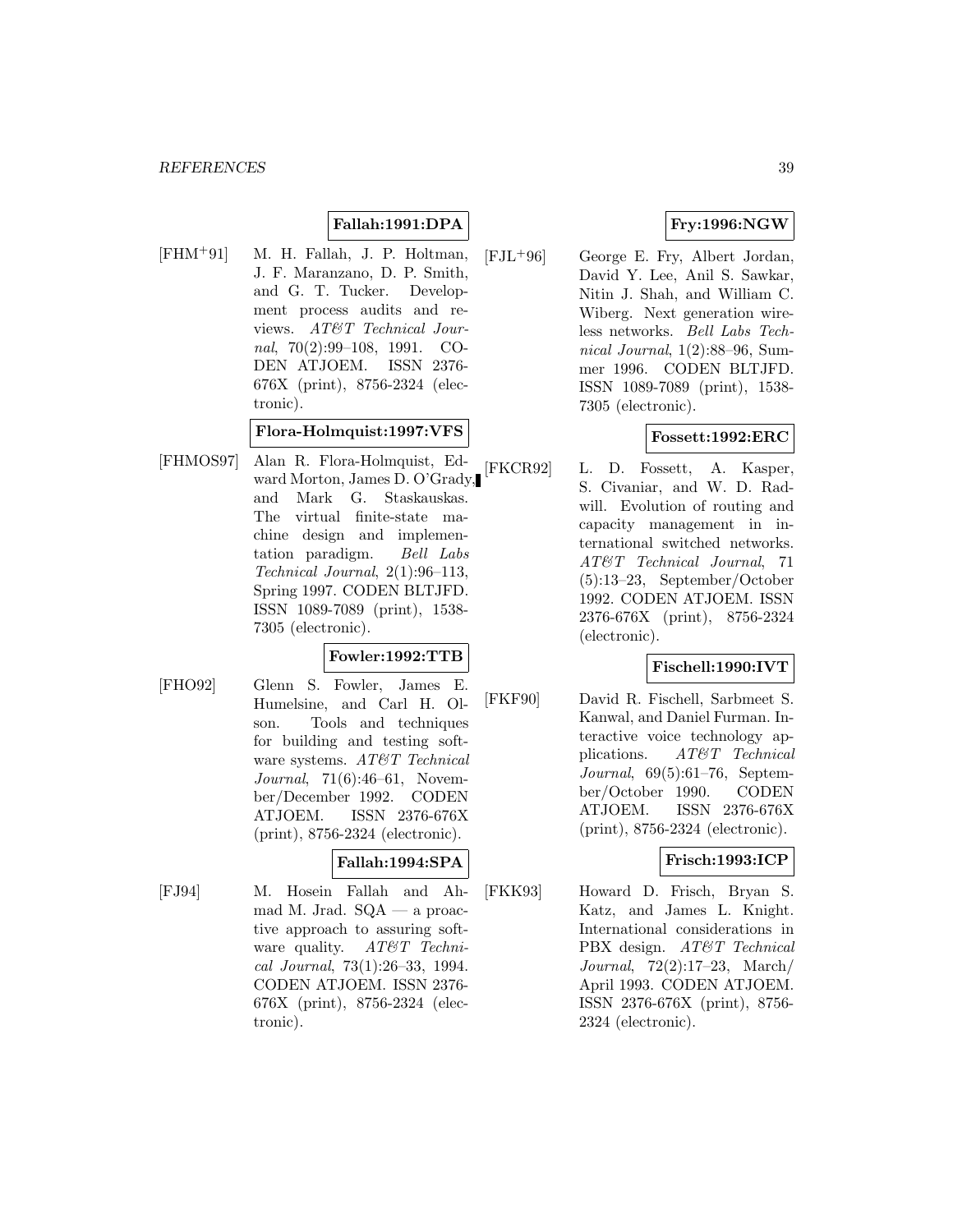**Fallah:1991:DPA**

[FHM+91] M. H. Fallah, J. P. Holtman, J. F. Maranzano, D. P. Smith, and G. T. Tucker. Development process audits and reviews. *AT&T Technical Journal*, 70(2):99–108, 1991. CODEN ATJOEM. ISSN 2376-676X (print), 8756-2324 (electronic).

**Flora-Holmquist:1997:VFS**

[FHMOS97] Alan R. Flora-Holmquist, Edward Morton, James D. O'Grady, and Mark G. Staskauskas. The virtual finite-state machine design and implementation paradigm. *Bell Labs Technical Journal*, 2(1):96–113, Spring 1997. CODEN BLTJFD. ISSN 1089-7089 (print), 1538-7305 (electronic).

**Fowler:1992:TTB**

[FHO92] Glenn S. Fowler, James E. Humelsine, and Carl H. Olson. Tools and techniques for building and testing software systems. *AT&T Technical Journal*, 71(6):46–61, November/December 1992. CODEN ATJOEM. ISSN 2376-676X (print), 8756-2324 (electronic).

**Fallah:1994:SPA**

[FJ94] M. Hosein Fallah and Ahmad M. Jrad. SQA — a proactive approach to assuring software quality. *AT&T Technical Journal*, 73(1):26–33, 1994. CODEN ATJOEM. ISSN 2376-676X (print), 8756-2324 (electronic).

**Fry:1996:NGW**

[FJL+96] George E. Fry, Albert Jordan, David Y. Lee, Anil S. Sawkar, Nitin J. Shah, and William C. Wiberg. Next generation wireless networks. *Bell Labs Technical Journal*, 1(2):88–96, Summer 1996. CODEN BLTJFD. ISSN 1089-7089 (print), 1538-7305 (electronic).

**Fossett:1992:ERC**

[FKCR92] L. D. Fossett, A. Kasper, S. Civaniar, and W. D. Radwill. Evolution of routing and capacity management in international switched networks. *AT&T Technical Journal*, 71 (5):13–23, September/October 1992. CODEN ATJOEM. ISSN 2376-676X (print), 8756-2324 (electronic).

**Fischell:1990:IVT**

[FKF90] David R. Fischell, Sarbmeet S. Kanwal, and Daniel Furman. Interactive voice technology applications. *AT&T Technical Journal*, 69(5):61–76, September/October 1990. CODEN ATJOEM. ISSN 2376-676X (print), 8756-2324 (electronic).

**Frisch:1993:ICP**

[FKK93] Howard D. Frisch, Bryan S. Katz, and James L. Knight. International considerations in PBX design. *AT&T Technical Journal*, 72(2):17–23, March/April 1993. CODEN ATJOEM. ISSN 2376-676X (print), 8756-2324 (electronic).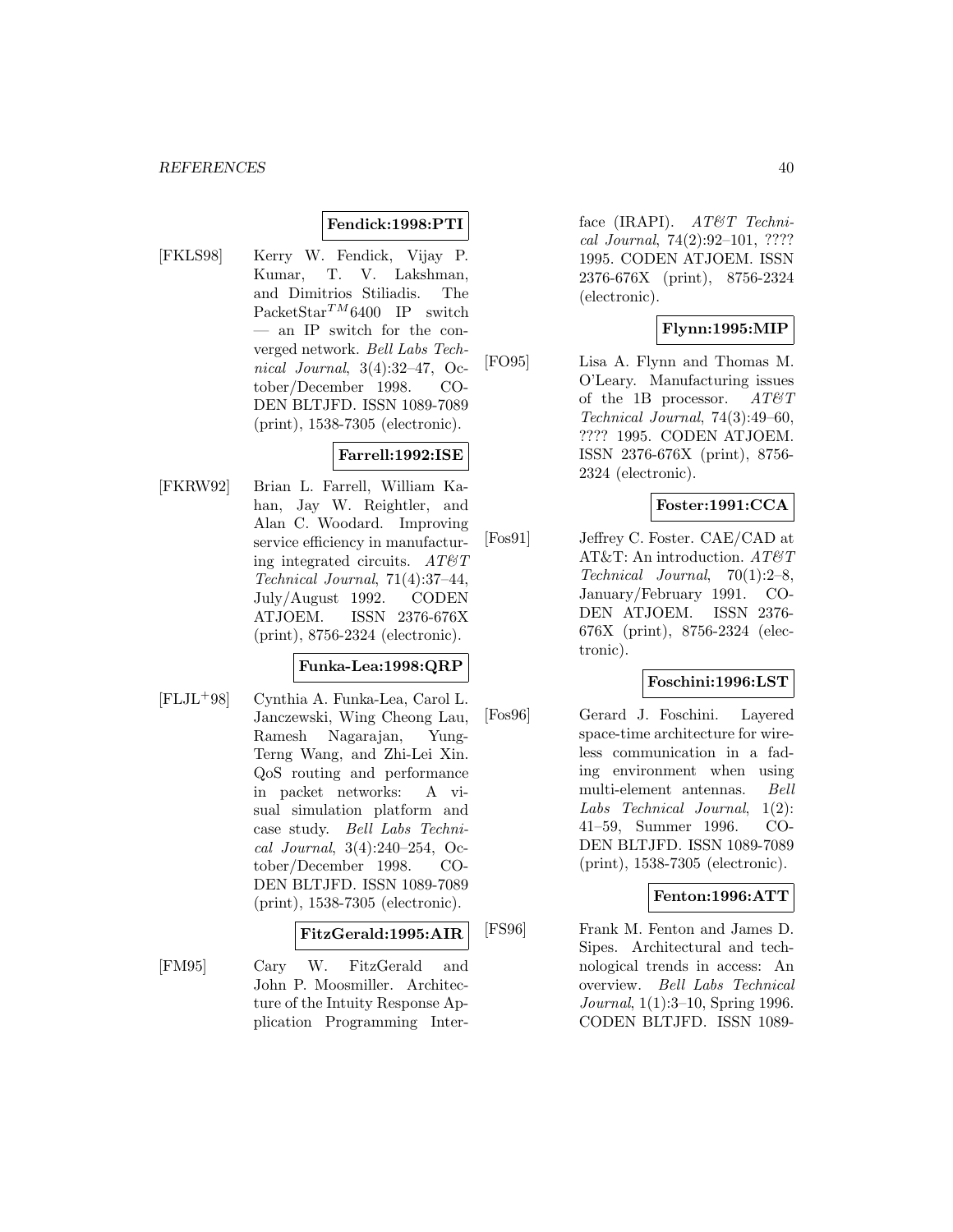**Fendick:1998:PTI**

[FKLS98] Kerry W. Fendick, Vijay P. Kumar, T. V. Lakshman, and Dimitrios Stiliadis. The PacketStar$^{TM}$6400 IP switch — an IP switch for the converged network. *Bell Labs Technical Journal*, 3(4):32–47, October/December 1998. CODEN BLTJFD. ISSN 1089-7089 (print), 1538-7305 (electronic).

**Farrell:1992:ISE**

[FKRW92] Brian L. Farrell, William Kahan, Jay W. Reightler, and Alan C. Woodard. Improving service efficiency in manufacturing integrated circuits. *AT&T Technical Journal*, 71(4):37–44, July/August 1992. CODEN ATJOEM. ISSN 2376-676X (print), 8756-2324 (electronic).

**Funka-Lea:1998:QRP**

[FLJL+98] Cynthia A. Funka-Lea, Carol L. Janczewski, Wing Cheong Lau, Ramesh Nagarajan, Yung-Terng Wang, and Zhi-Lei Xin. QoS routing and performance in packet networks: A visual simulation platform and case study. *Bell Labs Technical Journal*, 3(4):240–254, October/December 1998. CODEN BLTJFD. ISSN 1089-7089 (print), 1538-7305 (electronic).

**FitzGerald:1995:AIR**

[FM95] Cary W. FitzGerald and John P. Moosmiller. Architecture of the Intuity Response Application Programming Interface (IRAPI). *AT&T Technical Journal*, 74(2):92–101, ???? 1995. CODEN ATJOEM. ISSN 2376-676X (print), 8756-2324 (electronic).

**Flynn:1995:MIP**

[FO95] Lisa A. Flynn and Thomas M. O'Leary. Manufacturing issues of the 1B processor. *AT&T Technical Journal*, 74(3):49–60, ???? 1995. CODEN ATJOEM. ISSN 2376-676X (print), 8756-2324 (electronic).

**Foster:1991:CCA**

[Fos91] Jeffrey C. Foster. CAE/CAD at AT&T: An introduction. *AT&T Technical Journal*, 70(1):2–8, January/February 1991. CODEN ATJOEM. ISSN 2376-676X (print), 8756-2324 (electronic).

**Foschini:1996:LST**

[Fos96] Gerard J. Foschini. Layered space-time architecture for wireless communication in a fading environment when using multi-element antennas. *Bell Labs Technical Journal*, 1(2): 41–59, Summer 1996. CODEN BLTJFD. ISSN 1089-7089 (print), 1538-7305 (electronic).

**Fenton:1996:ATT**

[FS96] Frank M. Fenton and James D. Sipes. Architectural and technological trends in access: An overview. *Bell Labs Technical Journal*, 1(1):3–10, Spring 1996. CODEN BLTJFD. ISSN 1089-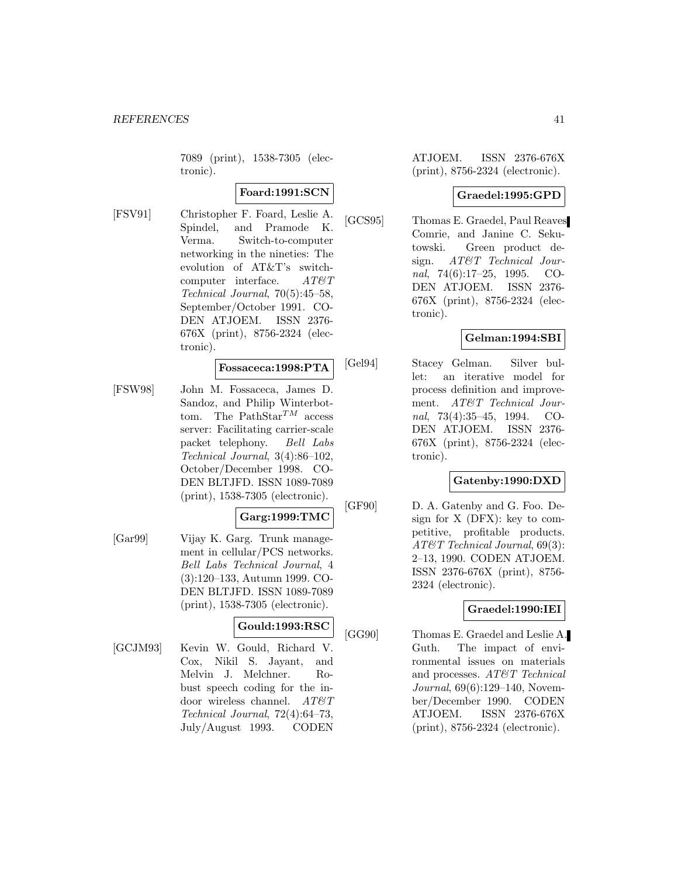7089 (print), 1538-7305 (electronic).

**Foard:1991:SCN**

[FSV91] Christopher F. Foard, Leslie A. Spindel, and Pramode K. Verma. Switch-to-computer networking in the nineties: The evolution of AT&T's switch-computer interface. *AT&T Technical Journal*, 70(5):45–58, September/October 1991. CODEN ATJOEM. ISSN 2376-676X (print), 8756-2324 (electronic).

**Fossaceca:1998:PTA**

[FSW98] John M. Fossaceca, James D. Sandoz, and Philip Winterbottom. The PathStar$^{TM}$ access server: Facilitating carrier-scale packet telephony. *Bell Labs Technical Journal*, 3(4):86–102, October/December 1998. CODEN BLTJFD. ISSN 1089-7089 (print), 1538-7305 (electronic).

**Garg:1999:TMC**

[Gar99] Vijay K. Garg. Trunk management in cellular/PCS networks. *Bell Labs Technical Journal*, 4 (3):120–133, Autumn 1999. CODEN BLTJFD. ISSN 1089-7089 (print), 1538-7305 (electronic).

**Gould:1993:RSC**

[GCJM93] Kevin W. Gould, Richard V. Cox, Nikil S. Jayant, and Melvin J. Melchner. Robust speech coding for the indoor wireless channel. *AT&T Technical Journal*, 72(4):64–73, July/August 1993. CODEN ATJOEM. ISSN 2376-676X (print), 8756-2324 (electronic).

**Graedel:1995:GPD**

[GCS95] Thomas E. Graedel, Paul Reaves Comrie, and Janine C. Sekutowski. Green product design. *AT&T Technical Journal*, 74(6):17–25, 1995. CODEN ATJOEM. ISSN 2376-676X (print), 8756-2324 (electronic).

**Gelman:1994:SBI**

[Gel94] Stacey Gelman. Silver bullet: an iterative model for process definition and improvement. *AT&T Technical Journal*, 73(4):35–45, 1994. CODEN ATJOEM. ISSN 2376-676X (print), 8756-2324 (electronic).

**Gatenby:1990:DXD**

[GF90] D. A. Gatenby and G. Foo. Design for X (DFX): key to competitive, profitable products. *AT&T Technical Journal*, 69(3): 2–13, 1990. CODEN ATJOEM. ISSN 2376-676X (print), 8756-2324 (electronic).

**Graedel:1990:IEI**

[GG90] Thomas E. Graedel and Leslie A. Guth. The impact of environmental issues on materials and processes. *AT&T Technical Journal*, 69(6):129–140, November/December 1990. CODEN ATJOEM. ISSN 2376-676X (print), 8756-2324 (electronic).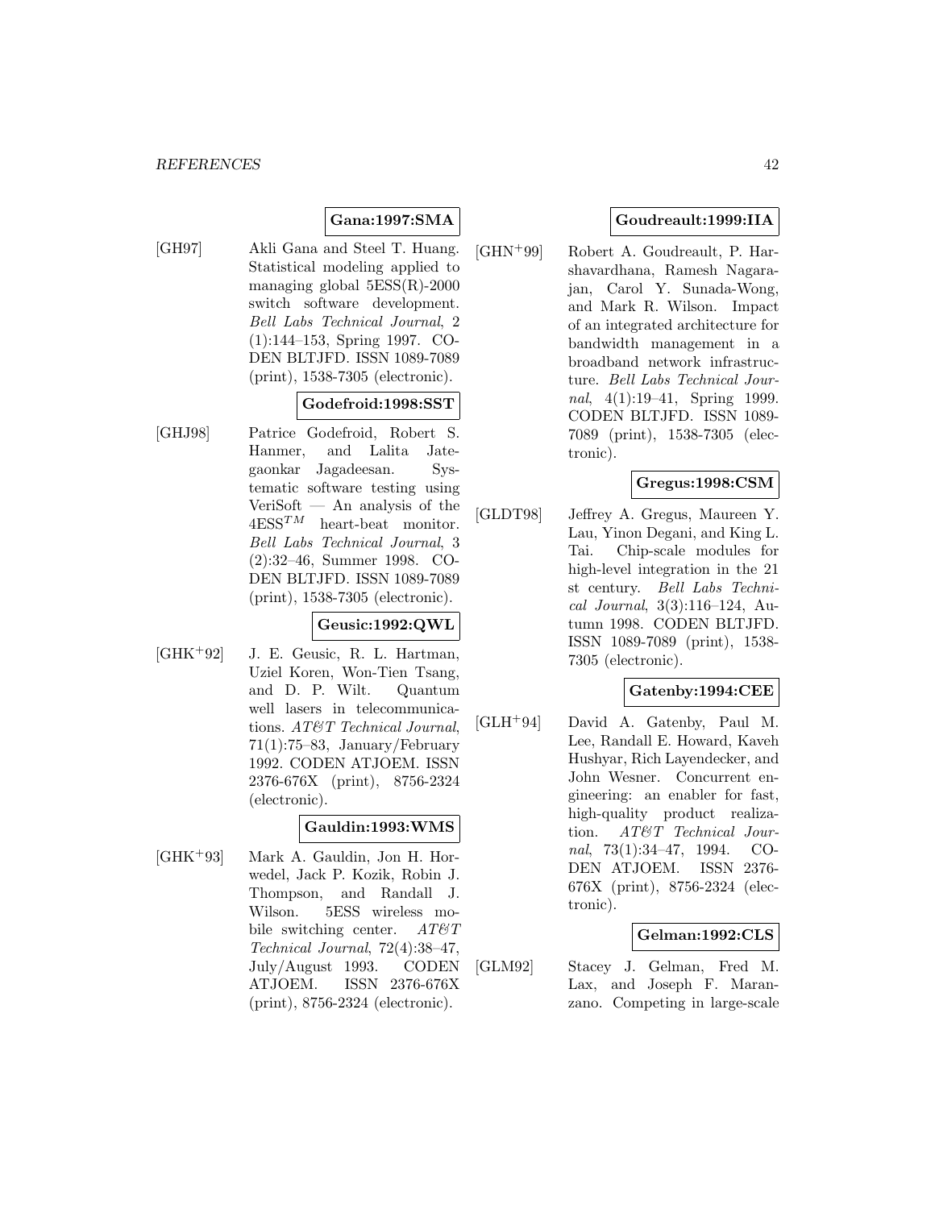**Gana:1997:SMA**

[GH97] Akli Gana and Steel T. Huang. Statistical modeling applied to managing global 5ESS(R)-2000 switch software development. *Bell Labs Technical Journal*, 2 (1):144–153, Spring 1997. CODEN BLTJFD. ISSN 1089-7089 (print), 1538-7305 (electronic).

**Godefroid:1998:SST**

[GHJ98] Patrice Godefroid, Robert S. Hanmer, and Lalita Jategaonkar Jagadeesan. Systematic software testing using VeriSoft — An analysis of the $4ESS^{TM}$ heart-beat monitor. *Bell Labs Technical Journal*, 3 (2):32–46, Summer 1998. CODEN BLTJFD. ISSN 1089-7089 (print), 1538-7305 (electronic).

**Geusic:1992:QWL**

[GHK+92] J. E. Geusic, R. L. Hartman, Uziel Koren, Won-Tien Tsang, and D. P. Wilt. Quantum well lasers in telecommunications. *AT&T Technical Journal*, 71(1):75–83, January/February 1992. CODEN ATJOEM. ISSN 2376-676X (print), 8756-2324 (electronic).

**Gauldin:1993:WMS**

[GHK+93] Mark A. Gauldin, Jon H. Horwedel, Jack P. Kozik, Robin J. Thompson, and Randall J. Wilson. 5ESS wireless mobile switching center. *AT&T Technical Journal*, 72(4):38–47, July/August 1993. CODEN ATJOEM. ISSN 2376-676X (print), 8756-2324 (electronic).

**Goudreault:1999:IIA**

[GHN+99] Robert A. Goudreault, P. Harshavardhana, Ramesh Nagarajan, Carol Y. Sunada-Wong, and Mark R. Wilson. Impact of an integrated architecture for bandwidth management in a broadband network infrastructure. *Bell Labs Technical Journal*, 4(1):19–41, Spring 1999. CODEN BLTJFD. ISSN 1089-7089 (print), 1538-7305 (electronic).

**Gregus:1998:CSM**

[GLDT98] Jeffrey A. Gregus, Maureen Y. Lau, Yinon Degani, and King L. Tai. Chip-scale modules for high-level integration in the 21 st century. *Bell Labs Technical Journal*, 3(3):116–124, Autumn 1998. CODEN BLTJFD. ISSN 1089-7089 (print), 1538-7305 (electronic).

**Gatenby:1994:CEE**

[GLH+94] David A. Gatenby, Paul M. Lee, Randall E. Howard, Kaveh Hushyar, Rich Layendecker, and John Wesner. Concurrent engineering: an enabler for fast, high-quality product realization. *AT&T Technical Journal*, 73(1):34–47, 1994. CODEN ATJOEM. ISSN 2376-676X (print), 8756-2324 (electronic).

**Gelman:1992:CLS**

[GLM92] Stacey J. Gelman, Fred M. Lax, and Joseph F. Maranzano. Competing in large-scale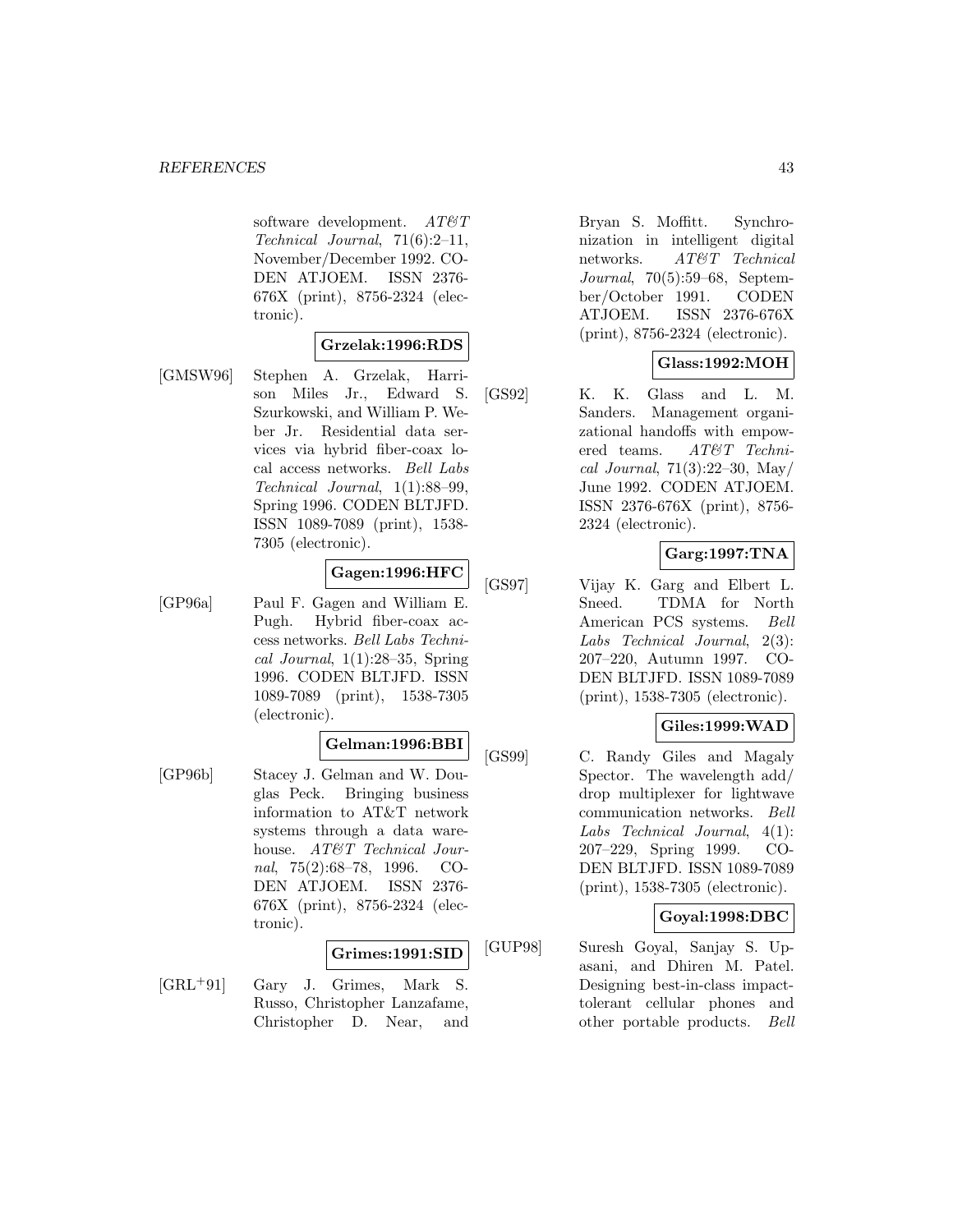software development. *AT&T Technical Journal*, 71(6):2–11, November/December 1992. CODEN ATJOEM. ISSN 2376-676X (print), 8756-2324 (electronic).

**Grzelak:1996:RDS**

[GMSW96] Stephen A. Grzelak, Harrison Miles Jr., Edward S. Szurkowski, and William P. Weber Jr. Residential data services via hybrid fiber-coax local access networks. *Bell Labs Technical Journal*, 1(1):88–99, Spring 1996. CODEN BLTJFD. ISSN 1089-7089 (print), 1538-7305 (electronic).

**Gagen:1996:HFC**

[GP96a] Paul F. Gagen and William E. Pugh. Hybrid fiber-coax access networks. *Bell Labs Technical Journal*, 1(1):28–35, Spring 1996. CODEN BLTJFD. ISSN 1089-7089 (print), 1538-7305 (electronic).

**Gelman:1996:BBI**

[GP96b] Stacey J. Gelman and W. Douglas Peck. Bringing business information to AT&T network systems through a data warehouse. *AT&T Technical Journal*, 75(2):68–78, 1996. CODEN ATJOEM. ISSN 2376-676X (print), 8756-2324 (electronic).

**Grimes:1991:SID**

[GRL+91] Gary J. Grimes, Mark S. Russo, Christopher Lanzafame, Christopher D. Near, and Bryan S. Moffitt. Synchronization in intelligent digital networks. *AT&T Technical Journal*, 70(5):59–68, September/October 1991. CODEN ATJOEM. ISSN 2376-676X (print), 8756-2324 (electronic).

**Glass:1992:MOH**

[GS92] K. K. Glass and L. M. Sanders. Management organizational handoffs with empowered teams. *AT&T Technical Journal*, 71(3):22–30, May/June 1992. CODEN ATJOEM. ISSN 2376-676X (print), 8756-2324 (electronic).

**Garg:1997:TNA**

[GS97] Vijay K. Garg and Elbert L. Sneed. TDMA for North American PCS systems. *Bell Labs Technical Journal*, 2(3): 207–220, Autumn 1997. CODEN BLTJFD. ISSN 1089-7089 (print), 1538-7305 (electronic).

**Giles:1999:WAD**

[GS99] C. Randy Giles and Magaly Spector. The wavelength add/ drop multiplexer for lightwave communication networks. *Bell Labs Technical Journal*, 4(1): 207–229, Spring 1999. CODEN BLTJFD. ISSN 1089-7089 (print), 1538-7305 (electronic).

**Goyal:1998:DBC**

[GUP98] Suresh Goyal, Sanjay S. Upasani, and Dhiren M. Patel. Designing best-in-class impact-tolerant cellular phones and other portable products. *Bell*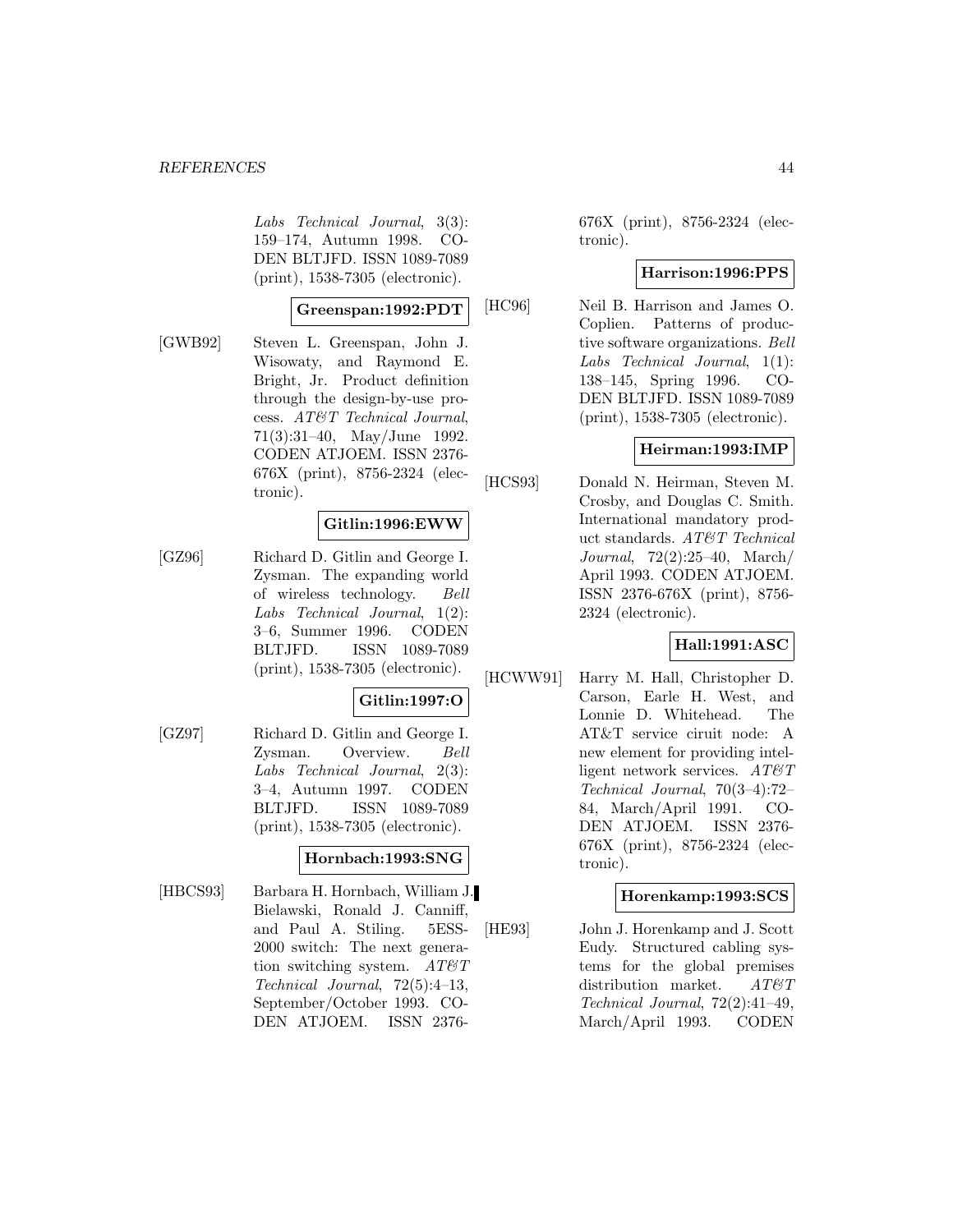*Labs Technical Journal*, 3(3): 159–174, Autumn 1998. CODEN BLTJFD. ISSN 1089-7089 (print), 1538-7305 (electronic).

**Greenspan:1992:PDT**

[GWB92] Steven L. Greenspan, John J. Wisowaty, and Raymond E. Bright, Jr. Product definition through the design-by-use process. *AT&T Technical Journal*, 71(3):31–40, May/June 1992. CODEN ATJOEM. ISSN 2376-676X (print), 8756-2324 (electronic).

**Gitlin:1996:EWW**

[GZ96] Richard D. Gitlin and George I. Zysman. The expanding world of wireless technology. *Bell Labs Technical Journal*, 1(2): 3–6, Summer 1996. CODEN BLTJFD. ISSN 1089-7089 (print), 1538-7305 (electronic).

**Gitlin:1997:O**

[GZ97] Richard D. Gitlin and George I. Zysman. Overview. *Bell Labs Technical Journal*, 2(3): 3–4, Autumn 1997. CODEN BLTJFD. ISSN 1089-7089 (print), 1538-7305 (electronic).

**Hornbach:1993:SNG**

[HBCS93] Barbara H. Hornbach, William J. Bielawski, Ronald J. Canniff, and Paul A. Stiling. 5ESS-2000 switch: The next generation switching system. *AT&T Technical Journal*, 72(5):4–13, September/October 1993. CODEN ATJOEM. ISSN 2376-676X (print), 8756-2324 (electronic).

**Harrison:1996:PPS**

[HC96] Neil B. Harrison and James O. Coplien. Patterns of productive software organizations. *Bell Labs Technical Journal*, 1(1): 138–145, Spring 1996. CODEN BLTJFD. ISSN 1089-7089 (print), 1538-7305 (electronic).

**Heirman:1993:IMP**

[HCS93] Donald N. Heirman, Steven M. Crosby, and Douglas C. Smith. International mandatory product standards. *AT&T Technical Journal*, 72(2):25–40, March/April 1993. CODEN ATJOEM. ISSN 2376-676X (print), 8756-2324 (electronic).

**Hall:1991:ASC**

[HCWW91] Harry M. Hall, Christopher D. Carson, Earle H. West, and Lonnie D. Whitehead. The AT&T service ciruit node: A new element for providing intelligent network services. *AT&T Technical Journal*, 70(3–4):72–84, March/April 1991. CODEN ATJOEM. ISSN 2376-676X (print), 8756-2324 (electronic).

**Horenkamp:1993:SCS**

[HE93] John J. Horenkamp and J. Scott Eudy. Structured cabling systems for the global premises distribution market. *AT&T Technical Journal*, 72(2):41–49, March/April 1993. CODEN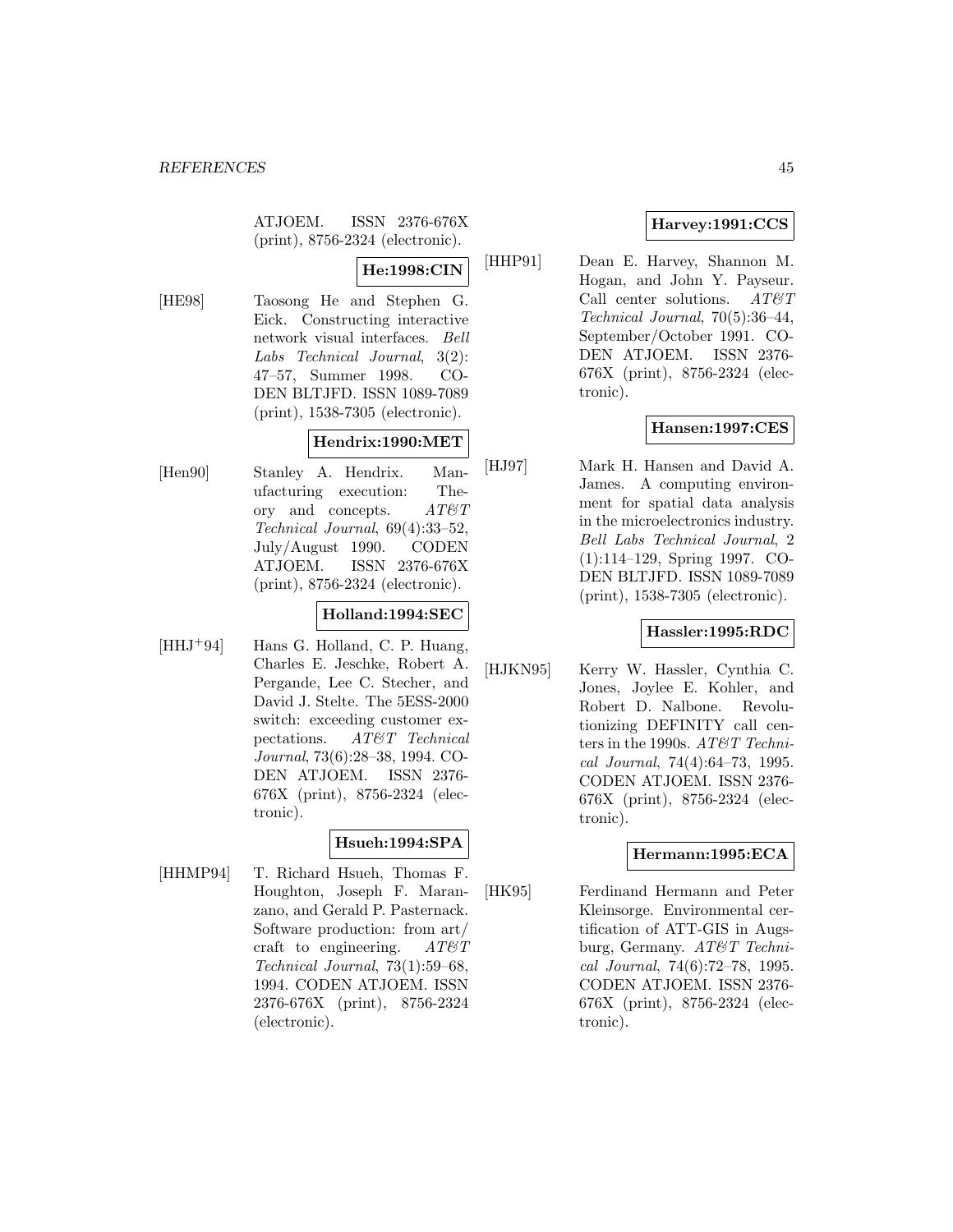ATJOEM. ISSN 2376-676X (print), 8756-2324 (electronic).

**He:1998:CIN**

[HE98] Taosong He and Stephen G. Eick. Constructing interactive network visual interfaces. *Bell Labs Technical Journal*, 3(2): 47–57, Summer 1998. CODEN BLTJFD. ISSN 1089-7089 (print), 1538-7305 (electronic).

**Hendrix:1990:MET**

[Hen90] Stanley A. Hendrix. Manufacturing execution: Theory and concepts. *AT&T Technical Journal*, 69(4):33–52, July/August 1990. CODEN ATJOEM. ISSN 2376-676X (print), 8756-2324 (electronic).

**Holland:1994:SEC**

[HHJ+94] Hans G. Holland, C. P. Huang, Charles E. Jeschke, Robert A. Pergande, Lee C. Stecher, and David J. Stelte. The 5ESS-2000 switch: exceeding customer expectations. *AT&T Technical Journal*, 73(6):28–38, 1994. CODEN ATJOEM. ISSN 2376-676X (print), 8756-2324 (electronic).

**Hsueh:1994:SPA**

[HHMP94] T. Richard Hsueh, Thomas F. Houghton, Joseph F. Maranzano, and Gerald P. Pasternack. Software production: from art/craft to engineering. *AT&T Technical Journal*, 73(1):59–68, 1994. CODEN ATJOEM. ISSN 2376-676X (print), 8756-2324 (electronic).

**Harvey:1991:CCS**

[HHP91] Dean E. Harvey, Shannon M. Hogan, and John Y. Payseur. Call center solutions. *AT&T Technical Journal*, 70(5):36–44, September/October 1991. CODEN ATJOEM. ISSN 2376-676X (print), 8756-2324 (electronic).

**Hansen:1997:CES**

[HJ97] Mark H. Hansen and David A. James. A computing environment for spatial data analysis in the microelectronics industry. *Bell Labs Technical Journal*, 2 (1):114–129, Spring 1997. CODEN BLTJFD. ISSN 1089-7089 (print), 1538-7305 (electronic).

**Hassler:1995:RDC**

[HJKN95] Kerry W. Hassler, Cynthia C. Jones, Joylee E. Kohler, and Robert D. Nalbone. Revolutionizing DEFINITY call centers in the 1990s. *AT&T Technical Journal*, 74(4):64–73, 1995. CODEN ATJOEM. ISSN 2376-676X (print), 8756-2324 (electronic).

**Hermann:1995:ECA**

[HK95] Ferdinand Hermann and Peter Kleinsorge. Environmental certification of ATT-GIS in Augsburg, Germany. *AT&T Technical Journal*, 74(6):72–78, 1995. CODEN ATJOEM. ISSN 2376-676X (print), 8756-2324 (electronic).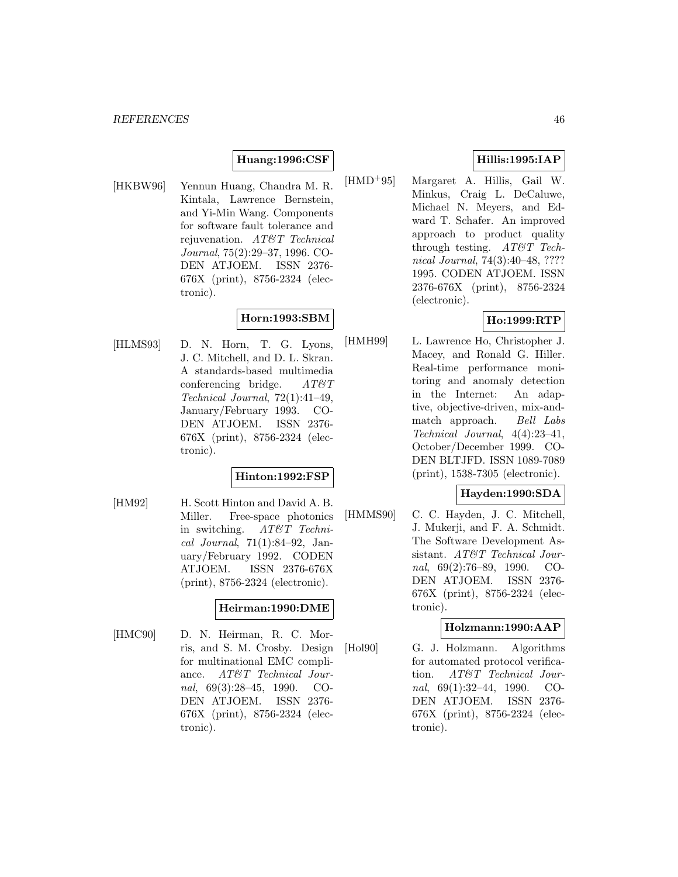**Huang:1996:CSF**

[HKBW96] Yennun Huang, Chandra M. R. Kintala, Lawrence Bernstein, and Yi-Min Wang. Components for software fault tolerance and rejuvenation. *AT&T Technical Journal*, 75(2):29–37, 1996. CODEN ATJOEM. ISSN 2376-676X (print), 8756-2324 (electronic).

**Horn:1993:SBM**

[HLMS93] D. N. Horn, T. G. Lyons, J. C. Mitchell, and D. L. Skran. A standards-based multimedia conferencing bridge. *AT&T Technical Journal*, 72(1):41–49, January/February 1993. CODEN ATJOEM. ISSN 2376-676X (print), 8756-2324 (electronic).

**Hinton:1992:FSP**

[HM92] H. Scott Hinton and David A. B. Miller. Free-space photonics in switching. *AT&T Technical Journal*, 71(1):84–92, January/February 1992. CODEN ATJOEM. ISSN 2376-676X (print), 8756-2324 (electronic).

**Heirman:1990:DME**

[HMC90] D. N. Heirman, R. C. Morris, and S. M. Crosby. Design for multinational EMC compliance. *AT&T Technical Journal*, 69(3):28–45, 1990. CODEN ATJOEM. ISSN 2376-676X (print), 8756-2324 (electronic).

**Hillis:1995:IAP**

[HMD+95] Margaret A. Hillis, Gail W. Minkus, Craig L. DeCaluwe, Michael N. Meyers, and Edward T. Schafer. An improved approach to product quality through testing. *AT&T Technical Journal*, 74(3):40–48, ???? 1995. CODEN ATJOEM. ISSN 2376-676X (print), 8756-2324 (electronic).

**Ho:1999:RTP**

[HMH99] L. Lawrence Ho, Christopher J. Macey, and Ronald G. Hiller. Real-time performance monitoring and anomaly detection in the Internet: An adaptive, objective-driven, mix-and-match approach. *Bell Labs Technical Journal*, 4(4):23–41, October/December 1999. CODEN BLTJFD. ISSN 1089-7089 (print), 1538-7305 (electronic).

**Hayden:1990:SDA**

[HMMS90] C. C. Hayden, J. C. Mitchell, J. Mukerji, and F. A. Schmidt. The Software Development Assistant. *AT&T Technical Journal*, 69(2):76–89, 1990. CODEN ATJOEM. ISSN 2376-676X (print), 8756-2324 (electronic).

**Holzmann:1990:AAP**

[Hol90] G. J. Holzmann. Algorithms for automated protocol verification. *AT&T Technical Journal*, 69(1):32–44, 1990. CODEN ATJOEM. ISSN 2376-676X (print), 8756-2324 (electronic).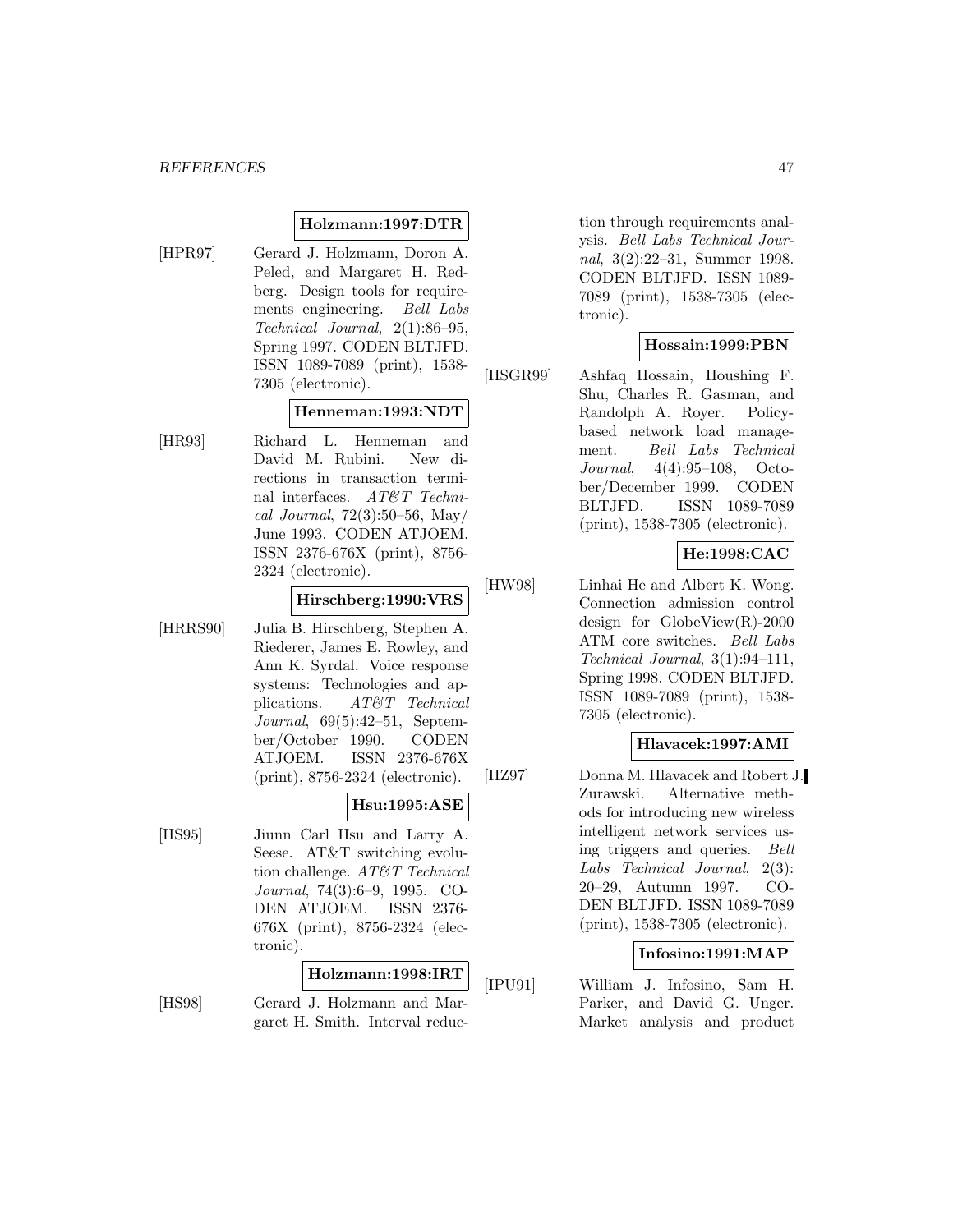**Holzmann:1997:DTR**

[HPR97] Gerard J. Holzmann, Doron A. Peled, and Margaret H. Redberg. Design tools for requirements engineering. *Bell Labs Technical Journal*, 2(1):86–95, Spring 1997. CODEN BLTJFD. ISSN 1089-7089 (print), 1538-7305 (electronic).

**Henneman:1993:NDT**

[HR93] Richard L. Henneman and David M. Rubini. New directions in transaction terminal interfaces. *AT&T Technical Journal*, 72(3):50–56, May/June 1993. CODEN ATJOEM. ISSN 2376-676X (print), 8756-2324 (electronic).

**Hirschberg:1990:VRS**

[HRRS90] Julia B. Hirschberg, Stephen A. Riederer, James E. Rowley, and Ann K. Syrdal. Voice response systems: Technologies and applications. *AT&T Technical Journal*, 69(5):42–51, September/October 1990. CODEN ATJOEM. ISSN 2376-676X (print), 8756-2324 (electronic).

**Hsu:1995:ASE**

[HS95] Jiunn Carl Hsu and Larry A. Seese. AT&T switching evolution challenge. *AT&T Technical Journal*, 74(3):6–9, 1995. CODEN ATJOEM. ISSN 2376-676X (print), 8756-2324 (electronic).

**Holzmann:1998:IRT**

[HS98] Gerard J. Holzmann and Margaret H. Smith. Interval reduction through requirements analysis. *Bell Labs Technical Journal*, 3(2):22–31, Summer 1998. CODEN BLTJFD. ISSN 1089-7089 (print), 1538-7305 (electronic).

**Hossain:1999:PBN**

[HSGR99] Ashfaq Hossain, Houshing F. Shu, Charles R. Gasman, and Randolph A. Royer. Policy-based network load management. *Bell Labs Technical Journal*, 4(4):95–108, October/December 1999. CODEN BLTJFD. ISSN 1089-7089 (print), 1538-7305 (electronic).

**He:1998:CAC**

[HW98] Linhai He and Albert K. Wong. Connection admission control design for GlobeView(R)-2000 ATM core switches. *Bell Labs Technical Journal*, 3(1):94–111, Spring 1998. CODEN BLTJFD. ISSN 1089-7089 (print), 1538-7305 (electronic).

**Hlavacek:1997:AMI**

[HZ97] Donna M. Hlavacek and Robert J. Zurawski. Alternative methods for introducing new wireless intelligent network services using triggers and queries. *Bell Labs Technical Journal*, 2(3):20–29, Autumn 1997. CODEN BLTJFD. ISSN 1089-7089 (print), 1538-7305 (electronic).

**Infosino:1991:MAP**

[IPU91] William J. Infosino, Sam H. Parker, and David G. Unger. Market analysis and product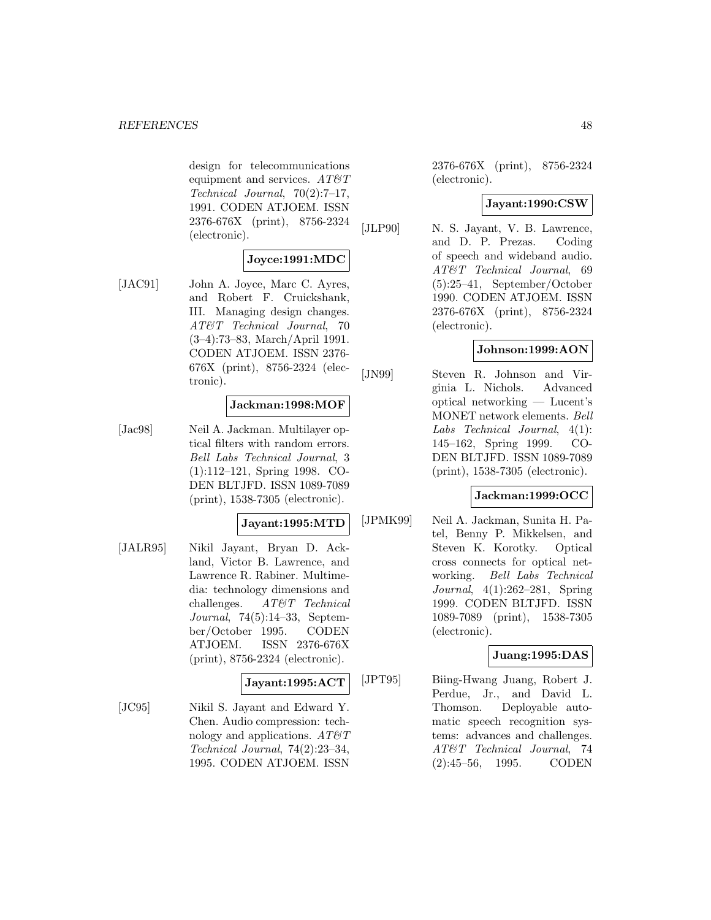design for telecommunications equipment and services. *AT&T Technical Journal*, 70(2):7–17, 1991. CODEN ATJOEM. ISSN 2376-676X (print), 8756-2324 (electronic).

**Joyce:1991:MDC**

[JAC91] John A. Joyce, Marc C. Ayres, and Robert F. Cruickshank, III. Managing design changes. *AT&T Technical Journal*, 70 (3–4):73–83, March/April 1991. CODEN ATJOEM. ISSN 2376-676X (print), 8756-2324 (electronic).

**Jackman:1998:MOF**

[Jac98] Neil A. Jackman. Multilayer optical filters with random errors. *Bell Labs Technical Journal*, 3 (1):112–121, Spring 1998. CODEN BLTJFD. ISSN 1089-7089 (print), 1538-7305 (electronic).

**Jayant:1995:MTD**

[JALR95] Nikil Jayant, Bryan D. Ackland, Victor B. Lawrence, and Lawrence R. Rabiner. Multimedia: technology dimensions and challenges. *AT&T Technical Journal*, 74(5):14–33, September/October 1995. CODEN ATJOEM. ISSN 2376-676X (print), 8756-2324 (electronic).

**Jayant:1995:ACT**

[JC95] Nikil S. Jayant and Edward Y. Chen. Audio compression: technology and applications. *AT&T Technical Journal*, 74(2):23–34, 1995. CODEN ATJOEM. ISSN 2376-676X (print), 8756-2324 (electronic).

**Jayant:1990:CSW**

[JLP90] N. S. Jayant, V. B. Lawrence, and D. P. Prezas. Coding of speech and wideband audio. *AT&T Technical Journal*, 69 (5):25–41, September/October 1990. CODEN ATJOEM. ISSN 2376-676X (print), 8756-2324 (electronic).

**Johnson:1999:AON**

[JN99] Steven R. Johnson and Virginia L. Nichols. Advanced optical networking — Lucent's MONET network elements. *Bell Labs Technical Journal*, 4(1): 145–162, Spring 1999. CODEN BLTJFD. ISSN 1089-7089 (print), 1538-7305 (electronic).

**Jackman:1999:OCC**

[JPMK99] Neil A. Jackman, Sunita H. Patel, Benny P. Mikkelsen, and Steven K. Korotky. Optical cross connects for optical networking. *Bell Labs Technical Journal*, 4(1):262–281, Spring 1999. CODEN BLTJFD. ISSN 1089-7089 (print), 1538-7305 (electronic).

**Juang:1995:DAS**

[JPT95] Biing-Hwang Juang, Robert J. Perdue, Jr., and David L. Thomson. Deployable automatic speech recognition systems: advances and challenges. *AT&T Technical Journal*, 74 (2):45–56, 1995. CODEN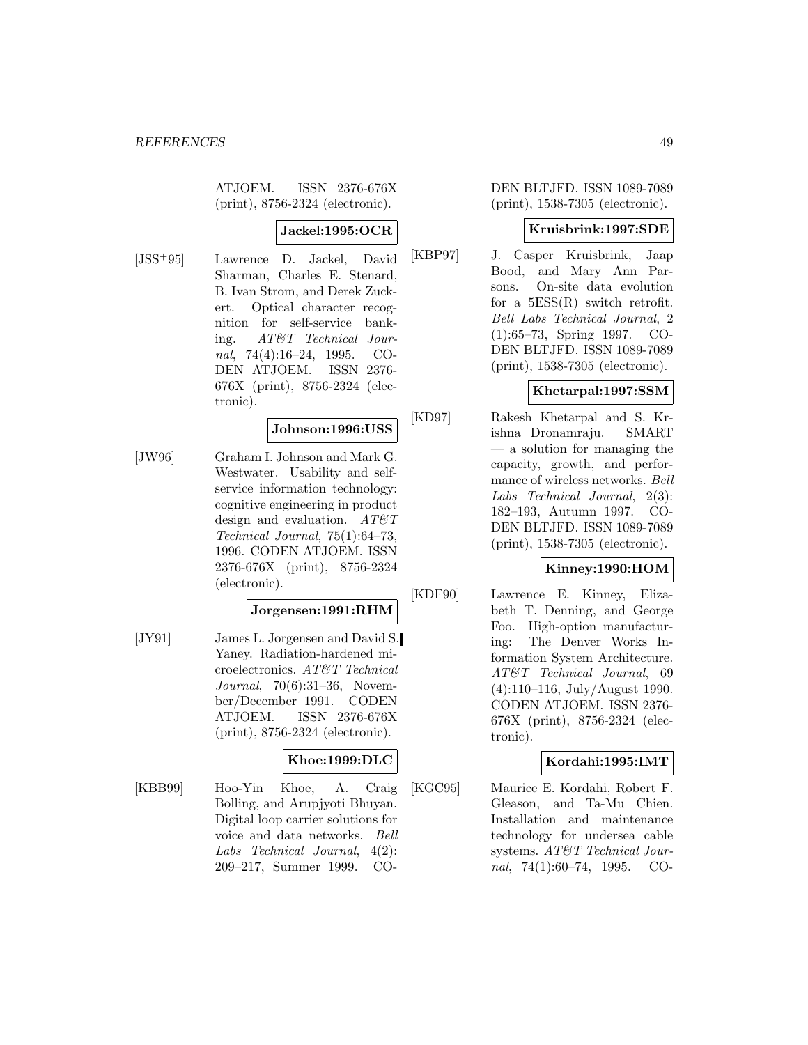ATJOEM. ISSN 2376-676X (print), 8756-2324 (electronic).

**Jackel:1995:OCR**

[JSS+95] Lawrence D. Jackel, David Sharman, Charles E. Stenard, B. Ivan Strom, and Derek Zuckert. Optical character recognition for self-service banking. *AT&T Technical Journal*, 74(4):16–24, 1995. CODEN ATJOEM. ISSN 2376-676X (print), 8756-2324 (electronic).

**Johnson:1996:USS**

[JW96] Graham I. Johnson and Mark G. Westwater. Usability and self-service information technology: cognitive engineering in product design and evaluation. *AT&T Technical Journal*, 75(1):64–73, 1996. CODEN ATJOEM. ISSN 2376-676X (print), 8756-2324 (electronic).

**Jorgensen:1991:RHM**

[JY91] James L. Jorgensen and David S. Yaney. Radiation-hardened microelectronics. *AT&T Technical Journal*, 70(6):31–36, November/December 1991. CODEN ATJOEM. ISSN 2376-676X (print), 8756-2324 (electronic).

**Khoe:1999:DLC**

[KBB99] Hoo-Yin Khoe, A. Craig Bolling, and Arupjyoti Bhuyan. Digital loop carrier solutions for voice and data networks. *Bell Labs Technical Journal*, 4(2): 209–217, Summer 1999. CODEN BLTJFD. ISSN 1089-7089 (print), 1538-7305 (electronic).

**Kruisbrink:1997:SDE**

[KBP97] J. Casper Kruisbrink, Jaap Bood, and Mary Ann Parsons. On-site data evolution for a 5ESS(R) switch retrofit. *Bell Labs Technical Journal*, 2 (1):65–73, Spring 1997. CODEN BLTJFD. ISSN 1089-7089 (print), 1538-7305 (electronic).

**Khetarpal:1997:SSM**

[KD97] Rakesh Khetarpal and S. Krishna Dronamraju. SMART — a solution for managing the capacity, growth, and performance of wireless networks. *Bell Labs Technical Journal*, 2(3): 182–193, Autumn 1997. CODEN BLTJFD. ISSN 1089-7089 (print), 1538-7305 (electronic).

**Kinney:1990:HOM**

[KDF90] Lawrence E. Kinney, Elizabeth T. Denning, and George Foo. High-option manufacturing: The Denver Works Information System Architecture. *AT&T Technical Journal*, 69 (4):110–116, July/August 1990. CODEN ATJOEM. ISSN 2376-676X (print), 8756-2324 (electronic).

**Kordahi:1995:IMT**

[KGC95] Maurice E. Kordahi, Robert F. Gleason, and Ta-Mu Chien. Installation and maintenance technology for undersea cable systems. *AT&T Technical Journal*, 74(1):60–74, 1995. CO-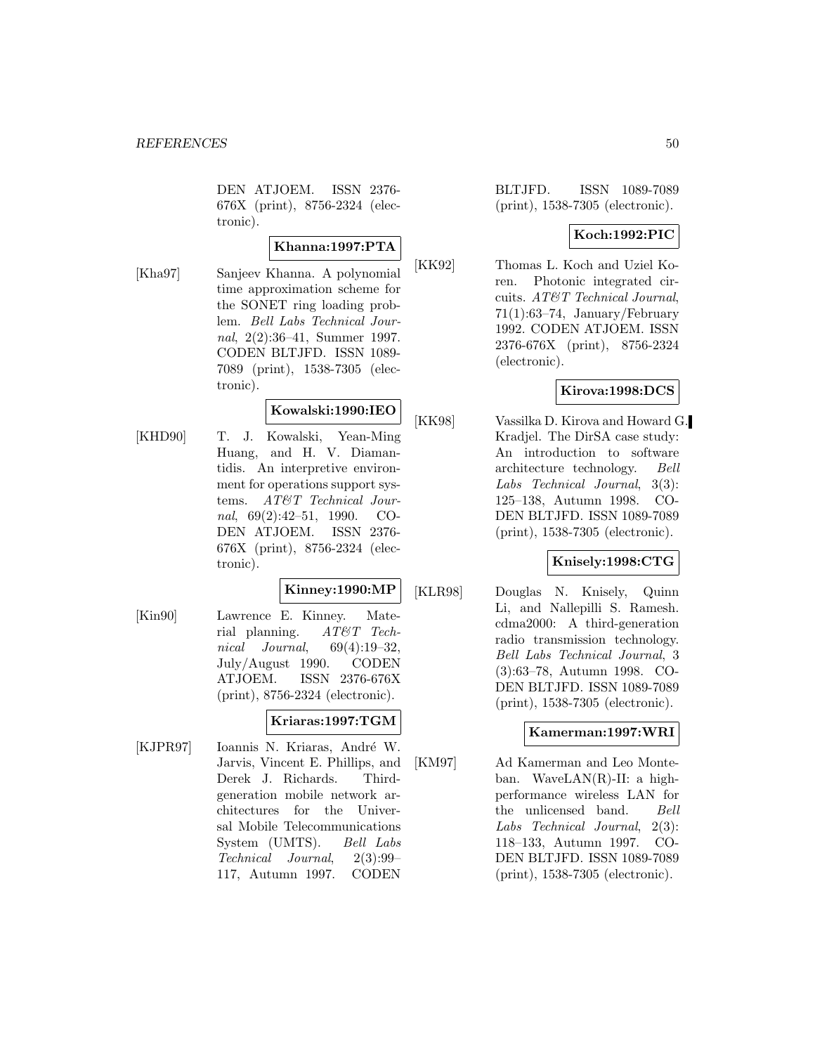DEN ATJOEM. ISSN 2376-676X (print), 8756-2324 (electronic).

**Khanna:1997:PTA**

[Kha97] Sanjeev Khanna. A polynomial time approximation scheme for the SONET ring loading problem. *Bell Labs Technical Journal*, 2(2):36–41, Summer 1997. CODEN BLTJFD. ISSN 1089-7089 (print), 1538-7305 (electronic).

**Kowalski:1990:IEO**

[KHD90] T. J. Kowalski, Yean-Ming Huang, and H. V. Diamantidis. An interpretive environment for operations support systems. *AT&T Technical Journal*, 69(2):42–51, 1990. CODEN ATJOEM. ISSN 2376-676X (print), 8756-2324 (electronic).

**Kinney:1990:MP**

[Kin90] Lawrence E. Kinney. Material planning. *AT&T Technical Journal*, 69(4):19–32, July/August 1990. CODEN ATJOEM. ISSN 2376-676X (print), 8756-2324 (electronic).

**Kriaras:1997:TGM**

[KJPR97] Ioannis N. Kriaras, André W. Jarvis, Vincent E. Phillips, and Derek J. Richards. Third-generation mobile network architectures for the Universal Mobile Telecommunications System (UMTS). *Bell Labs Technical Journal*, 2(3):99–117, Autumn 1997. CODEN BLTJFD. ISSN 1089-7089 (print), 1538-7305 (electronic).

**Koch:1992:PIC**

[KK92] Thomas L. Koch and Uziel Koren. Photonic integrated circuits. *AT&T Technical Journal*, 71(1):63–74, January/February 1992. CODEN ATJOEM. ISSN 2376-676X (print), 8756-2324 (electronic).

**Kirova:1998:DCS**

[KK98] Vassilka D. Kirova and Howard G. Kradjel. The DirSA case study: An introduction to software architecture technology. *Bell Labs Technical Journal*, 3(3): 125–138, Autumn 1998. CODEN BLTJFD. ISSN 1089-7089 (print), 1538-7305 (electronic).

**Knisely:1998:CTG**

[KLR98] Douglas N. Knisely, Quinn Li, and Nallepilli S. Ramesh. cdma2000: A third-generation radio transmission technology. *Bell Labs Technical Journal*, 3 (3):63–78, Autumn 1998. CODEN BLTJFD. ISSN 1089-7089 (print), 1538-7305 (electronic).

**Kamerman:1997:WRI**

[KM97] Ad Kamerman and Leo Monteban. WaveLAN(R)-II: a high-performance wireless LAN for the unlicensed band. *Bell Labs Technical Journal*, 2(3): 118–133, Autumn 1997. CODEN BLTJFD. ISSN 1089-7089 (print), 1538-7305 (electronic).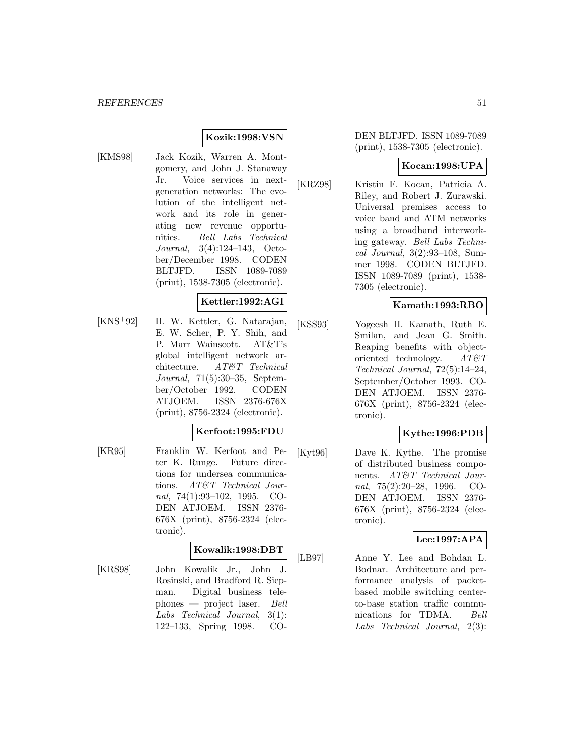**Kozik:1998:VSN**

[KMS98] Jack Kozik, Warren A. Montgomery, and John J. Stanaway Jr. Voice services in next-generation networks: The evolution of the intelligent network and its role in generating new revenue opportunities. *Bell Labs Technical Journal*, 3(4):124–143, October/December 1998. CODEN BLTJFD. ISSN 1089-7089 (print), 1538-7305 (electronic).

**Kettler:1992:AGI**

[KNS+92] H. W. Kettler, G. Natarajan, E. W. Scher, P. Y. Shih, and P. Marr Wainscott. AT&T's global intelligent network architecture. *AT&T Technical Journal*, 71(5):30–35, September/October 1992. CODEN ATJOEM. ISSN 2376-676X (print), 8756-2324 (electronic).

**Kerfoot:1995:FDU**

[KR95] Franklin W. Kerfoot and Peter K. Runge. Future directions for undersea communications. *AT&T Technical Journal*, 74(1):93–102, 1995. CODEN ATJOEM. ISSN 2376-676X (print), 8756-2324 (electronic).

**Kowalik:1998:DBT**

[KRS98] John Kowalik Jr., John J. Rosinski, and Bradford R. Siepman. Digital business telephones — project laser. *Bell Labs Technical Journal*, 3(1): 122–133, Spring 1998. CODEN BLTJFD. ISSN 1089-7089 (print), 1538-7305 (electronic).

**Kocan:1998:UPA**

[KRZ98] Kristin F. Kocan, Patricia A. Riley, and Robert J. Zurawski. Universal premises access to voice band and ATM networks using a broadband interworking gateway. *Bell Labs Technical Journal*, 3(2):93–108, Summer 1998. CODEN BLTJFD. ISSN 1089-7089 (print), 1538-7305 (electronic).

**Kamath:1993:RBO**

[KSS93] Yogeesh H. Kamath, Ruth E. Smilan, and Jean G. Smith. Reaping benefits with object-oriented technology. *AT&T Technical Journal*, 72(5):14–24, September/October 1993. CODEN ATJOEM. ISSN 2376-676X (print), 8756-2324 (electronic).

**Kythe:1996:PDB**

[Kyt96] Dave K. Kythe. The promise of distributed business components. *AT&T Technical Journal*, 75(2):20–28, 1996. CODEN ATJOEM. ISSN 2376-676X (print), 8756-2324 (electronic).

**Lee:1997:APA**

[LB97] Anne Y. Lee and Bohdan L. Bodnar. Architecture and performance analysis of packet-based mobile switching center-to-base station traffic communications for TDMA. *Bell Labs Technical Journal*, 2(3):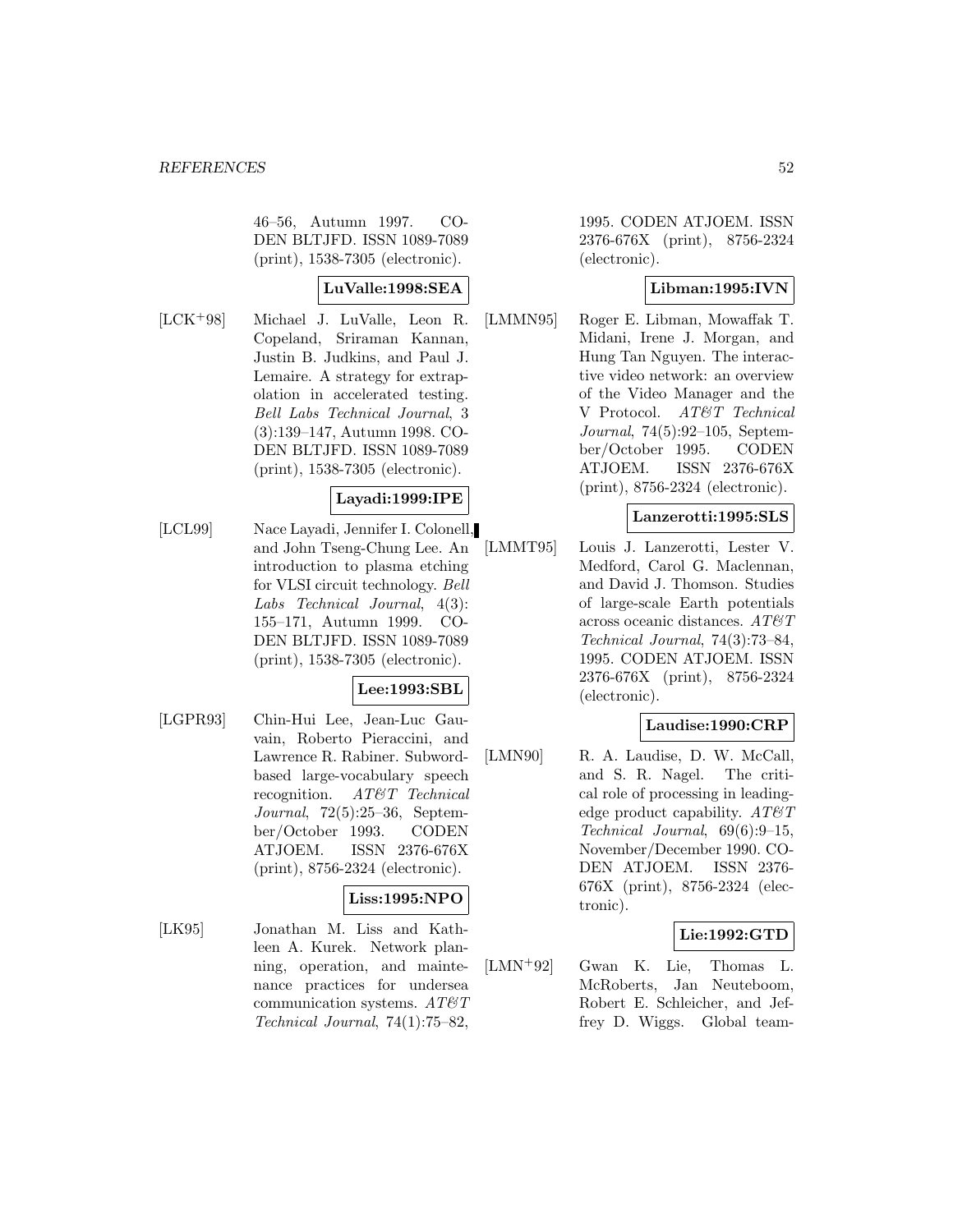46–56, Autumn 1997. CODEN BLTJFD. ISSN 1089-7089 (print), 1538-7305 (electronic).

**LuValle:1998:SEA**

[LCK+98] Michael J. LuValle, Leon R. Copeland, Sriraman Kannan, Justin B. Judkins, and Paul J. Lemaire. A strategy for extrapolation in accelerated testing. *Bell Labs Technical Journal*, 3 (3):139–147, Autumn 1998. CODEN BLTJFD. ISSN 1089-7089 (print), 1538-7305 (electronic).

**Layadi:1999:IPE**

[LCL99] Nace Layadi, Jennifer I. Colonell, and John Tseng-Chung Lee. An introduction to plasma etching for VLSI circuit technology. *Bell Labs Technical Journal*, 4(3): 155–171, Autumn 1999. CODEN BLTJFD. ISSN 1089-7089 (print), 1538-7305 (electronic).

**Lee:1993:SBL**

[LGPR93] Chin-Hui Lee, Jean-Luc Gauvain, Roberto Pieraccini, and Lawrence R. Rabiner. Subword-based large-vocabulary speech recognition. *AT&T Technical Journal*, 72(5):25–36, September/October 1993. CODEN ATJOEM. ISSN 2376-676X (print), 8756-2324 (electronic).

**Liss:1995:NPO**

[LK95] Jonathan M. Liss and Kathleen A. Kurek. Network planning, operation, and maintenance practices for undersea communication systems. *AT&T Technical Journal*, 74(1):75–82, 1995. CODEN ATJOEM. ISSN 2376-676X (print), 8756-2324 (electronic).

**Libman:1995:IVN**

[LMMN95] Roger E. Libman, Mowaffak T. Midani, Irene J. Morgan, and Hung Tan Nguyen. The interactive video network: an overview of the Video Manager and the V Protocol. *AT&T Technical Journal*, 74(5):92–105, September/October 1995. CODEN ATJOEM. ISSN 2376-676X (print), 8756-2324 (electronic).

**Lanzerotti:1995:SLS**

[LMMT95] Louis J. Lanzerotti, Lester V. Medford, Carol G. Maclennan, and David J. Thomson. Studies of large-scale Earth potentials across oceanic distances. *AT&T Technical Journal*, 74(3):73–84, 1995. CODEN ATJOEM. ISSN 2376-676X (print), 8756-2324 (electronic).

**Laudise:1990:CRP**

[LMN90] R. A. Laudise, D. W. McCall, and S. R. Nagel. The critical role of processing in leading-edge product capability. *AT&T Technical Journal*, 69(6):9–15, November/December 1990. CODEN ATJOEM. ISSN 2376-676X (print), 8756-2324 (electronic).

**Lie:1992:GTD**

[LMN+92] Gwan K. Lie, Thomas L. McRoberts, Jan Neuteboom, Robert E. Schleicher, and Jeffrey D. Wiggs. Global team-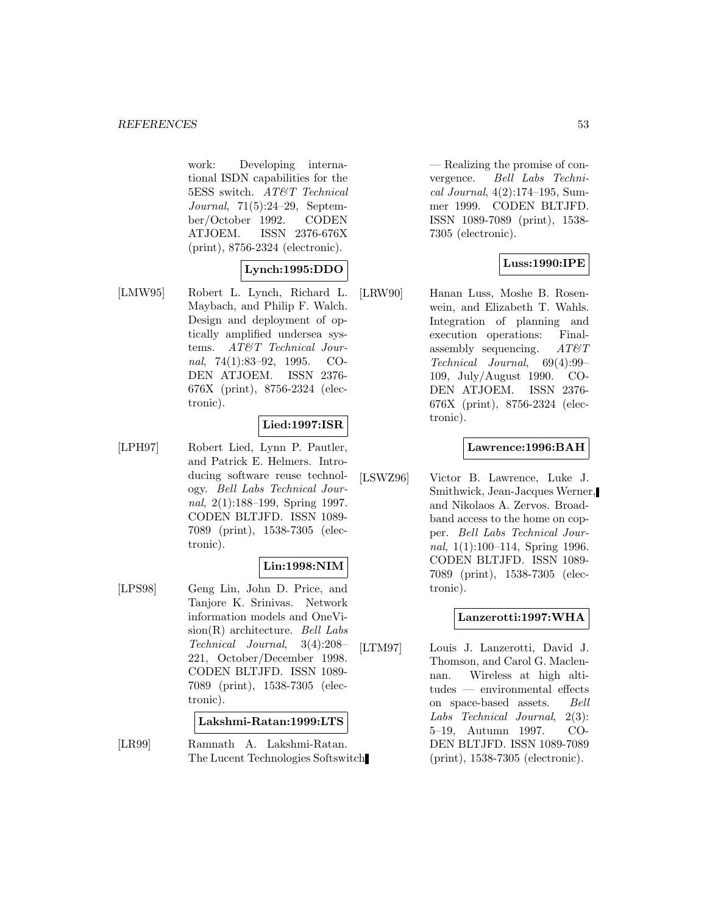work: Developing international ISDN capabilities for the 5ESS switch. *AT&T Technical Journal*, 71(5):24–29, September/October 1992. CODEN ATJOEM. ISSN 2376-676X (print), 8756-2324 (electronic).

**Lynch:1995:DDO**

[LMW95] Robert L. Lynch, Richard L. Maybach, and Philip F. Walch. Design and deployment of optically amplified undersea systems. *AT&T Technical Journal*, 74(1):83–92, 1995. CODEN ATJOEM. ISSN 2376-676X (print), 8756-2324 (electronic).

**Lied:1997:ISR**

[LPH97] Robert Lied, Lynn P. Pautler, and Patrick E. Helmers. Introducing software reuse technology. *Bell Labs Technical Journal*, 2(1):188–199, Spring 1997. CODEN BLTJFD. ISSN 1089-7089 (print), 1538-7305 (electronic).

**Lin:1998:NIM**

[LPS98] Geng Lin, John D. Price, and Tanjore K. Srinivas. Network information models and OneVision(R) architecture. *Bell Labs Technical Journal*, 3(4):208–221, October/December 1998. CODEN BLTJFD. ISSN 1089-7089 (print), 1538-7305 (electronic).

**Lakshmi-Ratan:1999:LTS**

[LR99] Ramnath A. Lakshmi-Ratan. The Lucent Technologies Softswitch — Realizing the promise of convergence. *Bell Labs Technical Journal*, 4(2):174–195, Summer 1999. CODEN BLTJFD. ISSN 1089-7089 (print), 1538-7305 (electronic).

**Luss:1990:IPE**

[LRW90] Hanan Luss, Moshe B. Rosenwein, and Elizabeth T. Wahls. Integration of planning and execution operations: Final-assembly sequencing. *AT&T Technical Journal*, 69(4):99–109, July/August 1990. CODEN ATJOEM. ISSN 2376-676X (print), 8756-2324 (electronic).

**Lawrence:1996:BAH**

[LSWZ96] Victor B. Lawrence, Luke J. Smithwick, Jean-Jacques Werner, and Nikolaos A. Zervos. Broadband access to the home on copper. *Bell Labs Technical Journal*, 1(1):100–114, Spring 1996. CODEN BLTJFD. ISSN 1089-7089 (print), 1538-7305 (electronic).

**Lanzerotti:1997:WHA**

[LTM97] Louis J. Lanzerotti, David J. Thomson, and Carol G. Maclennan. Wireless at high altitudes — environmental effects on space-based assets. *Bell Labs Technical Journal*, 2(3): 5–19, Autumn 1997. CODEN BLTJFD. ISSN 1089-7089 (print), 1538-7305 (electronic).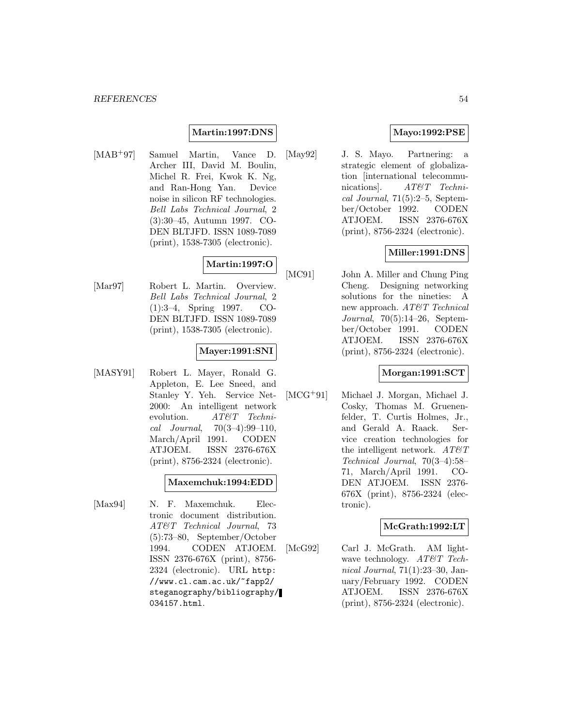**Martin:1997:DNS**

[MAB+97] Samuel Martin, Vance D. Archer III, David M. Boulin, Michel R. Frei, Kwok K. Ng, and Ran-Hong Yan. Device noise in silicon RF technologies. *Bell Labs Technical Journal*, 2 (3):30–45, Autumn 1997. CODEN BLTJFD. ISSN 1089-7089 (print), 1538-7305 (electronic).

**Martin:1997:O**

[Mar97] Robert L. Martin. Overview. *Bell Labs Technical Journal*, 2 (1):3–4, Spring 1997. CODEN BLTJFD. ISSN 1089-7089 (print), 1538-7305 (electronic).

**Mayer:1991:SNI**

[MASY91] Robert L. Mayer, Ronald G. Appleton, E. Lee Sneed, and Stanley Y. Yeh. Service Net-2000: An intelligent network evolution. *AT&T Technical Journal*, 70(3–4):99–110, March/April 1991. CODEN ATJOEM. ISSN 2376-676X (print), 8756-2324 (electronic).

**Maxemchuk:1994:EDD**

[Max94] N. F. Maxemchuk. Electronic document distribution. *AT&T Technical Journal*, 73 (5):73–80, September/October 1994. CODEN ATJOEM. ISSN 2376-676X (print), 8756-2324 (electronic). URL `http://www.cl.cam.ac.uk/~fapp2/steganography/bibliography/034157.html`.

**Mayo:1992:PSE**

[May92] J. S. Mayo. Partnering: a strategic element of globalization [international telecommunications]. *AT&T Technical Journal*, 71(5):2–5, September/October 1992. CODEN ATJOEM. ISSN 2376-676X (print), 8756-2324 (electronic).

**Miller:1991:DNS**

[MC91] John A. Miller and Chung Ping Cheng. Designing networking solutions for the nineties: A new approach. *AT&T Technical Journal*, 70(5):14–26, September/October 1991. CODEN ATJOEM. ISSN 2376-676X (print), 8756-2324 (electronic).

**Morgan:1991:SCT**

[MCG+91] Michael J. Morgan, Michael J. Cosky, Thomas M. Gruenenfelder, T. Curtis Holmes, Jr., and Gerald A. Raack. Service creation technologies for the intelligent network. *AT&T Technical Journal*, 70(3–4):58–71, March/April 1991. CODEN ATJOEM. ISSN 2376-676X (print), 8756-2324 (electronic).

**McGrath:1992:LT**

[McG92] Carl J. McGrath. AM lightwave technology. *AT&T Technical Journal*, 71(1):23–30, January/February 1992. CODEN ATJOEM. ISSN 2376-676X (print), 8756-2324 (electronic).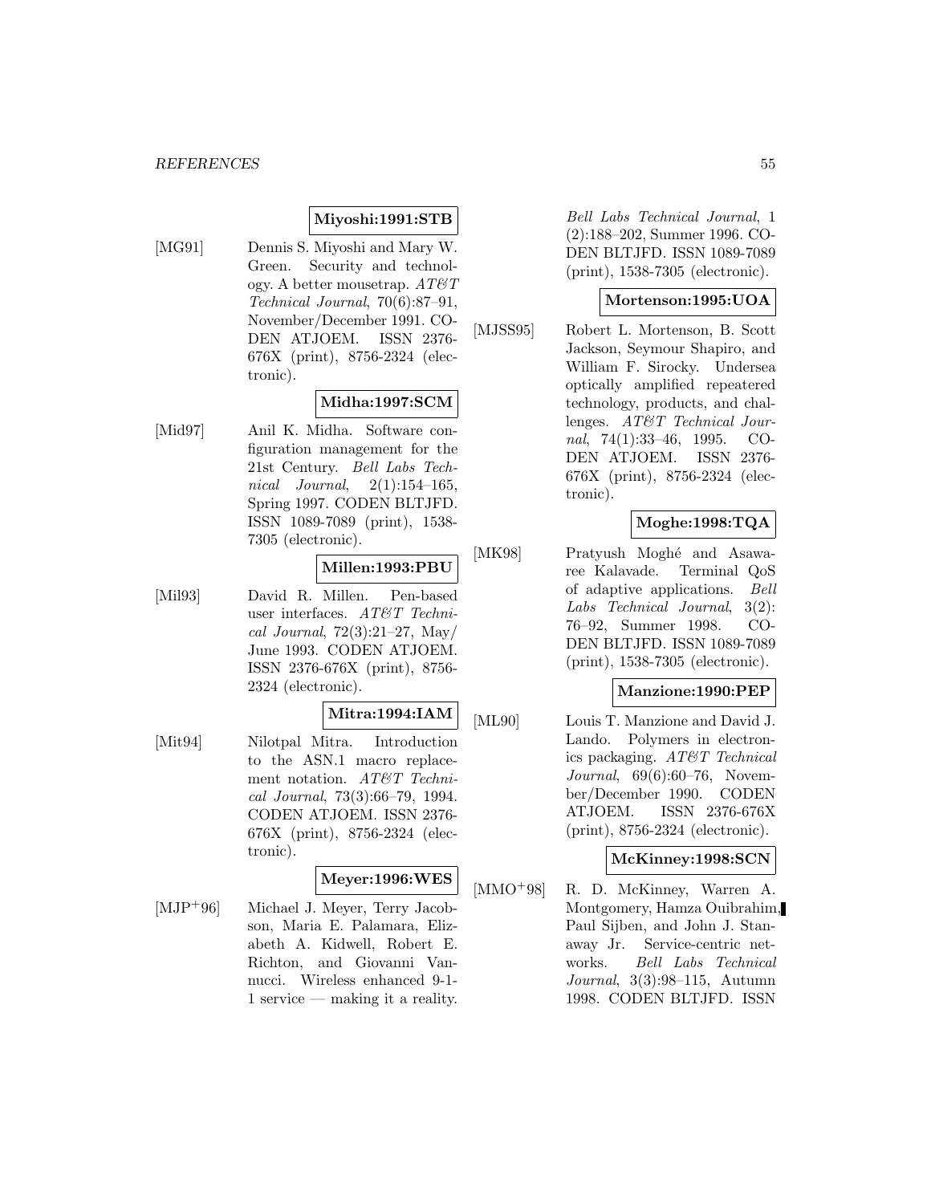**Miyoshi:1991:STB**

[MG91] Dennis S. Miyoshi and Mary W. Green. Security and technology. A better mousetrap. *AT&T Technical Journal*, 70(6):87–91, November/December 1991. CODEN ATJOEM. ISSN 2376-676X (print), 8756-2324 (electronic).

**Midha:1997:SCM**

[Mid97] Anil K. Midha. Software configuration management for the 21st Century. *Bell Labs Technical Journal*, 2(1):154–165, Spring 1997. CODEN BLTJFD. ISSN 1089-7089 (print), 1538-7305 (electronic).

**Millen:1993:PBU**

[Mil93] David R. Millen. Pen-based user interfaces. *AT&T Technical Journal*, 72(3):21–27, May/June 1993. CODEN ATJOEM. ISSN 2376-676X (print), 8756-2324 (electronic).

**Mitra:1994:IAM**

[Mit94] Nilotpal Mitra. Introduction to the ASN.1 macro replacement notation. *AT&T Technical Journal*, 73(3):66–79, 1994. CODEN ATJOEM. ISSN 2376-676X (print), 8756-2324 (electronic).

**Meyer:1996:WES**

[MJP+96] Michael J. Meyer, Terry Jacobson, Maria E. Palamara, Elizabeth A. Kidwell, Robert E. Richton, and Giovanni Vannucci. Wireless enhanced 9-1-1 service — making it a reality. *Bell Labs Technical Journal*, 1(2):188–202, Summer 1996. CODEN BLTJFD. ISSN 1089-7089 (print), 1538-7305 (electronic).

**Mortenson:1995:UOA**

[MJSS95] Robert L. Mortenson, B. Scott Jackson, Seymour Shapiro, and William F. Sirocky. Undersea optically amplified repeatered technology, products, and challenges. *AT&T Technical Journal*, 74(1):33–46, 1995. CODEN ATJOEM. ISSN 2376-676X (print), 8756-2324 (electronic).

**Moghe:1998:TQA**

[MK98] Pratyush Moghé and Asawaree Kalavade. Terminal QoS of adaptive applications. *Bell Labs Technical Journal*, 3(2):76–92, Summer 1998. CODEN BLTJFD. ISSN 1089-7089 (print), 1538-7305 (electronic).

**Manzione:1990:PEP**

[ML90] Louis T. Manzione and David J. Lando. Polymers in electronics packaging. *AT&T Technical Journal*, 69(6):60–76, November/December 1990. CODEN ATJOEM. ISSN 2376-676X (print), 8756-2324 (electronic).

**McKinney:1998:SCN**

[MMO+98] R. D. McKinney, Warren A. Montgomery, Hamza Ouibrahim, Paul Sijben, and John J. Stanaway Jr. Service-centric networks. *Bell Labs Technical Journal*, 3(3):98–115, Autumn 1998. CODEN BLTJFD. ISSN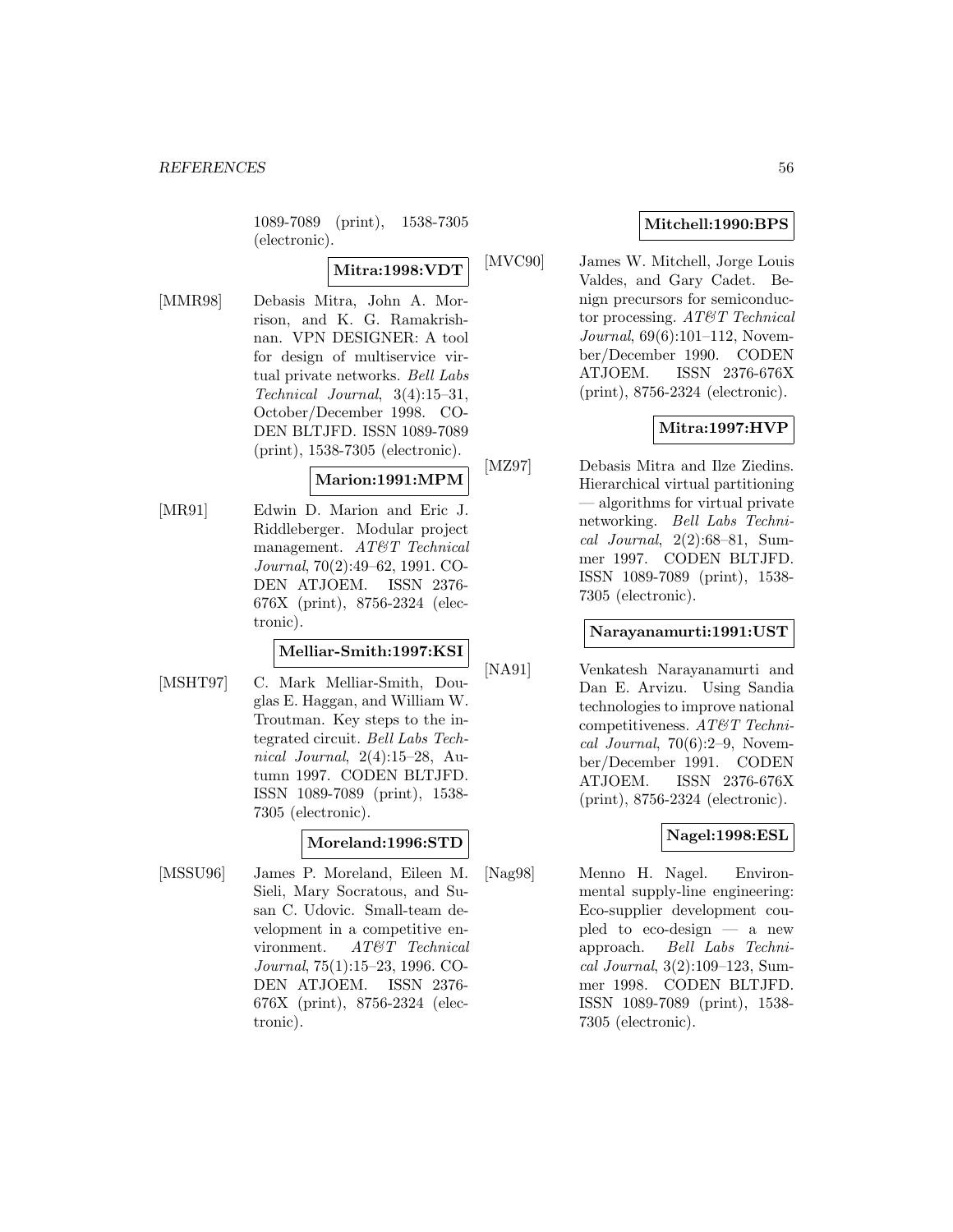1089-7089 (print), 1538-7305 (electronic).

**Mitra:1998:VDT**

[MMR98] Debasis Mitra, John A. Morrison, and K. G. Ramakrishnan. VPN DESIGNER: A tool for design of multiservice virtual private networks. *Bell Labs Technical Journal*, 3(4):15–31, October/December 1998. CODEN BLTJFD. ISSN 1089-7089 (print), 1538-7305 (electronic).

**Marion:1991:MPM**

[MR91] Edwin D. Marion and Eric J. Riddleberger. Modular project management. *AT&T Technical Journal*, 70(2):49–62, 1991. CODEN ATJOEM. ISSN 2376-676X (print), 8756-2324 (electronic).

**Melliar-Smith:1997:KSI**

[MSHT97] C. Mark Melliar-Smith, Douglas E. Haggan, and William W. Troutman. Key steps to the integrated circuit. *Bell Labs Technical Journal*, 2(4):15–28, Autumn 1997. CODEN BLTJFD. ISSN 1089-7089 (print), 1538-7305 (electronic).

**Moreland:1996:STD**

[MSSU96] James P. Moreland, Eileen M. Sieli, Mary Socratous, and Susan C. Udovic. Small-team development in a competitive environment. *AT&T Technical Journal*, 75(1):15–23, 1996. CODEN ATJOEM. ISSN 2376-676X (print), 8756-2324 (electronic).

**Mitchell:1990:BPS**

[MVC90] James W. Mitchell, Jorge Louis Valdes, and Gary Cadet. Benign precursors for semiconductor processing. *AT&T Technical Journal*, 69(6):101–112, November/December 1990. CODEN ATJOEM. ISSN 2376-676X (print), 8756-2324 (electronic).

**Mitra:1997:HVP**

[MZ97] Debasis Mitra and Ilze Ziedins. Hierarchical virtual partitioning — algorithms for virtual private networking. *Bell Labs Technical Journal*, 2(2):68–81, Summer 1997. CODEN BLTJFD. ISSN 1089-7089 (print), 1538-7305 (electronic).

**Narayanamurti:1991:UST**

[NA91] Venkatesh Narayanamurti and Dan E. Arvizu. Using Sandia technologies to improve national competitiveness. *AT&T Technical Journal*, 70(6):2–9, November/December 1991. CODEN ATJOEM. ISSN 2376-676X (print), 8756-2324 (electronic).

**Nagel:1998:ESL**

[Nag98] Menno H. Nagel. Environmental supply-line engineering: Eco-supplier development coupled to eco-design — a new approach. *Bell Labs Technical Journal*, 3(2):109–123, Summer 1998. CODEN BLTJFD. ISSN 1089-7089 (print), 1538-7305 (electronic).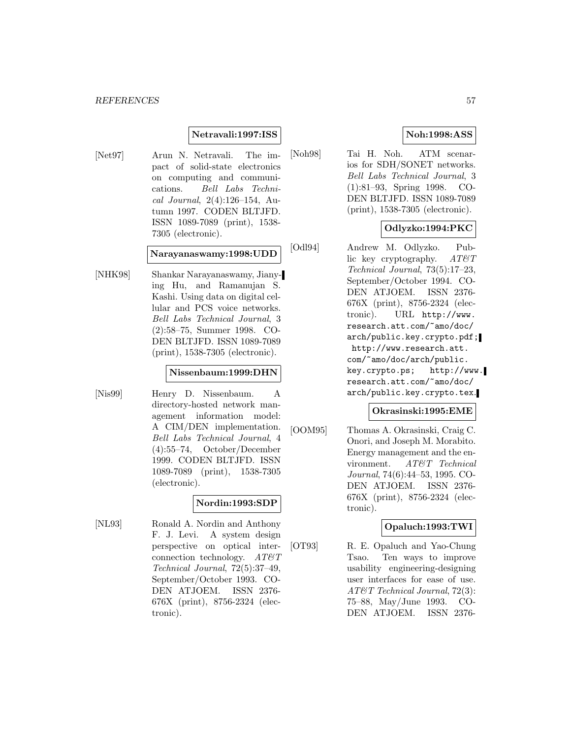**Netravali:1997:ISS**

[Net97] Arun N. Netravali. The impact of solid-state electronics on computing and communications. *Bell Labs Technical Journal*, 2(4):126–154, Autumn 1997. CODEN BLTJFD. ISSN 1089-7089 (print), 1538-7305 (electronic).

**Narayanaswamy:1998:UDD**

[NHK98] Shankar Narayanaswamy, Jianying Hu, and Ramanujan S. Kashi. Using data on digital cellular and PCS voice networks. *Bell Labs Technical Journal*, 3 (2):58–75, Summer 1998. CODEN BLTJFD. ISSN 1089-7089 (print), 1538-7305 (electronic).

**Nissenbaum:1999:DHN**

[Nis99] Henry D. Nissenbaum. A directory-hosted network management information model: A CIM/DEN implementation. *Bell Labs Technical Journal*, 4 (4):55–74, October/December 1999. CODEN BLTJFD. ISSN 1089-7089 (print), 1538-7305 (electronic).

**Nordin:1993:SDP**

[NL93] Ronald A. Nordin and Anthony F. J. Levi. A system design perspective on optical interconnection technology. *AT&T Technical Journal*, 72(5):37–49, September/October 1993. CODEN ATJOEM. ISSN 2376-676X (print), 8756-2324 (electronic).

**Noh:1998:ASS**

[Noh98] Tai H. Noh. ATM scenarios for SDH/SONET networks. *Bell Labs Technical Journal*, 3 (1):81–93, Spring 1998. CODEN BLTJFD. ISSN 1089-7089 (print), 1538-7305 (electronic).

**Odlyzko:1994:PKC**

[Odl94] Andrew M. Odlyzko. Public key cryptography. *AT&T Technical Journal*, 73(5):17–23, September/October 1994. CODEN ATJOEM. ISSN 2376-676X (print), 8756-2324 (electronic). URL http://www.research.att.com/~amo/doc/arch/public.key.crypto.pdf; http://www.research.att.com/~amo/doc/arch/public.key.crypto.ps; http://www.research.att.com/~amo/doc/arch/public.key.crypto.tex.

**Okrasinski:1995:EME**

[OOM95] Thomas A. Okrasinski, Craig C. Onori, and Joseph M. Morabito. Energy management and the environment. *AT&T Technical Journal*, 74(6):44–53, 1995. CODEN ATJOEM. ISSN 2376-676X (print), 8756-2324 (electronic).

**Opaluch:1993:TWI**

[OT93] R. E. Opaluch and Yao-Chung Tsao. Ten ways to improve usability engineering-designing user interfaces for ease of use. *AT&T Technical Journal*, 72(3): 75–88, May/June 1993. CODEN ATJOEM. ISSN 2376-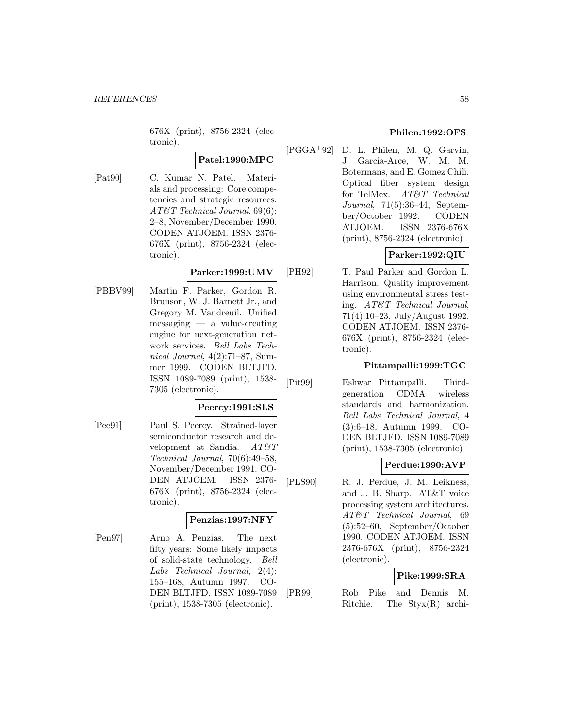676X (print), 8756-2324 (electronic).

**Patel:1990:MPC**

[Pat90] C. Kumar N. Patel. Materials and processing: Core competencies and strategic resources. *AT&T Technical Journal*, 69(6): 2–8, November/December 1990. CODEN ATJOEM. ISSN 2376-676X (print), 8756-2324 (electronic).

**Parker:1999:UMV**

[PBBV99] Martin F. Parker, Gordon R. Brunson, W. J. Barnett Jr., and Gregory M. Vaudreuil. Unified messaging — a value-creating engine for next-generation network services. *Bell Labs Technical Journal*, 4(2):71–87, Summer 1999. CODEN BLTJFD. ISSN 1089-7089 (print), 1538-7305 (electronic).

**Peercy:1991:SLS**

[Pee91] Paul S. Peercy. Strained-layer semiconductor research and development at Sandia. *AT&T Technical Journal*, 70(6):49–58, November/December 1991. CODEN ATJOEM. ISSN 2376-676X (print), 8756-2324 (electronic).

**Penzias:1997:NFY**

[Pen97] Arno A. Penzias. The next fifty years: Some likely impacts of solid-state technology. *Bell Labs Technical Journal*, 2(4): 155–168, Autumn 1997. CODEN BLTJFD. ISSN 1089-7089 (print), 1538-7305 (electronic).

**Philen:1992:OFS**

[PGGA+92] D. L. Philen, M. Q. Garvin, J. Garcia-Arce, W. M. M. Botermans, and E. Gomez Chili. Optical fiber system design for TelMex. *AT&T Technical Journal*, 71(5):36–44, September/October 1992. CODEN ATJOEM. ISSN 2376-676X (print), 8756-2324 (electronic).

**Parker:1992:QIU**

[PH92] T. Paul Parker and Gordon L. Harrison. Quality improvement using environmental stress testing. *AT&T Technical Journal*, 71(4):10–23, July/August 1992. CODEN ATJOEM. ISSN 2376-676X (print), 8756-2324 (electronic).

**Pittampalli:1999:TGC**

[Pit99] Eshwar Pittampalli. Third-generation CDMA wireless standards and harmonization. *Bell Labs Technical Journal*, 4 (3):6–18, Autumn 1999. CODEN BLTJFD. ISSN 1089-7089 (print), 1538-7305 (electronic).

**Perdue:1990:AVP**

[PLS90] R. J. Perdue, J. M. Leikness, and J. B. Sharp. AT&T voice processing system architectures. *AT&T Technical Journal*, 69 (5):52–60, September/October 1990. CODEN ATJOEM. ISSN 2376-676X (print), 8756-2324 (electronic).

**Pike:1999:SRA**

[PR99] Rob Pike and Dennis M. Ritchie. The Styx(R) archi-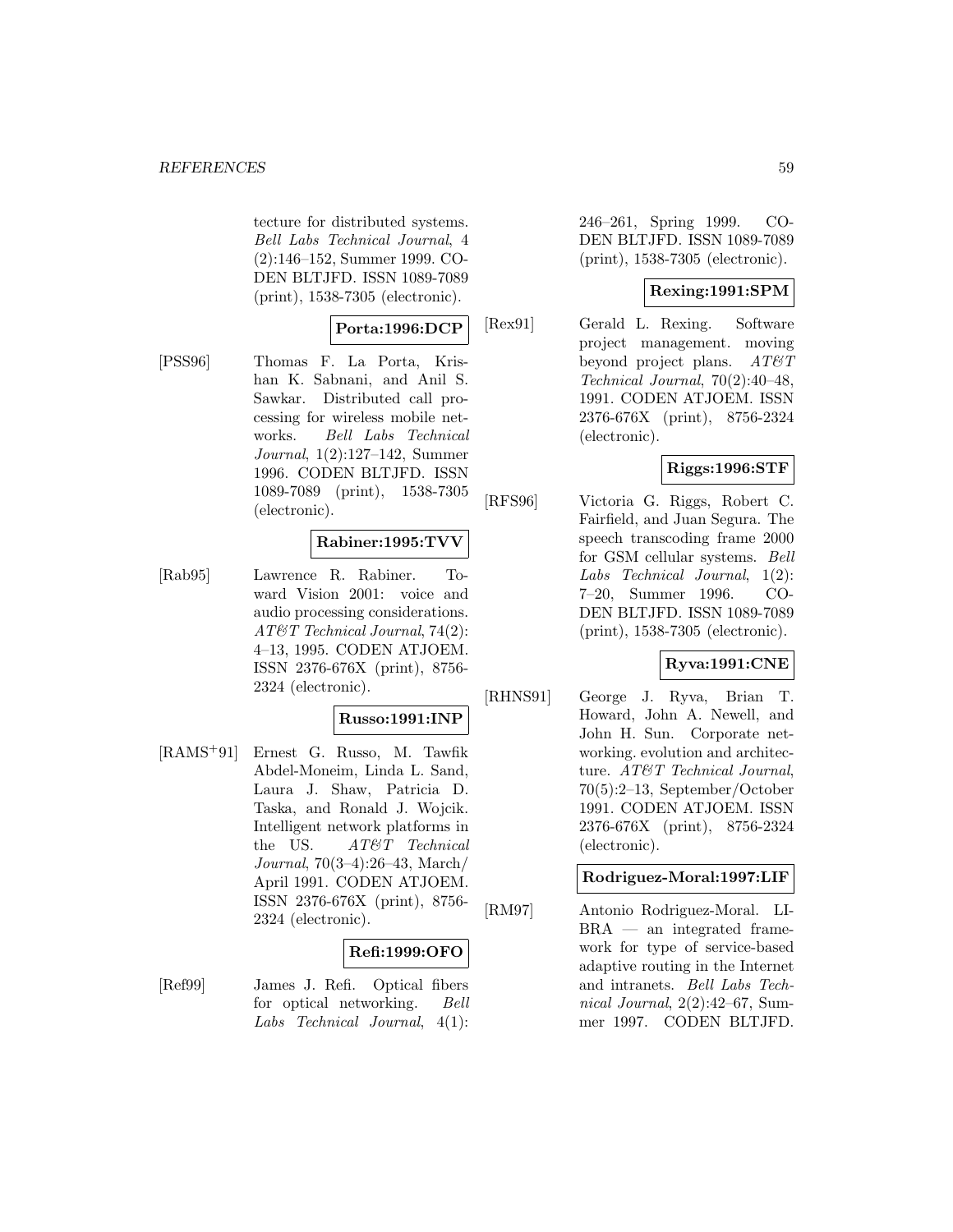tecture for distributed systems. *Bell Labs Technical Journal*, 4 (2):146–152, Summer 1999. CODEN BLTJFD. ISSN 1089-7089 (print), 1538-7305 (electronic).

**Porta:1996:DCP**

[PSS96] Thomas F. La Porta, Krishan K. Sabnani, and Anil S. Sawkar. Distributed call processing for wireless mobile networks. *Bell Labs Technical Journal*, 1(2):127–142, Summer 1996. CODEN BLTJFD. ISSN 1089-7089 (print), 1538-7305 (electronic).

**Rabiner:1995:TVV**

[Rab95] Lawrence R. Rabiner. Toward Vision 2001: voice and audio processing considerations. *AT&T Technical Journal*, 74(2): 4–13, 1995. CODEN ATJOEM. ISSN 2376-676X (print), 8756-2324 (electronic).

**Russo:1991:INP**

[RAMS+91] Ernest G. Russo, M. Tawfik Abdel-Moneim, Linda L. Sand, Laura J. Shaw, Patricia D. Taska, and Ronald J. Wojcik. Intelligent network platforms in the US. *AT&T Technical Journal*, 70(3–4):26–43, March/April 1991. CODEN ATJOEM. ISSN 2376-676X (print), 8756-2324 (electronic).

**Refi:1999:OFO**

[Ref99] James J. Refi. Optical fibers for optical networking. *Bell Labs Technical Journal*, 4(1): 246–261, Spring 1999. CODEN BLTJFD. ISSN 1089-7089 (print), 1538-7305 (electronic).

**Rexing:1991:SPM**

[Rex91] Gerald L. Rexing. Software project management. moving beyond project plans. *AT&T Technical Journal*, 70(2):40–48, 1991. CODEN ATJOEM. ISSN 2376-676X (print), 8756-2324 (electronic).

**Riggs:1996:STF**

[RFS96] Victoria G. Riggs, Robert C. Fairfield, and Juan Segura. The speech transcoding frame 2000 for GSM cellular systems. *Bell Labs Technical Journal*, 1(2): 7–20, Summer 1996. CODEN BLTJFD. ISSN 1089-7089 (print), 1538-7305 (electronic).

**Ryva:1991:CNE**

[RHNS91] George J. Ryva, Brian T. Howard, John A. Newell, and John H. Sun. Corporate networking. evolution and architecture. *AT&T Technical Journal*, 70(5):2–13, September/October 1991. CODEN ATJOEM. ISSN 2376-676X (print), 8756-2324 (electronic).

**Rodriguez-Moral:1997:LIF**

[RM97] Antonio Rodriguez-Moral. LIBRA — an integrated framework for type of service-based adaptive routing in the Internet and intranets. *Bell Labs Technical Journal*, 2(2):42–67, Summer 1997. CODEN BLTJFD.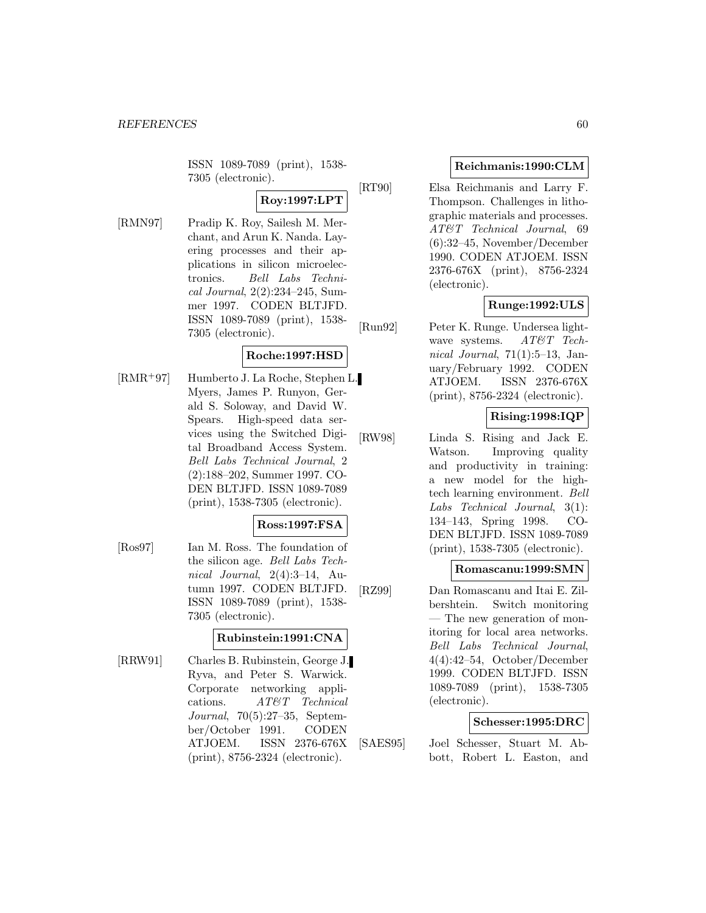ISSN 1089-7089 (print), 1538-7305 (electronic).

**Roy:1997:LPT**

[RMN97] Pradip K. Roy, Sailesh M. Merchant, and Arun K. Nanda. Layering processes and their applications in silicon microelectronics. *Bell Labs Technical Journal*, 2(2):234–245, Summer 1997. CODEN BLTJFD. ISSN 1089-7089 (print), 1538-7305 (electronic).

**Roche:1997:HSD**

[RMR+97] Humberto J. La Roche, Stephen L. Myers, James P. Runyon, Gerald S. Soloway, and David W. Spears. High-speed data services using the Switched Digital Broadband Access System. *Bell Labs Technical Journal*, 2 (2):188–202, Summer 1997. CODEN BLTJFD. ISSN 1089-7089 (print), 1538-7305 (electronic).

**Ross:1997:FSA**

[Ros97] Ian M. Ross. The foundation of the silicon age. *Bell Labs Technical Journal*, 2(4):3–14, Autumn 1997. CODEN BLTJFD. ISSN 1089-7089 (print), 1538-7305 (electronic).

**Rubinstein:1991:CNA**

[RRW91] Charles B. Rubinstein, George J. Ryva, and Peter S. Warwick. Corporate networking applications. *AT&T Technical Journal*, 70(5):27–35, September/October 1991. CODEN ATJOEM. ISSN 2376-676X (print), 8756-2324 (electronic).

**Reichmanis:1990:CLM**

[RT90] Elsa Reichmanis and Larry F. Thompson. Challenges in lithographic materials and processes. *AT&T Technical Journal*, 69 (6):32–45, November/December 1990. CODEN ATJOEM. ISSN 2376-676X (print), 8756-2324 (electronic).

**Runge:1992:ULS**

[Run92] Peter K. Runge. Undersea lightwave systems. *AT&T Technical Journal*, 71(1):5–13, January/February 1992. CODEN ATJOEM. ISSN 2376-676X (print), 8756-2324 (electronic).

**Rising:1998:IQP**

[RW98] Linda S. Rising and Jack E. Watson. Improving quality and productivity in training: a new model for the high-tech learning environment. *Bell Labs Technical Journal*, 3(1): 134–143, Spring 1998. CODEN BLTJFD. ISSN 1089-7089 (print), 1538-7305 (electronic).

**Romascanu:1999:SMN**

[RZ99] Dan Romascanu and Itai E. Zilbershtein. Switch monitoring — The new generation of monitoring for local area networks. *Bell Labs Technical Journal*, 4(4):42–54, October/December 1999. CODEN BLTJFD. ISSN 1089-7089 (print), 1538-7305 (electronic).

**Schesser:1995:DRC**

[SAES95] Joel Schesser, Stuart M. Abbott, Robert L. Easton, and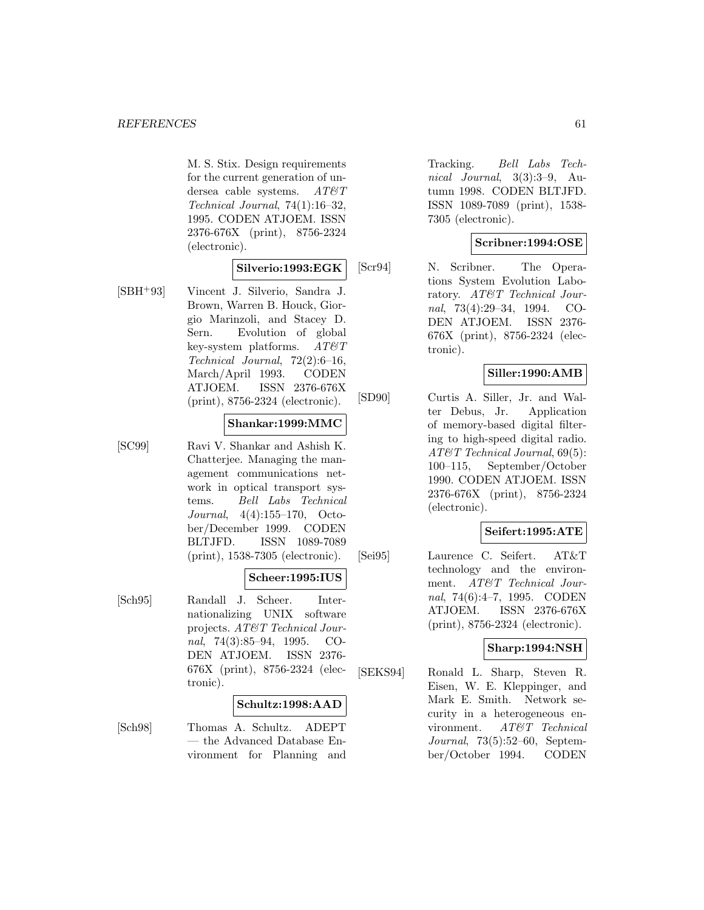M. S. Stix. Design requirements for the current generation of undersea cable systems. *AT&T Technical Journal*, 74(1):16–32, 1995. CODEN ATJOEM. ISSN 2376-676X (print), 8756-2324 (electronic).

**Silverio:1993:EGK**

[SBH+93] Vincent J. Silverio, Sandra J. Brown, Warren B. Houck, Giorgio Marinzoli, and Stacey D. Sern. Evolution of global key-system platforms. *AT&T Technical Journal*, 72(2):6–16, March/April 1993. CODEN ATJOEM. ISSN 2376-676X (print), 8756-2324 (electronic).

**Shankar:1999:MMC**

[SC99] Ravi V. Shankar and Ashish K. Chatterjee. Managing the management communications network in optical transport systems. *Bell Labs Technical Journal*, 4(4):155–170, October/December 1999. CODEN BLTJFD. ISSN 1089-7089 (print), 1538-7305 (electronic).

**Scheer:1995:IUS**

[Sch95] Randall J. Scheer. Internationalizing UNIX software projects. *AT&T Technical Journal*, 74(3):85–94, 1995. CODEN ATJOEM. ISSN 2376-676X (print), 8756-2324 (electronic).

**Schultz:1998:AAD**

[Sch98] Thomas A. Schultz. ADEPT — the Advanced Database Environment for Planning and Tracking. *Bell Labs Technical Journal*, 3(3):3–9, Autumn 1998. CODEN BLTJFD. ISSN 1089-7089 (print), 1538-7305 (electronic).

**Scribner:1994:OSE**

[Scr94] N. Scribner. The Operations System Evolution Laboratory. *AT&T Technical Journal*, 73(4):29–34, 1994. CODEN ATJOEM. ISSN 2376-676X (print), 8756-2324 (electronic).

**Siller:1990:AMB**

[SD90] Curtis A. Siller, Jr. and Walter Debus, Jr. Application of memory-based digital filtering to high-speed digital radio. *AT&T Technical Journal*, 69(5): 100–115, September/October 1990. CODEN ATJOEM. ISSN 2376-676X (print), 8756-2324 (electronic).

**Seifert:1995:ATE**

[Sei95] Laurence C. Seifert. AT&T technology and the environment. *AT&T Technical Journal*, 74(6):4–7, 1995. CODEN ATJOEM. ISSN 2376-676X (print), 8756-2324 (electronic).

**Sharp:1994:NSH**

[SEKS94] Ronald L. Sharp, Steven R. Eisen, W. E. Kleppinger, and Mark E. Smith. Network security in a heterogeneous environment. *AT&T Technical Journal*, 73(5):52–60, September/October 1994. CODEN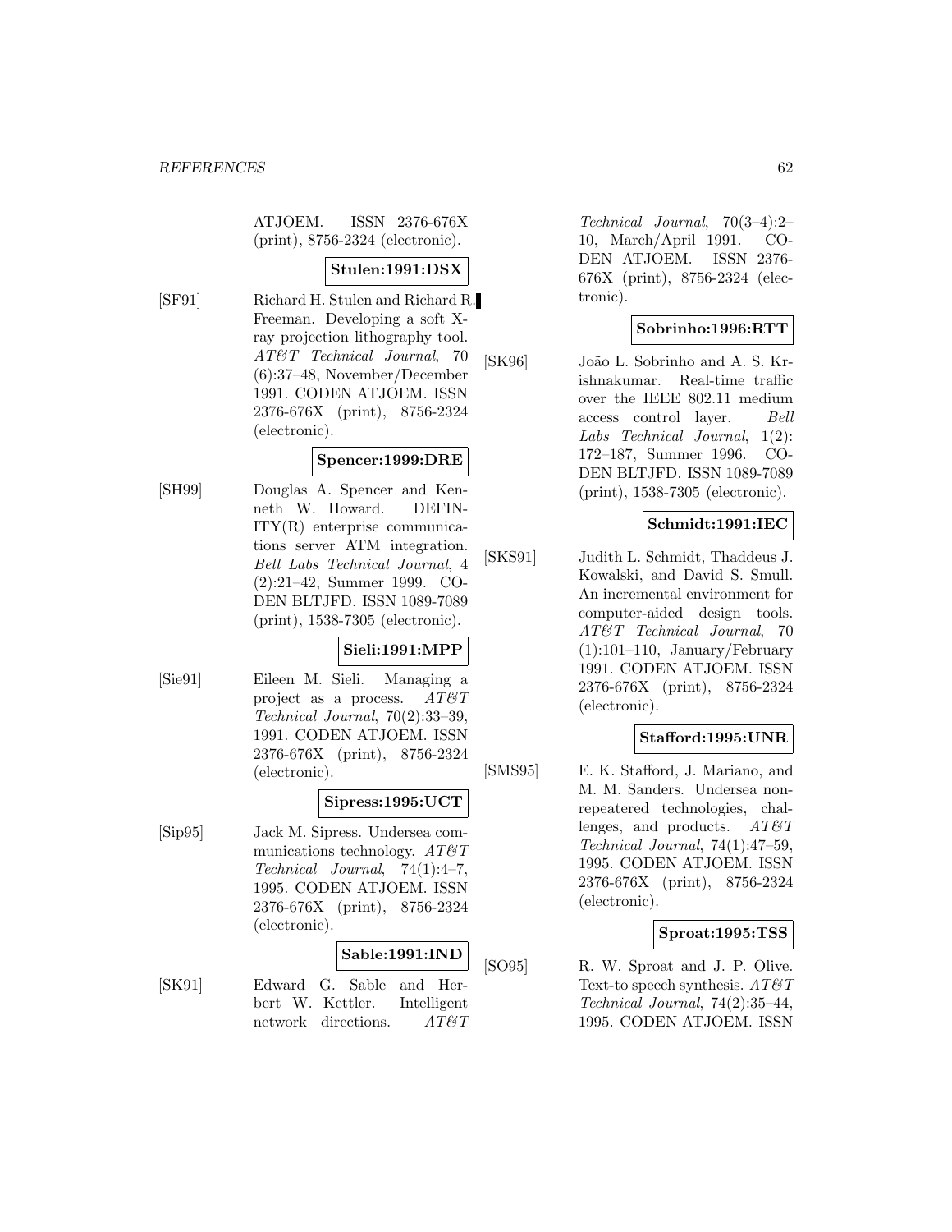ATJOEM. ISSN 2376-676X (print), 8756-2324 (electronic).

**Stulen:1991:DSX**

[SF91] Richard H. Stulen and Richard R. Freeman. Developing a soft X-ray projection lithography tool. *AT&T Technical Journal*, 70 (6):37–48, November/December 1991. CODEN ATJOEM. ISSN 2376-676X (print), 8756-2324 (electronic).

**Spencer:1999:DRE**

[SH99] Douglas A. Spencer and Kenneth W. Howard. DEFINITY(R) enterprise communications server ATM integration. *Bell Labs Technical Journal*, 4 (2):21–42, Summer 1999. CODEN BLTJFD. ISSN 1089-7089 (print), 1538-7305 (electronic).

**Sieli:1991:MPP**

[Sie91] Eileen M. Sieli. Managing a project as a process. *AT&T Technical Journal*, 70(2):33–39, 1991. CODEN ATJOEM. ISSN 2376-676X (print), 8756-2324 (electronic).

**Sipress:1995:UCT**

[Sip95] Jack M. Sipress. Undersea communications technology. *AT&T Technical Journal*, 74(1):4–7, 1995. CODEN ATJOEM. ISSN 2376-676X (print), 8756-2324 (electronic).

**Sable:1991:IND**

[SK91] Edward G. Sable and Herbert W. Kettler. Intelligent network directions. *AT&T Technical Journal*, 70(3–4):2–10, March/April 1991. CODEN ATJOEM. ISSN 2376-676X (print), 8756-2324 (electronic).

**Sobrinho:1996:RTT**

[SK96] João L. Sobrinho and A. S. Krishnakumar. Real-time traffic over the IEEE 802.11 medium access control layer. *Bell Labs Technical Journal*, 1(2): 172–187, Summer 1996. CODEN BLTJFD. ISSN 1089-7089 (print), 1538-7305 (electronic).

**Schmidt:1991:IEC**

[SKS91] Judith L. Schmidt, Thaddeus J. Kowalski, and David S. Smull. An incremental environment for computer-aided design tools. *AT&T Technical Journal*, 70 (1):101–110, January/February 1991. CODEN ATJOEM. ISSN 2376-676X (print), 8756-2324 (electronic).

**Stafford:1995:UNR**

[SMS95] E. K. Stafford, J. Mariano, and M. M. Sanders. Undersea nonrepeatered technologies, challenges, and products. *AT&T Technical Journal*, 74(1):47–59, 1995. CODEN ATJOEM. ISSN 2376-676X (print), 8756-2324 (electronic).

**Sproat:1995:TSS**

[SO95] R. W. Sproat and J. P. Olive. Text-to speech synthesis. *AT&T Technical Journal*, 74(2):35–44, 1995. CODEN ATJOEM. ISSN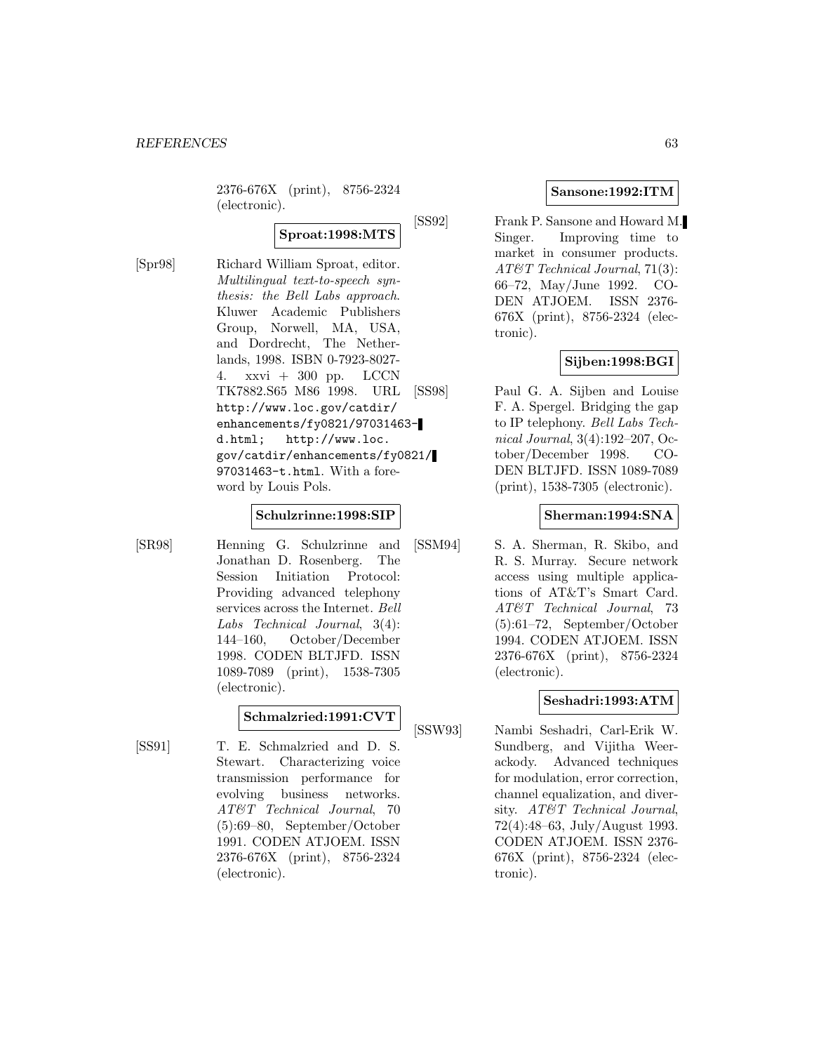2376-676X (print), 8756-2324 (electronic).

**Sproat:1998:MTS**

[Spr98] Richard William Sproat, editor. *Multilingual text-to-speech synthesis: the Bell Labs approach*. Kluwer Academic Publishers Group, Norwell, MA, USA, and Dordrecht, The Netherlands, 1998. ISBN 0-7923-8027-4. xxvi + 300 pp. LCCN TK7882.S65 M86 1998. URL `http://www.loc.gov/catdir/enhancements/fy0821/97031463-d.html; http://www.loc.gov/catdir/enhancements/fy0821/97031463-t.html`. With a foreword by Louis Pols.

**Schulzrinne:1998:SIP**

[SR98] Henning G. Schulzrinne and Jonathan D. Rosenberg. The Session Initiation Protocol: Providing advanced telephony services across the Internet. *Bell Labs Technical Journal*, 3(4): 144–160, October/December 1998. CODEN BLTJFD. ISSN 1089-7089 (print), 1538-7305 (electronic).

**Schmalzried:1991:CVT**

[SS91] T. E. Schmalzried and D. S. Stewart. Characterizing voice transmission performance for evolving business networks. *AT&T Technical Journal*, 70 (5):69–80, September/October 1991. CODEN ATJOEM. ISSN 2376-676X (print), 8756-2324 (electronic).

**Sansone:1992:ITM**

[SS92] Frank P. Sansone and Howard M. Singer. Improving time to market in consumer products. *AT&T Technical Journal*, 71(3): 66–72, May/June 1992. CODEN ATJOEM. ISSN 2376-676X (print), 8756-2324 (electronic).

**Sijben:1998:BGI**

[SS98] Paul G. A. Sijben and Louise F. A. Spergel. Bridging the gap to IP telephony. *Bell Labs Technical Journal*, 3(4):192–207, October/December 1998. CODEN BLTJFD. ISSN 1089-7089 (print), 1538-7305 (electronic).

**Sherman:1994:SNA**

[SSM94] S. A. Sherman, R. Skibo, and R. S. Murray. Secure network access using multiple applications of AT&T's Smart Card. *AT&T Technical Journal*, 73 (5):61–72, September/October 1994. CODEN ATJOEM. ISSN 2376-676X (print), 8756-2324 (electronic).

**Seshadri:1993:ATM**

[SSW93] Nambi Seshadri, Carl-Erik W. Sundberg, and Vijitha Weerackody. Advanced techniques for modulation, error correction, channel equalization, and diversity. *AT&T Technical Journal*, 72(4):48–63, July/August 1993. CODEN ATJOEM. ISSN 2376-676X (print), 8756-2324 (electronic).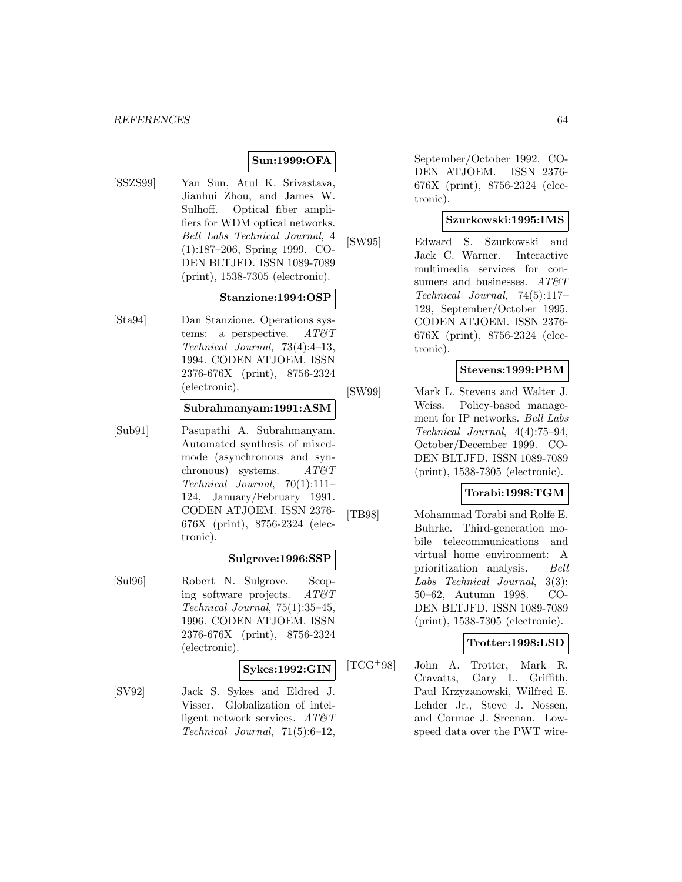**Sun:1999:OFA**

[SSZS99] Yan Sun, Atul K. Srivastava, Jianhui Zhou, and James W. Sulhoff. Optical fiber amplifiers for WDM optical networks. *Bell Labs Technical Journal*, 4 (1):187–206, Spring 1999. CODEN BLTJFD. ISSN 1089-7089 (print), 1538-7305 (electronic).

**Stanzione:1994:OSP**

[Sta94] Dan Stanzione. Operations systems: a perspective. *AT&T Technical Journal*, 73(4):4–13, 1994. CODEN ATJOEM. ISSN 2376-676X (print), 8756-2324 (electronic).

**Subrahmanyam:1991:ASM**

[Sub91] Pasupathi A. Subrahmanyam. Automated synthesis of mixed-mode (asynchronous and synchronous) systems. *AT&T Technical Journal*, 70(1):111–124, January/February 1991. CODEN ATJOEM. ISSN 2376-676X (print), 8756-2324 (electronic).

**Sulgrove:1996:SSP**

[Sul96] Robert N. Sulgrove. Scoping software projects. *AT&T Technical Journal*, 75(1):35–45, 1996. CODEN ATJOEM. ISSN 2376-676X (print), 8756-2324 (electronic).

**Sykes:1992:GIN**

[SV92] Jack S. Sykes and Eldred J. Visser. Globalization of intelligent network services. *AT&T Technical Journal*, 71(5):6–12, September/October 1992. CODEN ATJOEM. ISSN 2376-676X (print), 8756-2324 (electronic).

**Szurkowski:1995:IMS**

[SW95] Edward S. Szurkowski and Jack C. Warner. Interactive multimedia services for consumers and businesses. *AT&T Technical Journal*, 74(5):117–129, September/October 1995. CODEN ATJOEM. ISSN 2376-676X (print), 8756-2324 (electronic).

**Stevens:1999:PBM**

[SW99] Mark L. Stevens and Walter J. Weiss. Policy-based management for IP networks. *Bell Labs Technical Journal*, 4(4):75–94, October/December 1999. CODEN BLTJFD. ISSN 1089-7089 (print), 1538-7305 (electronic).

**Torabi:1998:TGM**

[TB98] Mohammad Torabi and Rolfe E. Buhrke. Third-generation mobile telecommunications and virtual home environment: A prioritization analysis. *Bell Labs Technical Journal*, 3(3): 50–62, Autumn 1998. CODEN BLTJFD. ISSN 1089-7089 (print), 1538-7305 (electronic).

**Trotter:1998:LSD**

[TCG+98] John A. Trotter, Mark R. Cravatts, Gary L. Griffith, Paul Krzyzanowski, Wilfred E. Lehder Jr., Steve J. Nossen, and Cormac J. Sreenan. Low-speed data over the PWT wire-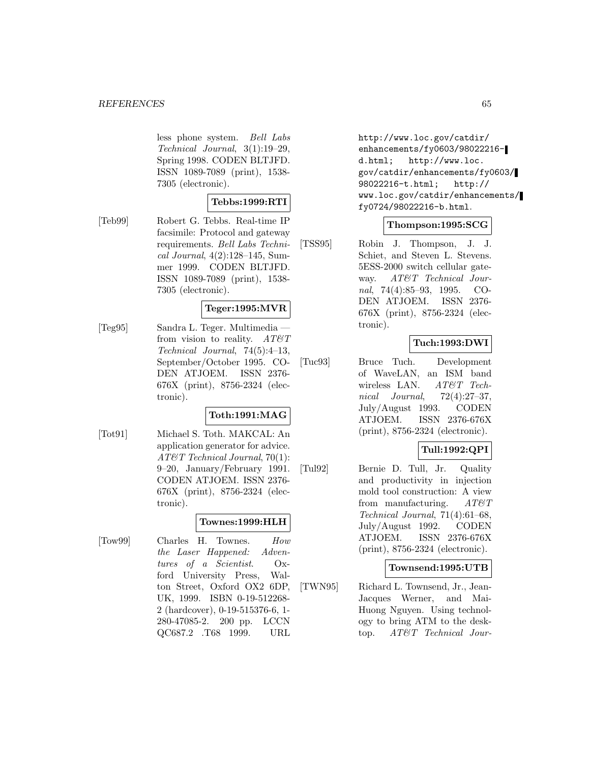less phone system. *Bell Labs Technical Journal*, 3(1):19–29, Spring 1998. CODEN BLTJFD. ISSN 1089-7089 (print), 1538-7305 (electronic).

**Tebbs:1999:RTI**

[Teb99] Robert G. Tebbs. Real-time IP facsimile: Protocol and gateway requirements. *Bell Labs Technical Journal*, 4(2):128–145, Summer 1999. CODEN BLTJFD. ISSN 1089-7089 (print), 1538-7305 (electronic).

**Teger:1995:MVR**

[Teg95] Sandra L. Teger. Multimedia — from vision to reality. *AT&T Technical Journal*, 74(5):4–13, September/October 1995. CODEN ATJOEM. ISSN 2376-676X (print), 8756-2324 (electronic).

**Toth:1991:MAG**

[Tot91] Michael S. Toth. MAKCAL: An application generator for advice. *AT&T Technical Journal*, 70(1): 9–20, January/February 1991. CODEN ATJOEM. ISSN 2376-676X (print), 8756-2324 (electronic).

**Townes:1999:HLH**

[Tow99] Charles H. Townes. *How the Laser Happened: Adventures of a Scientist*. Oxford University Press, Walton Street, Oxford OX2 6DP, UK, 1999. ISBN 0-19-512268-2 (hardcover), 0-19-515376-6, 1-280-47085-2. 200 pp. LCCN QC687.2 .T68 1999. URL http://www.loc.gov/catdir/enhancements/fy0603/98022216-d.html; http://www.loc.gov/catdir/enhancements/fy0603/98022216-t.html; http://www.loc.gov/catdir/enhancements/fy0724/98022216-b.html.

**Thompson:1995:SCG**

[TSS95] Robin J. Thompson, J. J. Schiet, and Steven L. Stevens. 5ESS-2000 switch cellular gateway. *AT&T Technical Journal*, 74(4):85–93, 1995. CODEN ATJOEM. ISSN 2376-676X (print), 8756-2324 (electronic).

**Tuch:1993:DWI**

[Tuc93] Bruce Tuch. Development of WaveLAN, an ISM band wireless LAN. *AT&T Technical Journal*, 72(4):27–37, July/August 1993. CODEN ATJOEM. ISSN 2376-676X (print), 8756-2324 (electronic).

**Tull:1992:QPI**

[Tul92] Bernie D. Tull, Jr. Quality and productivity in injection mold tool construction: A view from manufacturing. *AT&T Technical Journal*, 71(4):61–68, July/August 1992. CODEN ATJOEM. ISSN 2376-676X (print), 8756-2324 (electronic).

**Townsend:1995:UTB**

[TWN95] Richard L. Townsend, Jr., Jean-Jacques Werner, and Mai-Huong Nguyen. Using technology to bring ATM to the desktop. *AT&T Technical Jour-*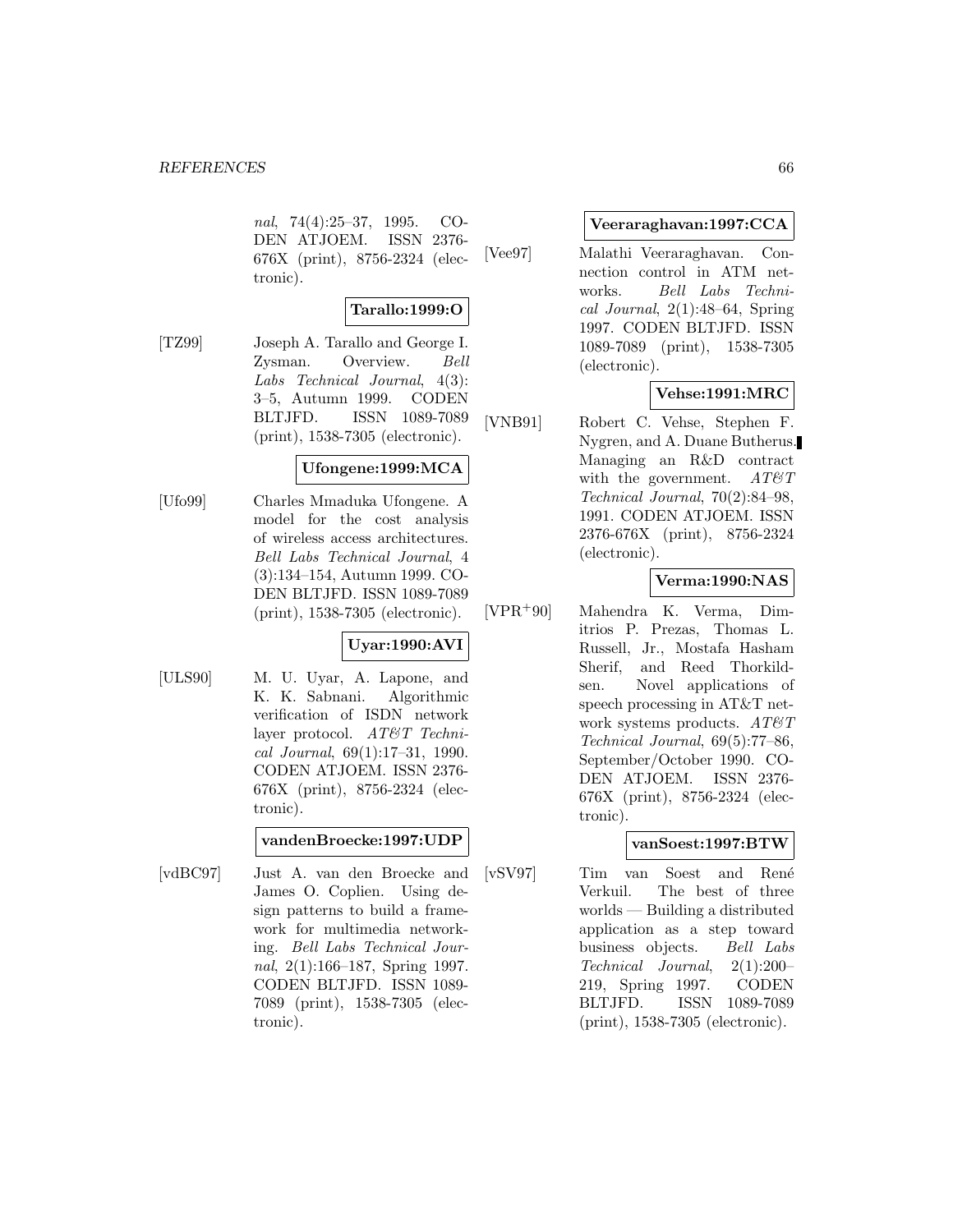*nal*, 74(4):25–37, 1995. CODEN ATJOEM. ISSN 2376-676X (print), 8756-2324 (electronic).

**Tarallo:1999:O**

[TZ99] Joseph A. Tarallo and George I. Zysman. Overview. *Bell Labs Technical Journal*, 4(3): 3–5, Autumn 1999. CODEN BLTJFD. ISSN 1089-7089 (print), 1538-7305 (electronic).

**Ufongene:1999:MCA**

[Ufo99] Charles Mmaduka Ufongene. A model for the cost analysis of wireless access architectures. *Bell Labs Technical Journal*, 4 (3):134–154, Autumn 1999. CODEN BLTJFD. ISSN 1089-7089 (print), 1538-7305 (electronic).

**Uyar:1990:AVI**

[ULS90] M. U. Uyar, A. Lapone, and K. K. Sabnani. Algorithmic verification of ISDN network layer protocol. *AT&T Technical Journal*, 69(1):17–31, 1990. CODEN ATJOEM. ISSN 2376-676X (print), 8756-2324 (electronic).

**vandenBroecke:1997:UDP**

[vdBC97] Just A. van den Broecke and James O. Coplien. Using design patterns to build a framework for multimedia networking. *Bell Labs Technical Journal*, 2(1):166–187, Spring 1997. CODEN BLTJFD. ISSN 1089-7089 (print), 1538-7305 (electronic).

**Veeraraghavan:1997:CCA**

[Vee97] Malathi Veeraraghavan. Connection control in ATM networks. *Bell Labs Technical Journal*, 2(1):48–64, Spring 1997. CODEN BLTJFD. ISSN 1089-7089 (print), 1538-7305 (electronic).

**Vehse:1991:MRC**

[VNB91] Robert C. Vehse, Stephen F. Nygren, and A. Duane Butherus. Managing an R&D contract with the government. *AT&T Technical Journal*, 70(2):84–98, 1991. CODEN ATJOEM. ISSN 2376-676X (print), 8756-2324 (electronic).

**Verma:1990:NAS**

[VPR+90] Mahendra K. Verma, Dimitrios P. Prezas, Thomas L. Russell, Jr., Mostafa Hasham Sherif, and Reed Thorkildsen. Novel applications of speech processing in AT&T network systems products. *AT&T Technical Journal*, 69(5):77–86, September/October 1990. CODEN ATJOEM. ISSN 2376-676X (print), 8756-2324 (electronic).

**vanSoest:1997:BTW**

[vSV97] Tim van Soest and René Verkuil. The best of three worlds — Building a distributed application as a step toward business objects. *Bell Labs Technical Journal*, 2(1):200–219, Spring 1997. CODEN BLTJFD. ISSN 1089-7089 (print), 1538-7305 (electronic).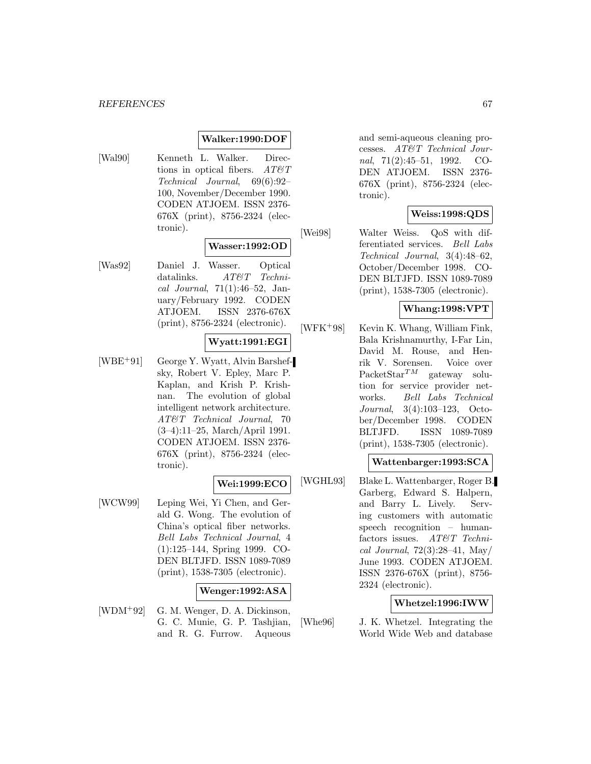**Walker:1990:DOF**

[Wal90] Kenneth L. Walker. Directions in optical fibers. *AT&T Technical Journal*, 69(6):92–100, November/December 1990. CODEN ATJOEM. ISSN 2376-676X (print), 8756-2324 (electronic).

**Wasser:1992:OD**

[Was92] Daniel J. Wasser. Optical datalinks. *AT&T Technical Journal*, 71(1):46–52, January/February 1992. CODEN ATJOEM. ISSN 2376-676X (print), 8756-2324 (electronic).

**Wyatt:1991:EGI**

[WBE+91] George Y. Wyatt, Alvin Barshefsky, Robert V. Epley, Marc P. Kaplan, and Krish P. Krishnan. The evolution of global intelligent network architecture. *AT&T Technical Journal*, 70 (3–4):11–25, March/April 1991. CODEN ATJOEM. ISSN 2376-676X (print), 8756-2324 (electronic).

**Wei:1999:ECO**

[WCW99] Leping Wei, Yi Chen, and Gerald G. Wong. The evolution of China's optical fiber networks. *Bell Labs Technical Journal*, 4 (1):125–144, Spring 1999. CODEN BLTJFD. ISSN 1089-7089 (print), 1538-7305 (electronic).

**Wenger:1992:ASA**

[WDM+92] G. M. Wenger, D. A. Dickinson, G. C. Munie, G. P. Tashjian, and R. G. Furrow. Aqueous and semi-aqueous cleaning processes. *AT&T Technical Journal*, 71(2):45–51, 1992. CODEN ATJOEM. ISSN 2376-676X (print), 8756-2324 (electronic).

**Weiss:1998:QDS**

[Wei98] Walter Weiss. QoS with differentiated services. *Bell Labs Technical Journal*, 3(4):48–62, October/December 1998. CODEN BLTJFD. ISSN 1089-7089 (print), 1538-7305 (electronic).

**Whang:1998:VPT**

[WFK+98] Kevin K. Whang, William Fink, Bala Krishnamurthy, I-Far Lin, David M. Rouse, and Henrik V. Sorensen. Voice over PacketStar$^{TM}$ gateway solution for service provider networks. *Bell Labs Technical Journal*, 3(4):103–123, October/December 1998. CODEN BLTJFD. ISSN 1089-7089 (print), 1538-7305 (electronic).

**Wattenbarger:1993:SCA**

[WGHL93] Blake L. Wattenbarger, Roger B. Garberg, Edward S. Halpern, and Barry L. Lively. Serving customers with automatic speech recognition – human-factors issues. *AT&T Technical Journal*, 72(3):28–41, May/June 1993. CODEN ATJOEM. ISSN 2376-676X (print), 8756-2324 (electronic).

**Whetzel:1996:IWW**

[Whe96] J. K. Whetzel. Integrating the World Wide Web and database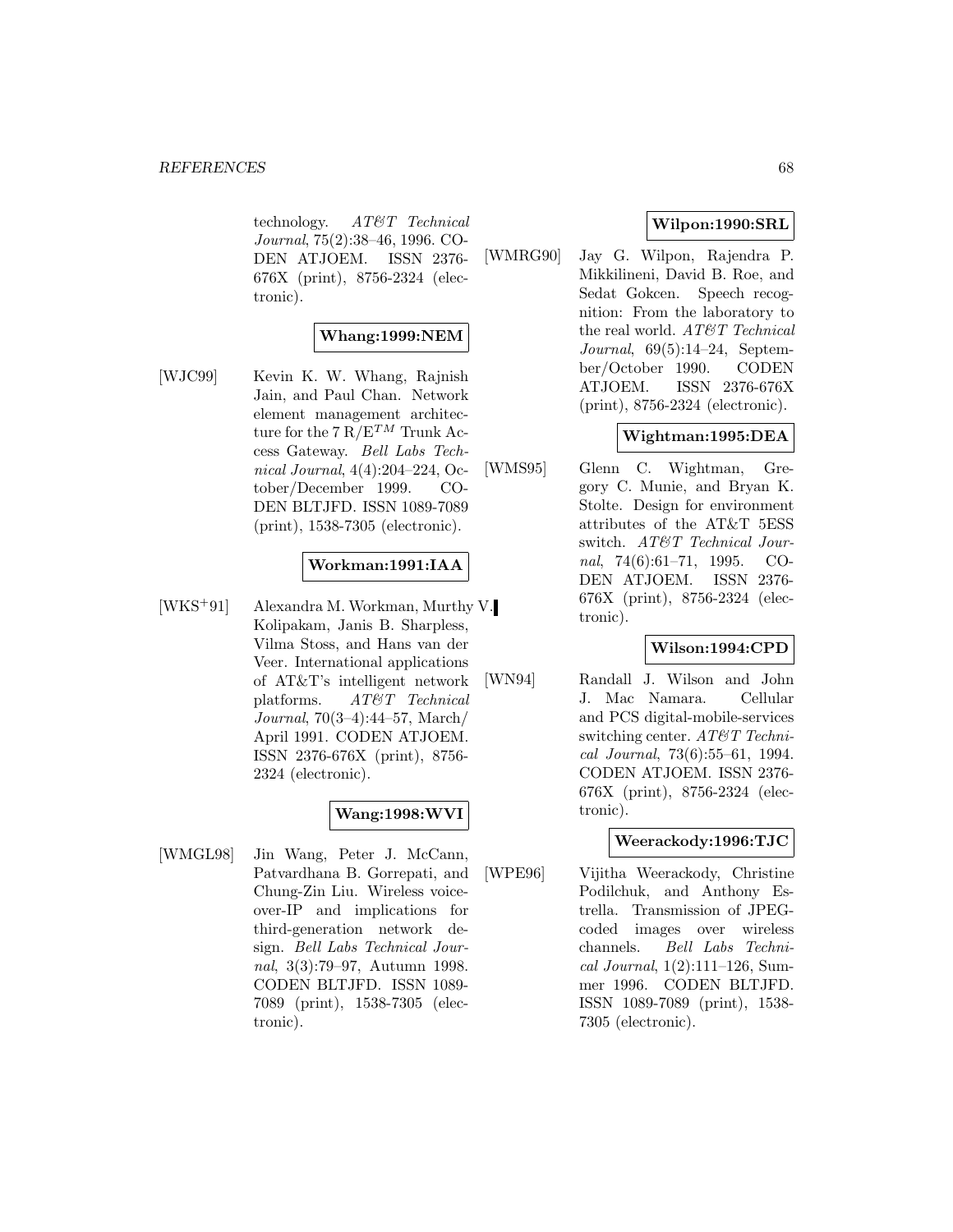technology. *AT&T Technical Journal*, 75(2):38–46, 1996. CODEN ATJOEM. ISSN 2376-676X (print), 8756-2324 (electronic).

**Whang:1999:NEM**

[WJC99] Kevin K. W. Whang, Rajnish Jain, and Paul Chan. Network element management architecture for the 7 R/E$^{TM}$ Trunk Access Gateway. *Bell Labs Technical Journal*, 4(4):204–224, October/December 1999. CODEN BLTJFD. ISSN 1089-7089 (print), 1538-7305 (electronic).

**Workman:1991:IAA**

[WKS+91] Alexandra M. Workman, Murthy V. Kolipakam, Janis B. Sharpless, Vilma Stoss, and Hans van der Veer. International applications of AT&T's intelligent network platforms. *AT&T Technical Journal*, 70(3–4):44–57, March/April 1991. CODEN ATJOEM. ISSN 2376-676X (print), 8756-2324 (electronic).

**Wang:1998:WVI**

[WMGL98] Jin Wang, Peter J. McCann, Patvardhana B. Gorrepati, and Chung-Zin Liu. Wireless voice-over-IP and implications for third-generation network design. *Bell Labs Technical Journal*, 3(3):79–97, Autumn 1998. CODEN BLTJFD. ISSN 1089-7089 (print), 1538-7305 (electronic).

**Wilpon:1990:SRL**

[WMRG90] Jay G. Wilpon, Rajendra P. Mikkilineni, David B. Roe, and Sedat Gokcen. Speech recognition: From the laboratory to the real world. *AT&T Technical Journal*, 69(5):14–24, September/October 1990. CODEN ATJOEM. ISSN 2376-676X (print), 8756-2324 (electronic).

**Wightman:1995:DEA**

[WMS95] Glenn C. Wightman, Gregory C. Munie, and Bryan K. Stolte. Design for environment attributes of the AT&T 5ESS switch. *AT&T Technical Journal*, 74(6):61–71, 1995. CODEN ATJOEM. ISSN 2376-676X (print), 8756-2324 (electronic).

**Wilson:1994:CPD**

[WN94] Randall J. Wilson and John J. Mac Namara. Cellular and PCS digital-mobile-services switching center. *AT&T Technical Journal*, 73(6):55–61, 1994. CODEN ATJOEM. ISSN 2376-676X (print), 8756-2324 (electronic).

**Weerackody:1996:TJC**

[WPE96] Vijitha Weerackody, Christine Podilchuk, and Anthony Estrella. Transmission of JPEG-coded images over wireless channels. *Bell Labs Technical Journal*, 1(2):111–126, Summer 1996. CODEN BLTJFD. ISSN 1089-7089 (print), 1538-7305 (electronic).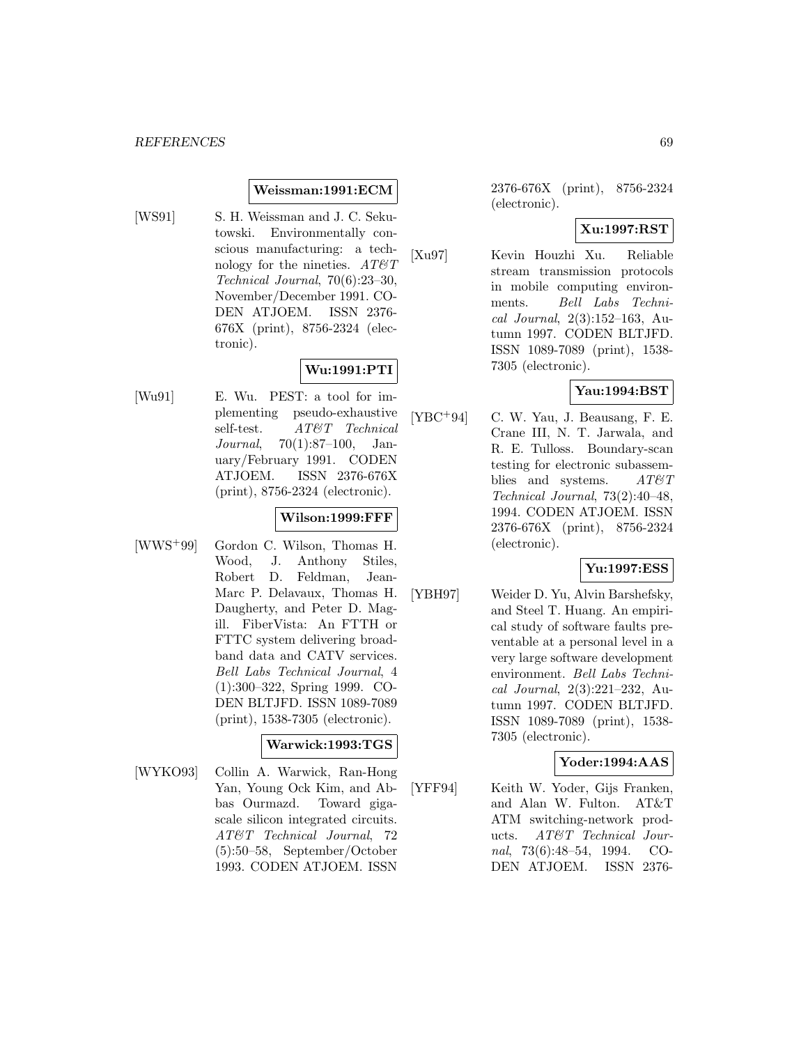**Weissman:1991:ECM**

[WS91] S. H. Weissman and J. C. Sekutowski. Environmentally conscious manufacturing: a technology for the nineties. *AT&T Technical Journal*, 70(6):23–30, November/December 1991. CODEN ATJOEM. ISSN 2376-676X (print), 8756-2324 (electronic).

**Wu:1991:PTI**

[Wu91] E. Wu. PEST: a tool for implementing pseudo-exhaustive self-test. *AT&T Technical Journal*, 70(1):87–100, January/February 1991. CODEN ATJOEM. ISSN 2376-676X (print), 8756-2324 (electronic).

**Wilson:1999:FFF**

[WWS+99] Gordon C. Wilson, Thomas H. Wood, J. Anthony Stiles, Robert D. Feldman, Jean-Marc P. Delavaux, Thomas H. Daugherty, and Peter D. Magill. FiberVista: An FTTH or FTTC system delivering broadband data and CATV services. *Bell Labs Technical Journal*, 4 (1):300–322, Spring 1999. CODEN BLTJFD. ISSN 1089-7089 (print), 1538-7305 (electronic).

**Warwick:1993:TGS**

[WYKO93] Collin A. Warwick, Ran-Hong Yan, Young Ock Kim, and Abbas Ourmazd. Toward gigascale silicon integrated circuits. *AT&T Technical Journal*, 72 (5):50–58, September/October 1993. CODEN ATJOEM. ISSN 2376-676X (print), 8756-2324 (electronic).

**Xu:1997:RST**

[Xu97] Kevin Houzhi Xu. Reliable stream transmission protocols in mobile computing environments. *Bell Labs Technical Journal*, 2(3):152–163, Autumn 1997. CODEN BLTJFD. ISSN 1089-7089 (print), 1538-7305 (electronic).

**Yau:1994:BST**

[YBC+94] C. W. Yau, J. Beausang, F. E. Crane III, N. T. Jarwala, and R. E. Tulloss. Boundary-scan testing for electronic subassemblies and systems. *AT&T Technical Journal*, 73(2):40–48, 1994. CODEN ATJOEM. ISSN 2376-676X (print), 8756-2324 (electronic).

**Yu:1997:ESS**

[YBH97] Weider D. Yu, Alvin Barshefsky, and Steel T. Huang. An empirical study of software faults preventable at a personal level in a very large software development environment. *Bell Labs Technical Journal*, 2(3):221–232, Autumn 1997. CODEN BLTJFD. ISSN 1089-7089 (print), 1538-7305 (electronic).

**Yoder:1994:AAS**

[YFF94] Keith W. Yoder, Gijs Franken, and Alan W. Fulton. AT&T ATM switching-network products. *AT&T Technical Journal*, 73(6):48–54, 1994. CODEN ATJOEM. ISSN 2376-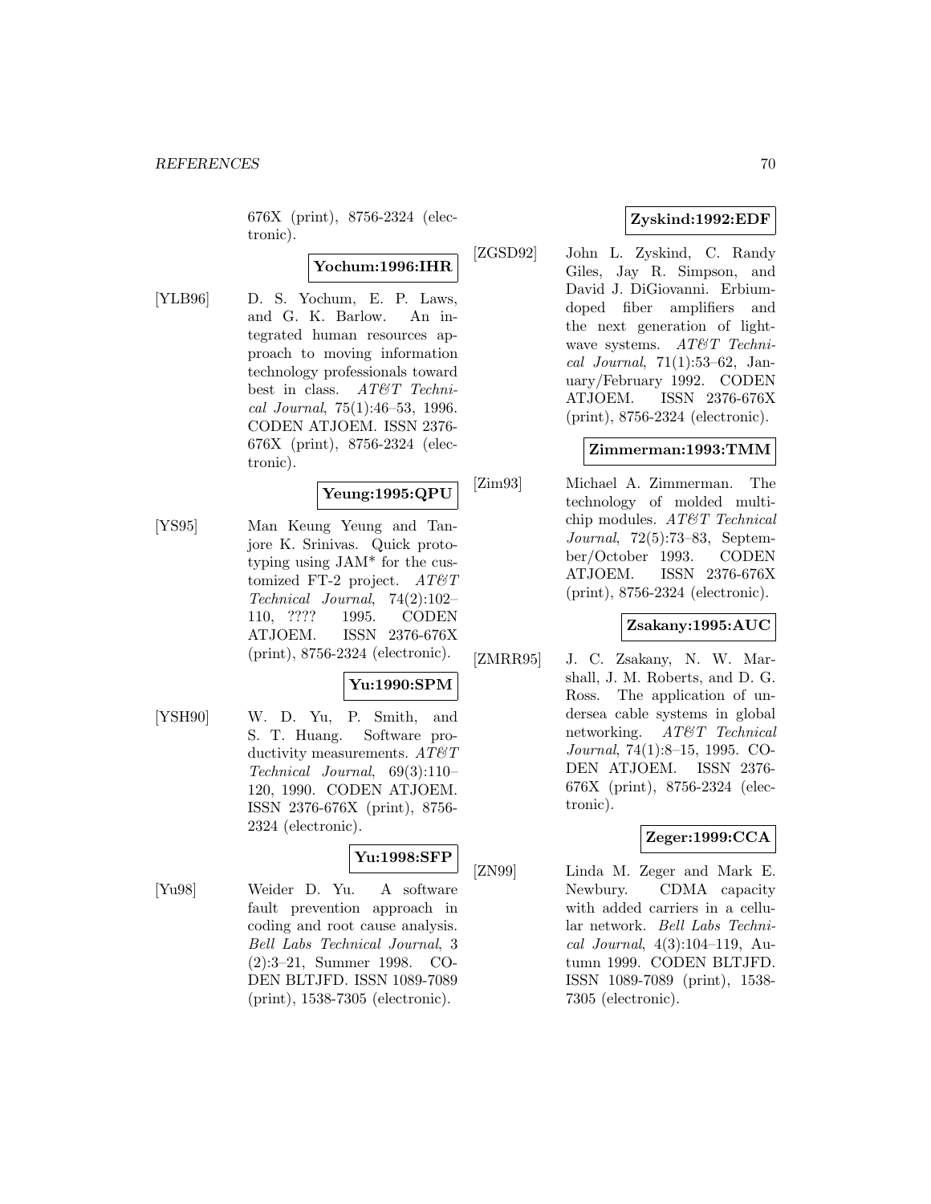676X (print), 8756-2324 (electronic).

**Yochum:1996:IHR**

[YLB96] D. S. Yochum, E. P. Laws, and G. K. Barlow. An integrated human resources approach to moving information technology professionals toward best in class. *AT&T Technical Journal*, 75(1):46–53, 1996. CODEN ATJOEM. ISSN 2376-676X (print), 8756-2324 (electronic).

**Yeung:1995:QPU**

[YS95] Man Keung Yeung and Tanjore K. Srinivas. Quick prototyping using JAM* for the customized FT-2 project. *AT&T Technical Journal*, 74(2):102–110, ???? 1995. CODEN ATJOEM. ISSN 2376-676X (print), 8756-2324 (electronic).

**Yu:1990:SPM**

[YSH90] W. D. Yu, P. Smith, and S. T. Huang. Software productivity measurements. *AT&T Technical Journal*, 69(3):110–120, 1990. CODEN ATJOEM. ISSN 2376-676X (print), 8756-2324 (electronic).

**Yu:1998:SFP**

[Yu98] Weider D. Yu. A software fault prevention approach in coding and root cause analysis. *Bell Labs Technical Journal*, 3 (2):3–21, Summer 1998. CODEN BLTJFD. ISSN 1089-7089 (print), 1538-7305 (electronic).

**Zyskind:1992:EDF**

[ZGSD92] John L. Zyskind, C. Randy Giles, Jay R. Simpson, and David J. DiGiovanni. Erbium-doped fiber amplifiers and the next generation of lightwave systems. *AT&T Technical Journal*, 71(1):53–62, January/February 1992. CODEN ATJOEM. ISSN 2376-676X (print), 8756-2324 (electronic).

**Zimmerman:1993:TMM**

[Zim93] Michael A. Zimmerman. The technology of molded multichip modules. *AT&T Technical Journal*, 72(5):73–83, September/October 1993. CODEN ATJOEM. ISSN 2376-676X (print), 8756-2324 (electronic).

**Zsakany:1995:AUC**

[ZMRR95] J. C. Zsakany, N. W. Marshall, J. M. Roberts, and D. G. Ross. The application of undersea cable systems in global networking. *AT&T Technical Journal*, 74(1):8–15, 1995. CODEN ATJOEM. ISSN 2376-676X (print), 8756-2324 (electronic).

**Zeger:1999:CCA**

[ZN99] Linda M. Zeger and Mark E. Newbury. CDMA capacity with added carriers in a cellular network. *Bell Labs Technical Journal*, 4(3):104–119, Autumn 1999. CODEN BLTJFD. ISSN 1089-7089 (print), 1538-7305 (electronic).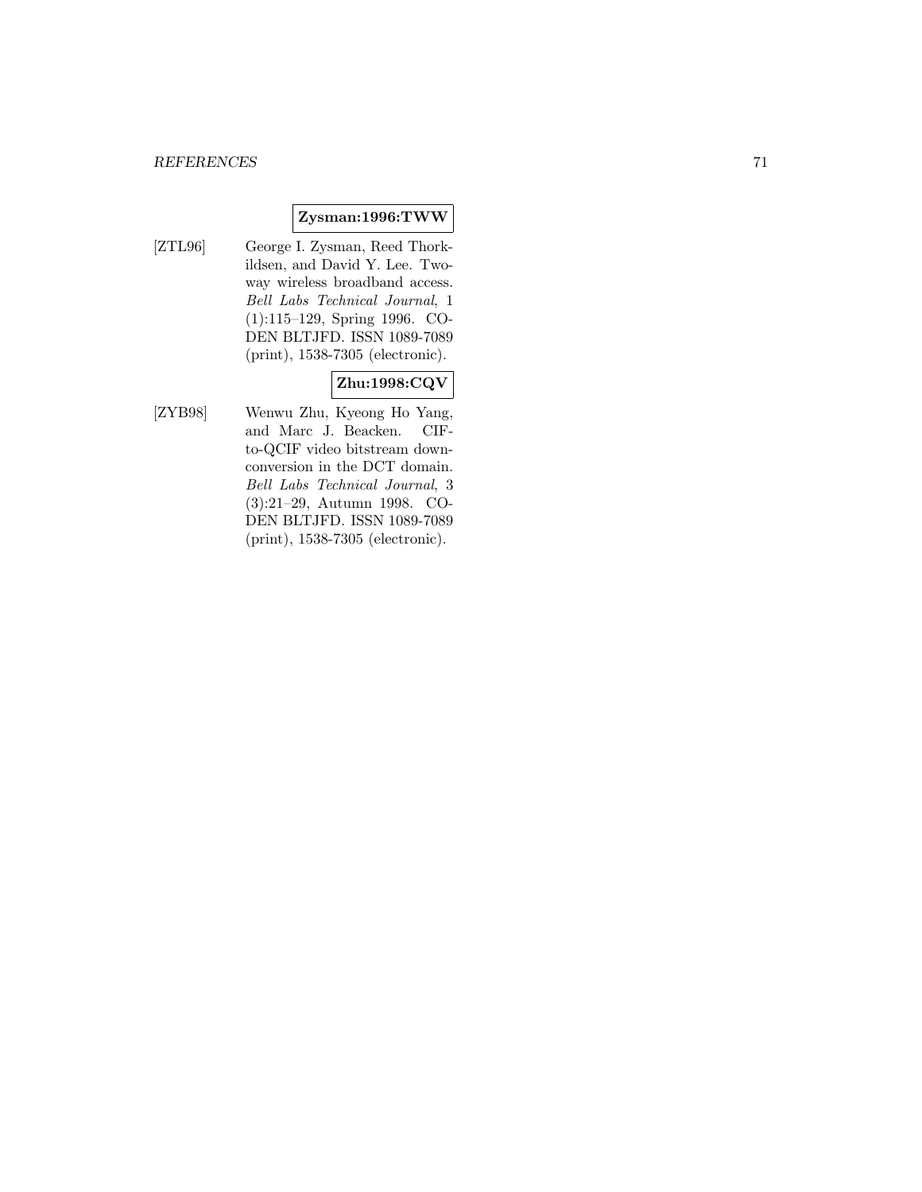**Zysman:1996:TWW**

[ZTL96] George I. Zysman, Reed Thorkildsen, and David Y. Lee. Two-way wireless broadband access. *Bell Labs Technical Journal*, 1 (1):115–129, Spring 1996. CODEN BLTJFD. ISSN 1089-7089 (print), 1538-7305 (electronic).

**Zhu:1998:CQV**

[ZYB98] Wenwu Zhu, Kyeong Ho Yang, and Marc J. Beacken. CIF-to-QCIF video bitstream down-conversion in the DCT domain. *Bell Labs Technical Journal*, 3 (3):21–29, Autumn 1998. CODEN BLTJFD. ISSN 1089-7089 (print), 1538-7305 (electronic).